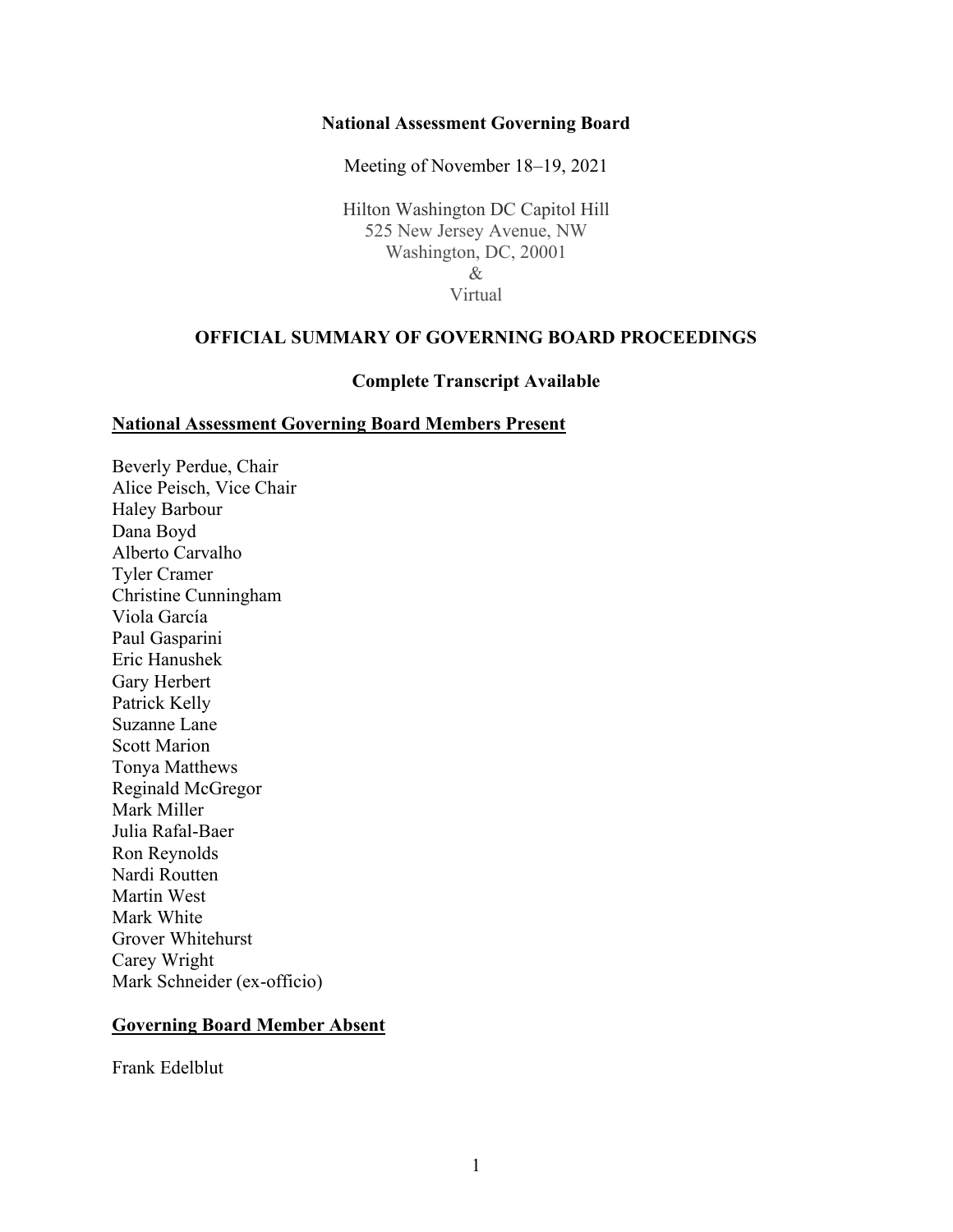**National Assessment Governing Board**

Meeting of November 18–19, 2021

Hilton Washington DC Capitol Hill
525 New Jersey Avenue, NW
Washington, DC, 20001
&
Virtual

**OFFICIAL SUMMARY OF GOVERNING BOARD PROCEEDINGS**

**Complete Transcript Available**

**National Assessment Governing Board Members Present**

Beverly Perdue, Chair
Alice Peisch, Vice Chair
Haley Barbour
Dana Boyd
Alberto Carvalho
Tyler Cramer
Christine Cunningham
Viola García
Paul Gasparini
Eric Hanushek
Gary Herbert
Patrick Kelly
Suzanne Lane
Scott Marion
Tonya Matthews
Reginald McGregor
Mark Miller
Julia Rafal-Baer
Ron Reynolds
Nardi Routten
Martin West
Mark White
Grover Whitehurst
Carey Wright
Mark Schneider (ex-officio)

**Governing Board Member Absent**

Frank Edelblut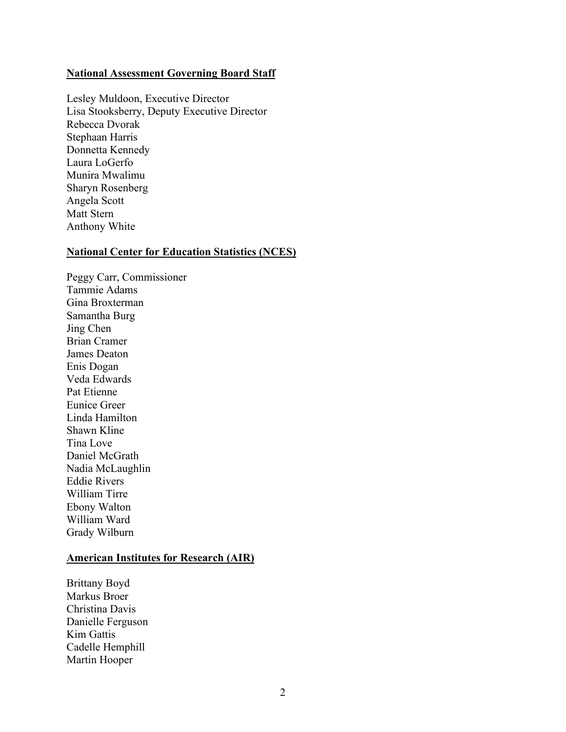**National Assessment Governing Board Staff**

Lesley Muldoon, Executive Director
Lisa Stooksberry, Deputy Executive Director
Rebecca Dvorak
Stephaan Harris
Donnetta Kennedy
Laura LoGerfo
Munira Mwalimu
Sharyn Rosenberg
Angela Scott
Matt Stern
Anthony White

**National Center for Education Statistics (NCES)**

Peggy Carr, Commissioner
Tammie Adams
Gina Broxterman
Samantha Burg
Jing Chen
Brian Cramer
James Deaton
Enis Dogan
Veda Edwards
Pat Etienne
Eunice Greer
Linda Hamilton
Shawn Kline
Tina Love
Daniel McGrath
Nadia McLaughlin
Eddie Rivers
William Tirre
Ebony Walton
William Ward
Grady Wilburn

**American Institutes for Research (AIR)**

Brittany Boyd
Markus Broer
Christina Davis
Danielle Ferguson
Kim Gattis
Cadelle Hemphill
Martin Hooper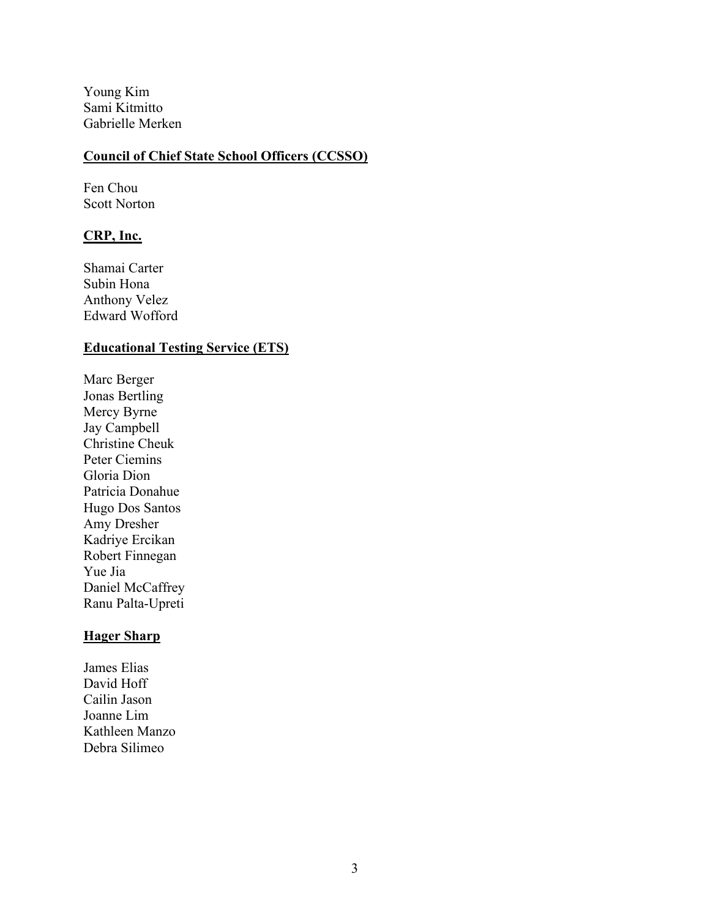Young Kim
Sami Kitmitto
Gabrielle Merken

**<u>Council of Chief State School Officers (CCSSO)</u>**

Fen Chou
Scott Norton

**<u>CRP, Inc.</u>**

Shamai Carter
Subin Hona
Anthony Velez
Edward Wofford

**<u>Educational Testing Service (ETS)</u>**

Marc Berger
Jonas Bertling
Mercy Byrne
Jay Campbell
Christine Cheuk
Peter Ciemins
Gloria Dion
Patricia Donahue
Hugo Dos Santos
Amy Dresher
Kadriye Ercikan
Robert Finnegan
Yue Jia
Daniel McCaffrey
Ranu Palta-Upreti

**<u>Hager Sharp</u>**

James Elias
David Hoff
Cailin Jason
Joanne Lim
Kathleen Manzo
Debra Silimeo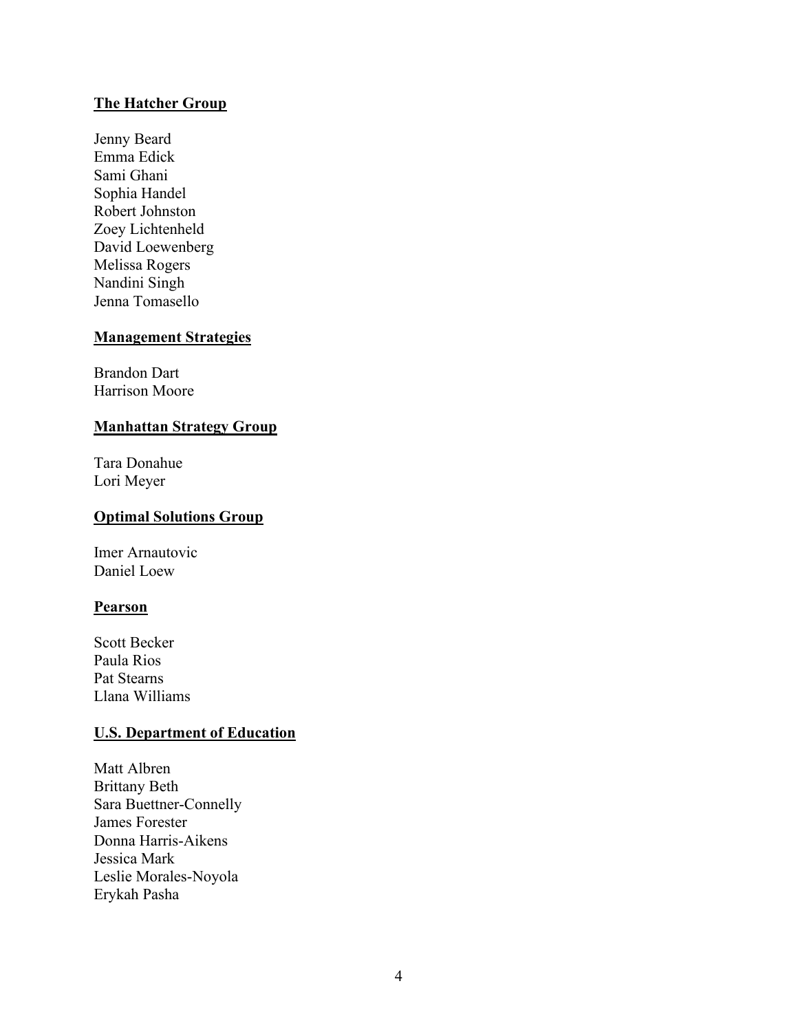**The Hatcher Group**

Jenny Beard
Emma Edick
Sami Ghani
Sophia Handel
Robert Johnston
Zoey Lichtenheld
David Loewenberg
Melissa Rogers
Nandini Singh
Jenna Tomasello

**Management Strategies**

Brandon Dart
Harrison Moore

**Manhattan Strategy Group**

Tara Donahue
Lori Meyer

**Optimal Solutions Group**

Imer Arnautovic
Daniel Loew

**Pearson**

Scott Becker
Paula Rios
Pat Stearns
Llana Williams

**U.S. Department of Education**

Matt Albren
Brittany Beth
Sara Buettner-Connelly
James Forester
Donna Harris-Aikens
Jessica Mark
Leslie Morales-Noyola
Erykah Pasha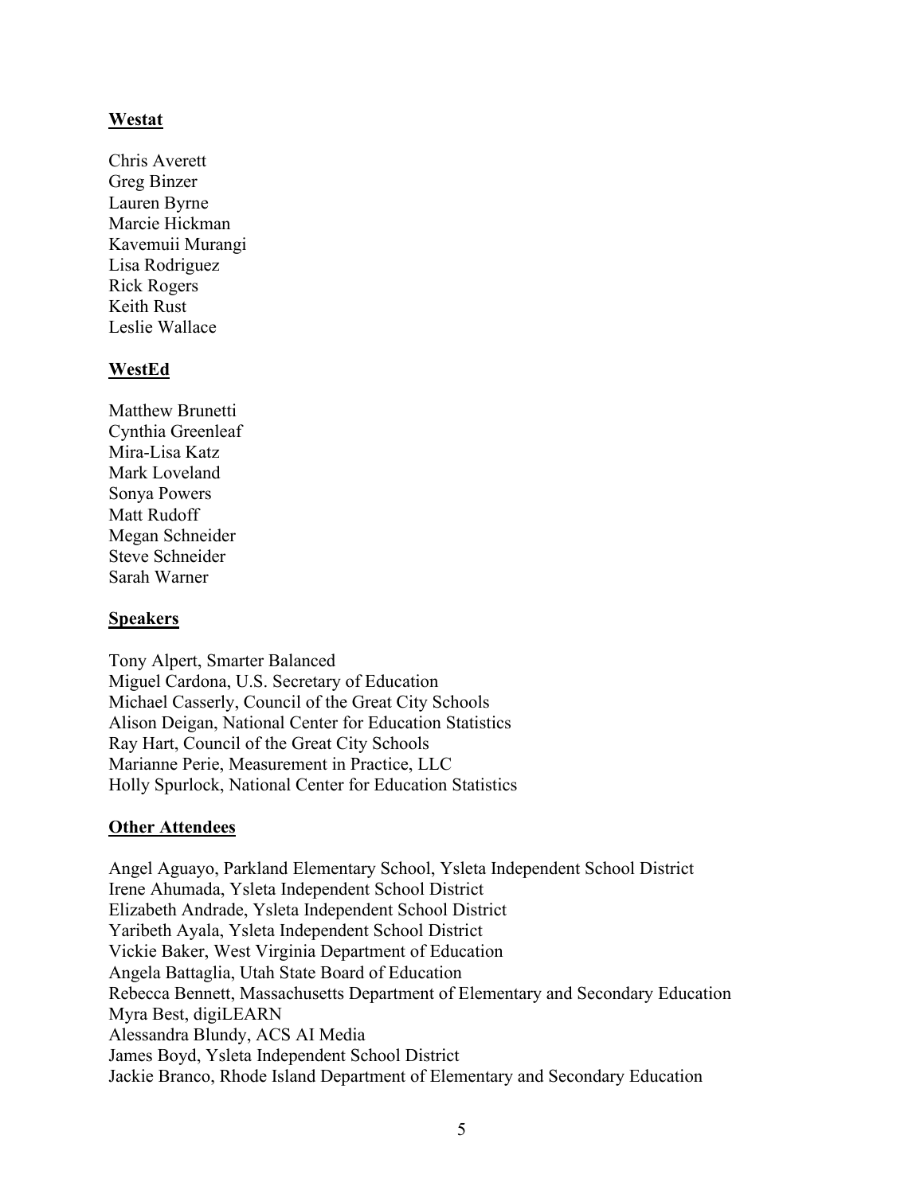**Westat**

Chris Averett  
Greg Binzer  
Lauren Byrne  
Marcie Hickman  
Kavemuii Murangi  
Lisa Rodriguez  
Rick Rogers  
Keith Rust  
Leslie Wallace

**WestEd**

Matthew Brunetti  
Cynthia Greenleaf  
Mira-Lisa Katz  
Mark Loveland  
Sonya Powers  
Matt Rudoff  
Megan Schneider  
Steve Schneider  
Sarah Warner

**Speakers**

Tony Alpert, Smarter Balanced  
Miguel Cardona, U.S. Secretary of Education  
Michael Casserly, Council of the Great City Schools  
Alison Deigan, National Center for Education Statistics  
Ray Hart, Council of the Great City Schools  
Marianne Perie, Measurement in Practice, LLC  
Holly Spurlock, National Center for Education Statistics

**Other Attendees**

Angel Aguayo, Parkland Elementary School, Ysleta Independent School District  
Irene Ahumada, Ysleta Independent School District  
Elizabeth Andrade, Ysleta Independent School District  
Yaribeth Ayala, Ysleta Independent School District  
Vickie Baker, West Virginia Department of Education  
Angela Battaglia, Utah State Board of Education  
Rebecca Bennett, Massachusetts Department of Elementary and Secondary Education  
Myra Best, digiLEARN  
Alessandra Blundy, ACS AI Media  
James Boyd, Ysleta Independent School District  
Jackie Branco, Rhode Island Department of Elementary and Secondary Education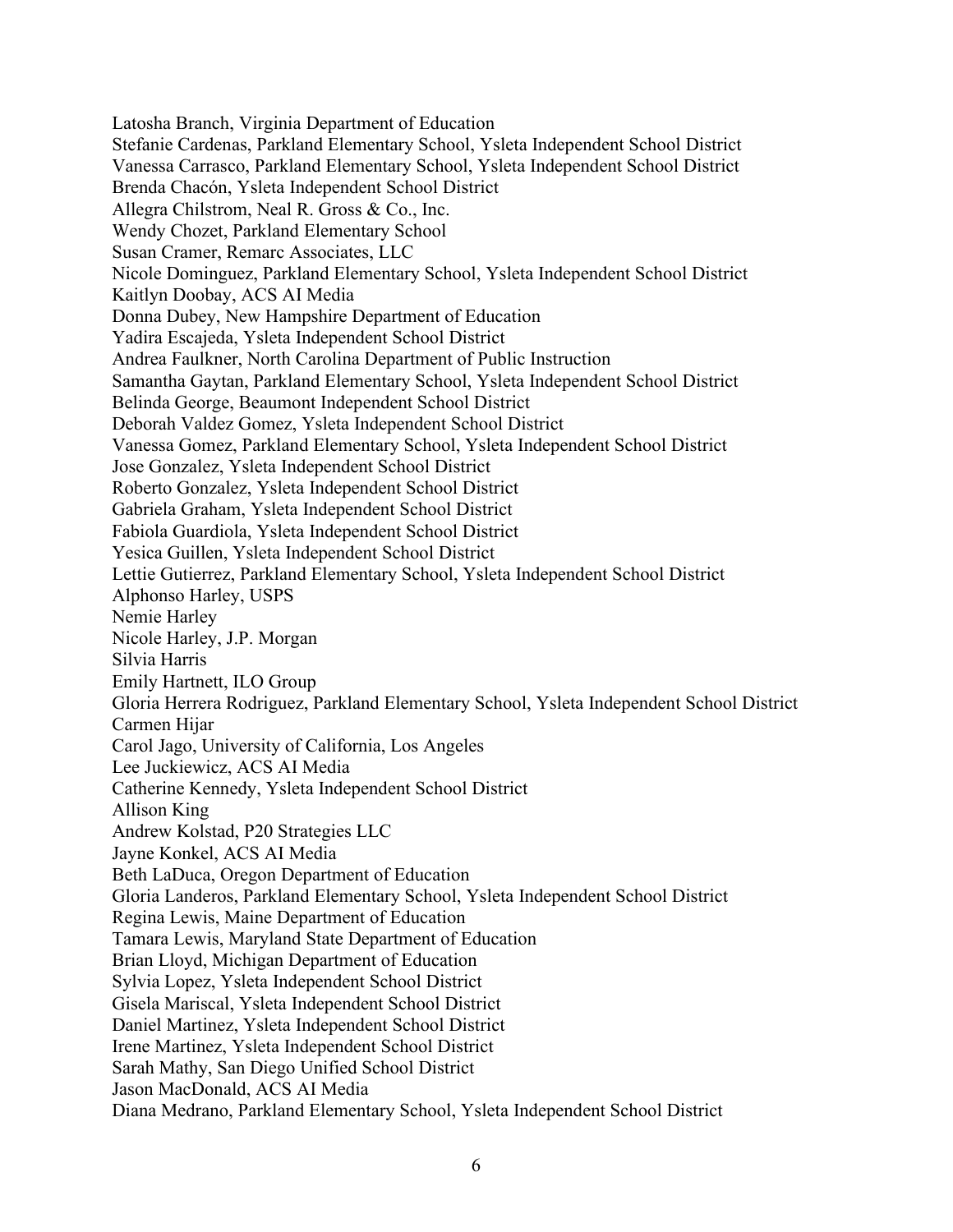Latosha Branch, Virginia Department of Education
Stefanie Cardenas, Parkland Elementary School, Ysleta Independent School District
Vanessa Carrasco, Parkland Elementary School, Ysleta Independent School District
Brenda Chacón, Ysleta Independent School District
Allegra Chilstrom, Neal R. Gross & Co., Inc.
Wendy Chozet, Parkland Elementary School
Susan Cramer, Remarc Associates, LLC
Nicole Dominguez, Parkland Elementary School, Ysleta Independent School District
Kaitlyn Doobay, ACS AI Media
Donna Dubey, New Hampshire Department of Education
Yadira Escajeda, Ysleta Independent School District
Andrea Faulkner, North Carolina Department of Public Instruction
Samantha Gaytan, Parkland Elementary School, Ysleta Independent School District
Belinda George, Beaumont Independent School District
Deborah Valdez Gomez, Ysleta Independent School District
Vanessa Gomez, Parkland Elementary School, Ysleta Independent School District
Jose Gonzalez, Ysleta Independent School District
Roberto Gonzalez, Ysleta Independent School District
Gabriela Graham, Ysleta Independent School District
Fabiola Guardiola, Ysleta Independent School District
Yesica Guillen, Ysleta Independent School District
Lettie Gutierrez, Parkland Elementary School, Ysleta Independent School District
Alphonso Harley, USPS
Nemie Harley
Nicole Harley, J.P. Morgan
Silvia Harris
Emily Hartnett, ILO Group
Gloria Herrera Rodriguez, Parkland Elementary School, Ysleta Independent School District
Carmen Hijar
Carol Jago, University of California, Los Angeles
Lee Juckiewicz, ACS AI Media
Catherine Kennedy, Ysleta Independent School District
Allison King
Andrew Kolstad, P20 Strategies LLC
Jayne Konkel, ACS AI Media
Beth LaDuca, Oregon Department of Education
Gloria Landeros, Parkland Elementary School, Ysleta Independent School District
Regina Lewis, Maine Department of Education
Tamara Lewis, Maryland State Department of Education
Brian Lloyd, Michigan Department of Education
Sylvia Lopez, Ysleta Independent School District
Gisela Mariscal, Ysleta Independent School District
Daniel Martinez, Ysleta Independent School District
Irene Martinez, Ysleta Independent School District
Sarah Mathy, San Diego Unified School District
Jason MacDonald, ACS AI Media
Diana Medrano, Parkland Elementary School, Ysleta Independent School District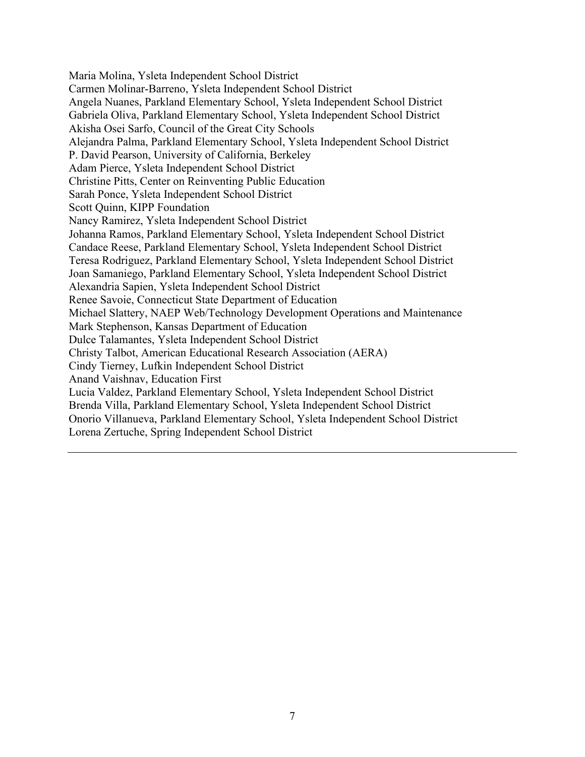Maria Molina, Ysleta Independent School District
Carmen Molinar-Barreno, Ysleta Independent School District
Angela Nuanes, Parkland Elementary School, Ysleta Independent School District
Gabriela Oliva, Parkland Elementary School, Ysleta Independent School District
Akisha Osei Sarfo, Council of the Great City Schools
Alejandra Palma, Parkland Elementary School, Ysleta Independent School District
P. David Pearson, University of California, Berkeley
Adam Pierce, Ysleta Independent School District
Christine Pitts, Center on Reinventing Public Education
Sarah Ponce, Ysleta Independent School District
Scott Quinn, KIPP Foundation
Nancy Ramirez, Ysleta Independent School District
Johanna Ramos, Parkland Elementary School, Ysleta Independent School District
Candace Reese, Parkland Elementary School, Ysleta Independent School District
Teresa Rodriguez, Parkland Elementary School, Ysleta Independent School District
Joan Samaniego, Parkland Elementary School, Ysleta Independent School District
Alexandria Sapien, Ysleta Independent School District
Renee Savoie, Connecticut State Department of Education
Michael Slattery, NAEP Web/Technology Development Operations and Maintenance
Mark Stephenson, Kansas Department of Education
Dulce Talamantes, Ysleta Independent School District
Christy Talbot, American Educational Research Association (AERA)
Cindy Tierney, Lufkin Independent School District
Anand Vaishnav, Education First
Lucia Valdez, Parkland Elementary School, Ysleta Independent School District
Brenda Villa, Parkland Elementary School, Ysleta Independent School District
Onorio Villanueva, Parkland Elementary School, Ysleta Independent School District
Lorena Zertuche, Spring Independent School District

---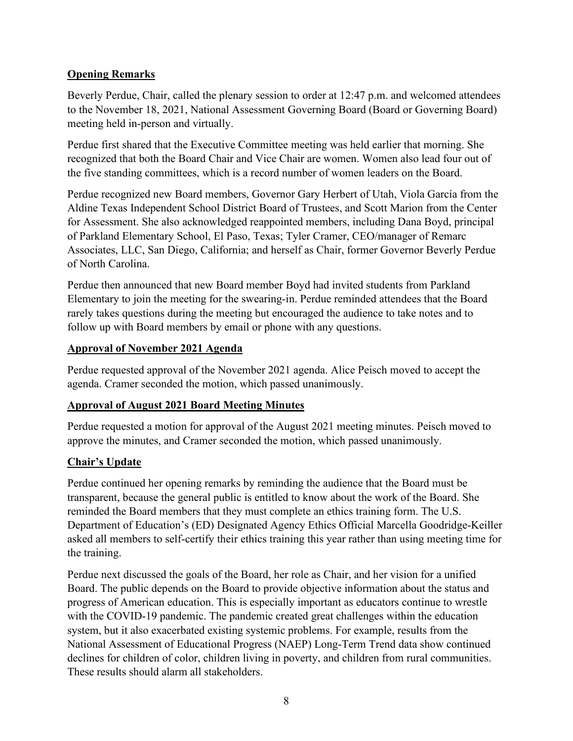**Opening Remarks**

Beverly Perdue, Chair, called the plenary session to order at 12:47 p.m. and welcomed attendees to the November 18, 2021, National Assessment Governing Board (Board or Governing Board) meeting held in-person and virtually.

Perdue first shared that the Executive Committee meeting was held earlier that morning. She recognized that both the Board Chair and Vice Chair are women. Women also lead four out of the five standing committees, which is a record number of women leaders on the Board.

Perdue recognized new Board members, Governor Gary Herbert of Utah, Viola García from the Aldine Texas Independent School District Board of Trustees, and Scott Marion from the Center for Assessment. She also acknowledged reappointed members, including Dana Boyd, principal of Parkland Elementary School, El Paso, Texas; Tyler Cramer, CEO/manager of Remarc Associates, LLC, San Diego, California; and herself as Chair, former Governor Beverly Perdue of North Carolina.

Perdue then announced that new Board member Boyd had invited students from Parkland Elementary to join the meeting for the swearing-in. Perdue reminded attendees that the Board rarely takes questions during the meeting but encouraged the audience to take notes and to follow up with Board members by email or phone with any questions.

**Approval of November 2021 Agenda**

Perdue requested approval of the November 2021 agenda. Alice Peisch moved to accept the agenda. Cramer seconded the motion, which passed unanimously.

**Approval of August 2021 Board Meeting Minutes**

Perdue requested a motion for approval of the August 2021 meeting minutes. Peisch moved to approve the minutes, and Cramer seconded the motion, which passed unanimously.

**Chair's Update**

Perdue continued her opening remarks by reminding the audience that the Board must be transparent, because the general public is entitled to know about the work of the Board. She reminded the Board members that they must complete an ethics training form. The U.S. Department of Education's (ED) Designated Agency Ethics Official Marcella Goodridge-Keiller asked all members to self-certify their ethics training this year rather than using meeting time for the training.

Perdue next discussed the goals of the Board, her role as Chair, and her vision for a unified Board. The public depends on the Board to provide objective information about the status and progress of American education. This is especially important as educators continue to wrestle with the COVID-19 pandemic. The pandemic created great challenges within the education system, but it also exacerbated existing systemic problems. For example, results from the National Assessment of Educational Progress (NAEP) Long-Term Trend data show continued declines for children of color, children living in poverty, and children from rural communities. These results should alarm all stakeholders.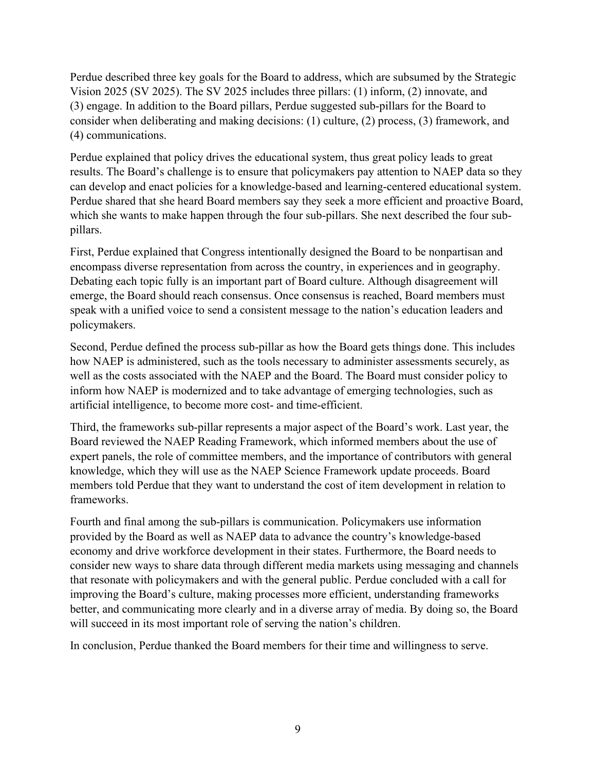Perdue described three key goals for the Board to address, which are subsumed by the Strategic Vision 2025 (SV 2025). The SV 2025 includes three pillars: (1) inform, (2) innovate, and (3) engage. In addition to the Board pillars, Perdue suggested sub-pillars for the Board to consider when deliberating and making decisions: (1) culture, (2) process, (3) framework, and (4) communications.

Perdue explained that policy drives the educational system, thus great policy leads to great results. The Board's challenge is to ensure that policymakers pay attention to NAEP data so they can develop and enact policies for a knowledge-based and learning-centered educational system. Perdue shared that she heard Board members say they seek a more efficient and proactive Board, which she wants to make happen through the four sub-pillars. She next described the four sub-pillars.

First, Perdue explained that Congress intentionally designed the Board to be nonpartisan and encompass diverse representation from across the country, in experiences and in geography. Debating each topic fully is an important part of Board culture. Although disagreement will emerge, the Board should reach consensus. Once consensus is reached, Board members must speak with a unified voice to send a consistent message to the nation's education leaders and policymakers.

Second, Perdue defined the process sub-pillar as how the Board gets things done. This includes how NAEP is administered, such as the tools necessary to administer assessments securely, as well as the costs associated with the NAEP and the Board. The Board must consider policy to inform how NAEP is modernized and to take advantage of emerging technologies, such as artificial intelligence, to become more cost- and time-efficient.

Third, the frameworks sub-pillar represents a major aspect of the Board's work. Last year, the Board reviewed the NAEP Reading Framework, which informed members about the use of expert panels, the role of committee members, and the importance of contributors with general knowledge, which they will use as the NAEP Science Framework update proceeds. Board members told Perdue that they want to understand the cost of item development in relation to frameworks.

Fourth and final among the sub-pillars is communication. Policymakers use information provided by the Board as well as NAEP data to advance the country's knowledge-based economy and drive workforce development in their states. Furthermore, the Board needs to consider new ways to share data through different media markets using messaging and channels that resonate with policymakers and with the general public. Perdue concluded with a call for improving the Board's culture, making processes more efficient, understanding frameworks better, and communicating more clearly and in a diverse array of media. By doing so, the Board will succeed in its most important role of serving the nation's children.

In conclusion, Perdue thanked the Board members for their time and willingness to serve.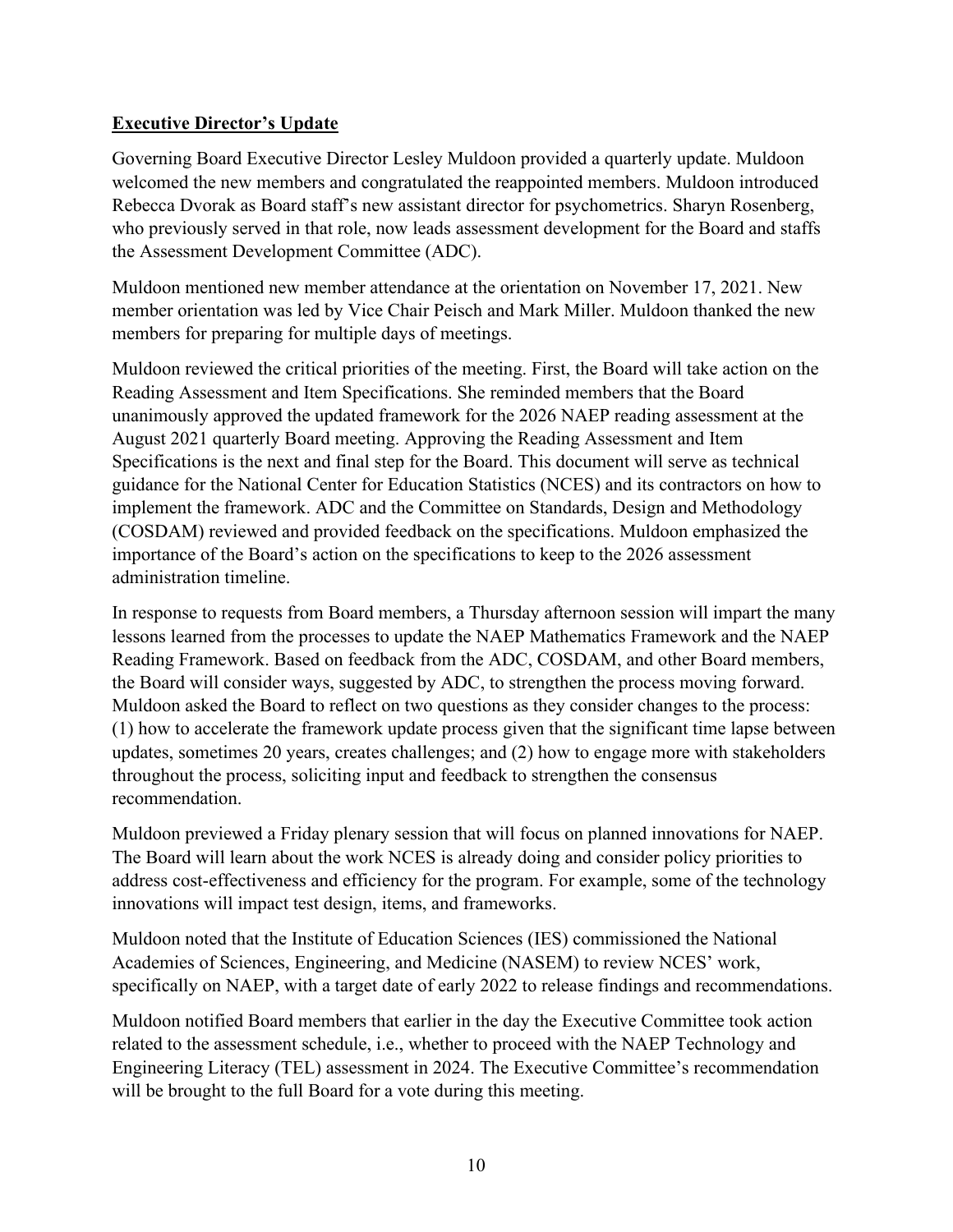**Executive Director's Update**

Governing Board Executive Director Lesley Muldoon provided a quarterly update. Muldoon welcomed the new members and congratulated the reappointed members. Muldoon introduced Rebecca Dvorak as Board staff's new assistant director for psychometrics. Sharyn Rosenberg, who previously served in that role, now leads assessment development for the Board and staffs the Assessment Development Committee (ADC).

Muldoon mentioned new member attendance at the orientation on November 17, 2021. New member orientation was led by Vice Chair Peisch and Mark Miller. Muldoon thanked the new members for preparing for multiple days of meetings.

Muldoon reviewed the critical priorities of the meeting. First, the Board will take action on the Reading Assessment and Item Specifications. She reminded members that the Board unanimously approved the updated framework for the 2026 NAEP reading assessment at the August 2021 quarterly Board meeting. Approving the Reading Assessment and Item Specifications is the next and final step for the Board. This document will serve as technical guidance for the National Center for Education Statistics (NCES) and its contractors on how to implement the framework. ADC and the Committee on Standards, Design and Methodology (COSDAM) reviewed and provided feedback on the specifications. Muldoon emphasized the importance of the Board's action on the specifications to keep to the 2026 assessment administration timeline.

In response to requests from Board members, a Thursday afternoon session will impart the many lessons learned from the processes to update the NAEP Mathematics Framework and the NAEP Reading Framework. Based on feedback from the ADC, COSDAM, and other Board members, the Board will consider ways, suggested by ADC, to strengthen the process moving forward. Muldoon asked the Board to reflect on two questions as they consider changes to the process: (1) how to accelerate the framework update process given that the significant time lapse between updates, sometimes 20 years, creates challenges; and (2) how to engage more with stakeholders throughout the process, soliciting input and feedback to strengthen the consensus recommendation.

Muldoon previewed a Friday plenary session that will focus on planned innovations for NAEP. The Board will learn about the work NCES is already doing and consider policy priorities to address cost-effectiveness and efficiency for the program. For example, some of the technology innovations will impact test design, items, and frameworks.

Muldoon noted that the Institute of Education Sciences (IES) commissioned the National Academies of Sciences, Engineering, and Medicine (NASEM) to review NCES' work, specifically on NAEP, with a target date of early 2022 to release findings and recommendations.

Muldoon notified Board members that earlier in the day the Executive Committee took action related to the assessment schedule, i.e., whether to proceed with the NAEP Technology and Engineering Literacy (TEL) assessment in 2024. The Executive Committee's recommendation will be brought to the full Board for a vote during this meeting.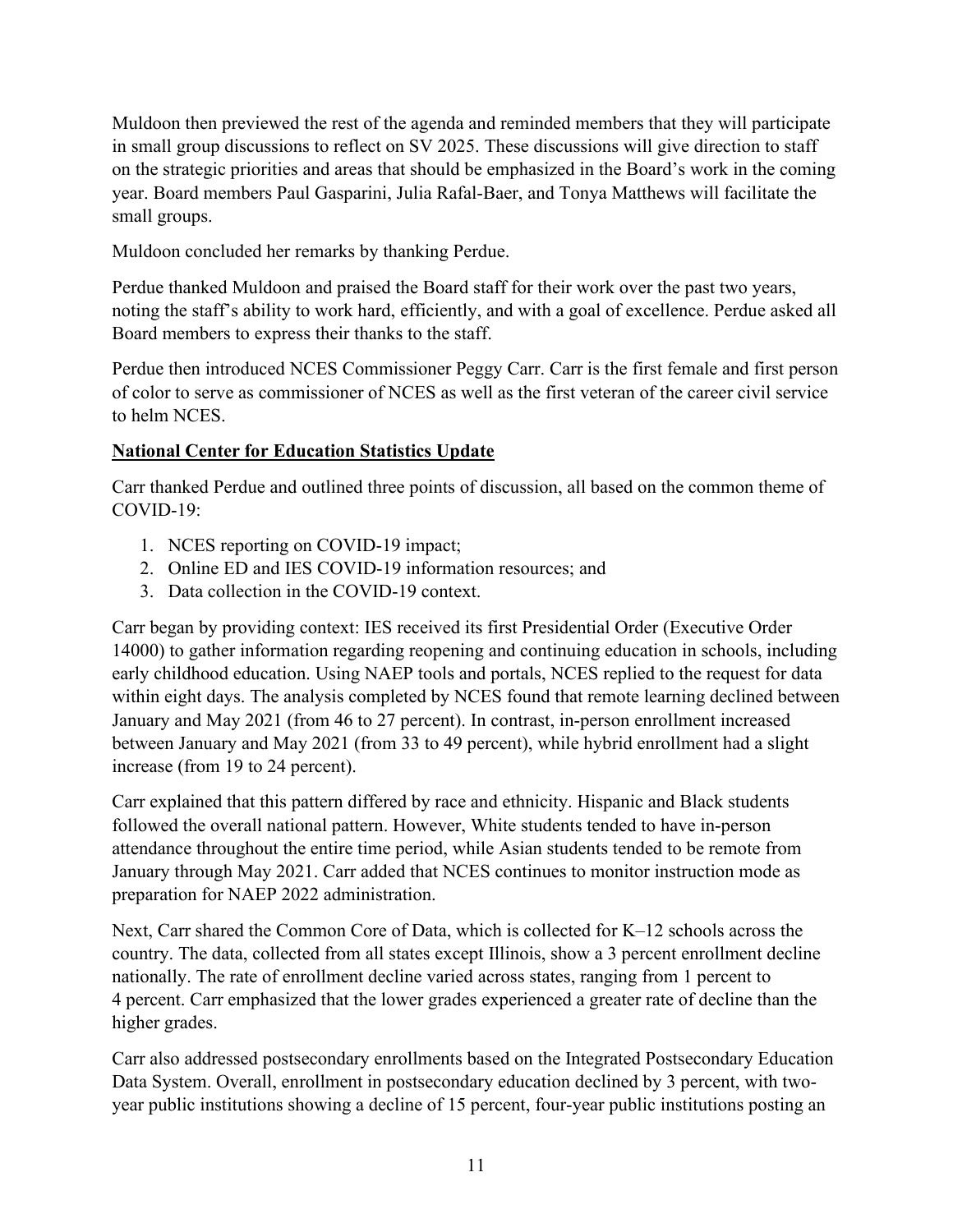Muldoon then previewed the rest of the agenda and reminded members that they will participate in small group discussions to reflect on SV 2025. These discussions will give direction to staff on the strategic priorities and areas that should be emphasized in the Board's work in the coming year. Board members Paul Gasparini, Julia Rafal-Baer, and Tonya Matthews will facilitate the small groups.

Muldoon concluded her remarks by thanking Perdue.

Perdue thanked Muldoon and praised the Board staff for their work over the past two years, noting the staff's ability to work hard, efficiently, and with a goal of excellence. Perdue asked all Board members to express their thanks to the staff.

Perdue then introduced NCES Commissioner Peggy Carr. Carr is the first female and first person of color to serve as commissioner of NCES as well as the first veteran of the career civil service to helm NCES.

**National Center for Education Statistics Update**

Carr thanked Perdue and outlined three points of discussion, all based on the common theme of COVID-19:

1. NCES reporting on COVID-19 impact;
2. Online ED and IES COVID-19 information resources; and
3. Data collection in the COVID-19 context.

Carr began by providing context: IES received its first Presidential Order (Executive Order 14000) to gather information regarding reopening and continuing education in schools, including early childhood education. Using NAEP tools and portals, NCES replied to the request for data within eight days. The analysis completed by NCES found that remote learning declined between January and May 2021 (from 46 to 27 percent). In contrast, in-person enrollment increased between January and May 2021 (from 33 to 49 percent), while hybrid enrollment had a slight increase (from 19 to 24 percent).

Carr explained that this pattern differed by race and ethnicity. Hispanic and Black students followed the overall national pattern. However, White students tended to have in-person attendance throughout the entire time period, while Asian students tended to be remote from January through May 2021. Carr added that NCES continues to monitor instruction mode as preparation for NAEP 2022 administration.

Next, Carr shared the Common Core of Data, which is collected for K–12 schools across the country. The data, collected from all states except Illinois, show a 3 percent enrollment decline nationally. The rate of enrollment decline varied across states, ranging from 1 percent to 4 percent. Carr emphasized that the lower grades experienced a greater rate of decline than the higher grades.

Carr also addressed postsecondary enrollments based on the Integrated Postsecondary Education Data System. Overall, enrollment in postsecondary education declined by 3 percent, with two-year public institutions showing a decline of 15 percent, four-year public institutions posting an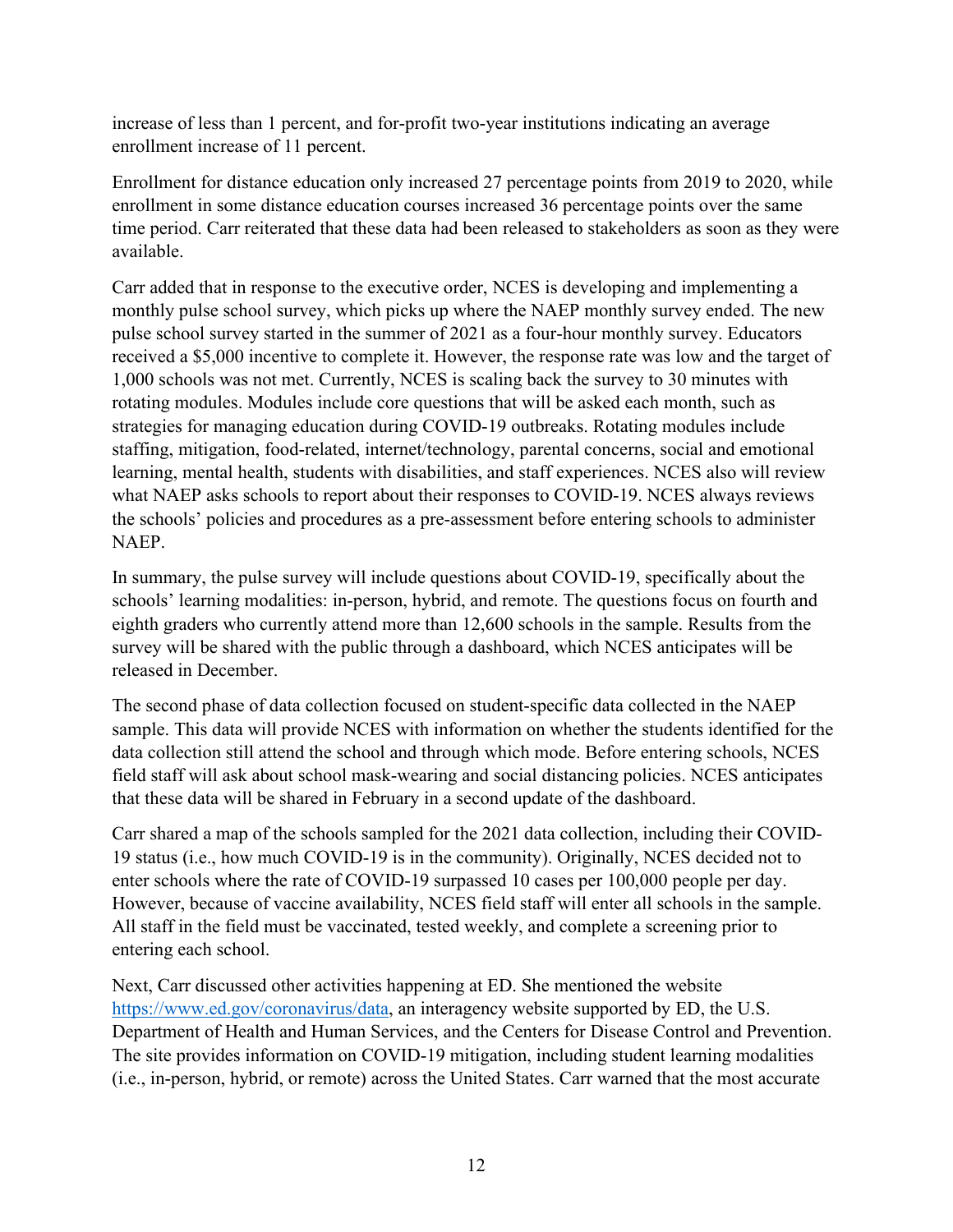increase of less than 1 percent, and for-profit two-year institutions indicating an average enrollment increase of 11 percent.

Enrollment for distance education only increased 27 percentage points from 2019 to 2020, while enrollment in some distance education courses increased 36 percentage points over the same time period. Carr reiterated that these data had been released to stakeholders as soon as they were available.

Carr added that in response to the executive order, NCES is developing and implementing a monthly pulse school survey, which picks up where the NAEP monthly survey ended. The new pulse school survey started in the summer of 2021 as a four-hour monthly survey. Educators received a $5,000 incentive to complete it. However, the response rate was low and the target of 1,000 schools was not met. Currently, NCES is scaling back the survey to 30 minutes with rotating modules. Modules include core questions that will be asked each month, such as strategies for managing education during COVID-19 outbreaks. Rotating modules include staffing, mitigation, food-related, internet/technology, parental concerns, social and emotional learning, mental health, students with disabilities, and staff experiences. NCES also will review what NAEP asks schools to report about their responses to COVID-19. NCES always reviews the schools' policies and procedures as a pre-assessment before entering schools to administer NAEP.

In summary, the pulse survey will include questions about COVID-19, specifically about the schools' learning modalities: in-person, hybrid, and remote. The questions focus on fourth and eighth graders who currently attend more than 12,600 schools in the sample. Results from the survey will be shared with the public through a dashboard, which NCES anticipates will be released in December.

The second phase of data collection focused on student-specific data collected in the NAEP sample. This data will provide NCES with information on whether the students identified for the data collection still attend the school and through which mode. Before entering schools, NCES field staff will ask about school mask-wearing and social distancing policies. NCES anticipates that these data will be shared in February in a second update of the dashboard.

Carr shared a map of the schools sampled for the 2021 data collection, including their COVID-19 status (i.e., how much COVID-19 is in the community). Originally, NCES decided not to enter schools where the rate of COVID-19 surpassed 10 cases per 100,000 people per day. However, because of vaccine availability, NCES field staff will enter all schools in the sample. All staff in the field must be vaccinated, tested weekly, and complete a screening prior to entering each school.

Next, Carr discussed other activities happening at ED. She mentioned the website https://www.ed.gov/coronavirus/data, an interagency website supported by ED, the U.S. Department of Health and Human Services, and the Centers for Disease Control and Prevention. The site provides information on COVID-19 mitigation, including student learning modalities (i.e., in-person, hybrid, or remote) across the United States. Carr warned that the most accurate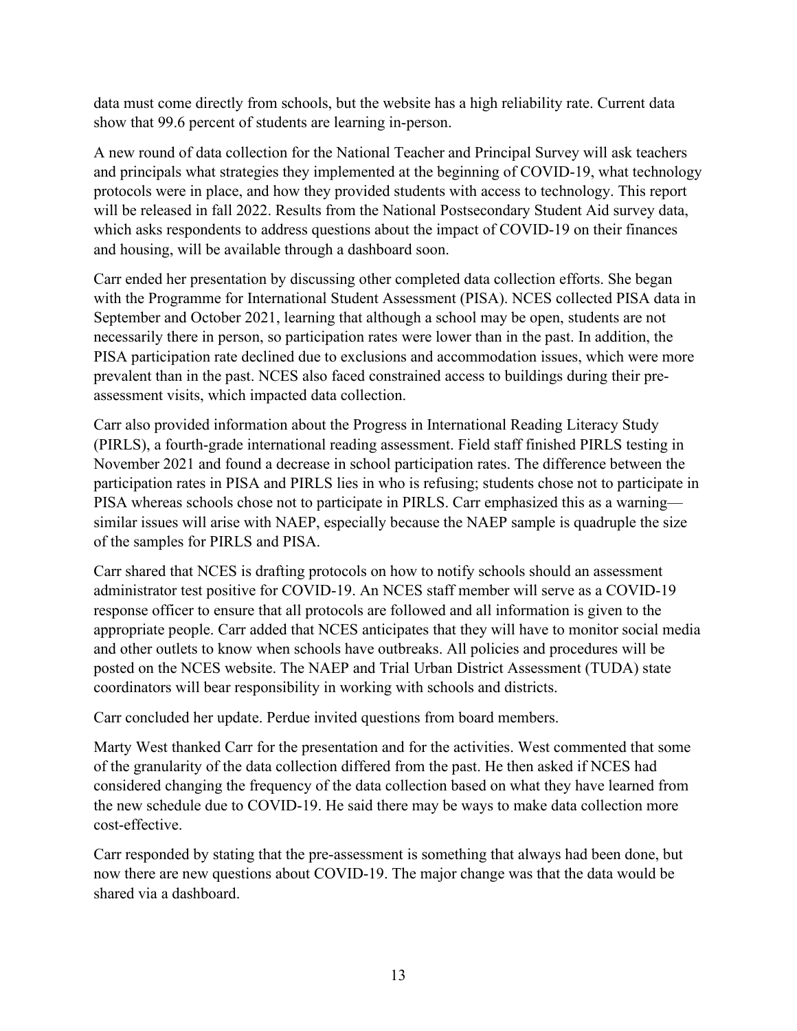data must come directly from schools, but the website has a high reliability rate. Current data show that 99.6 percent of students are learning in-person.

A new round of data collection for the National Teacher and Principal Survey will ask teachers and principals what strategies they implemented at the beginning of COVID-19, what technology protocols were in place, and how they provided students with access to technology. This report will be released in fall 2022. Results from the National Postsecondary Student Aid survey data, which asks respondents to address questions about the impact of COVID-19 on their finances and housing, will be available through a dashboard soon.

Carr ended her presentation by discussing other completed data collection efforts. She began with the Programme for International Student Assessment (PISA). NCES collected PISA data in September and October 2021, learning that although a school may be open, students are not necessarily there in person, so participation rates were lower than in the past. In addition, the PISA participation rate declined due to exclusions and accommodation issues, which were more prevalent than in the past. NCES also faced constrained access to buildings during their pre-assessment visits, which impacted data collection.

Carr also provided information about the Progress in International Reading Literacy Study (PIRLS), a fourth-grade international reading assessment. Field staff finished PIRLS testing in November 2021 and found a decrease in school participation rates. The difference between the participation rates in PISA and PIRLS lies in who is refusing; students chose not to participate in PISA whereas schools chose not to participate in PIRLS. Carr emphasized this as a warning—similar issues will arise with NAEP, especially because the NAEP sample is quadruple the size of the samples for PIRLS and PISA.

Carr shared that NCES is drafting protocols on how to notify schools should an assessment administrator test positive for COVID-19. An NCES staff member will serve as a COVID-19 response officer to ensure that all protocols are followed and all information is given to the appropriate people. Carr added that NCES anticipates that they will have to monitor social media and other outlets to know when schools have outbreaks. All policies and procedures will be posted on the NCES website. The NAEP and Trial Urban District Assessment (TUDA) state coordinators will bear responsibility in working with schools and districts.

Carr concluded her update. Perdue invited questions from board members.

Marty West thanked Carr for the presentation and for the activities. West commented that some of the granularity of the data collection differed from the past. He then asked if NCES had considered changing the frequency of the data collection based on what they have learned from the new schedule due to COVID-19. He said there may be ways to make data collection more cost-effective.

Carr responded by stating that the pre-assessment is something that always had been done, but now there are new questions about COVID-19. The major change was that the data would be shared via a dashboard.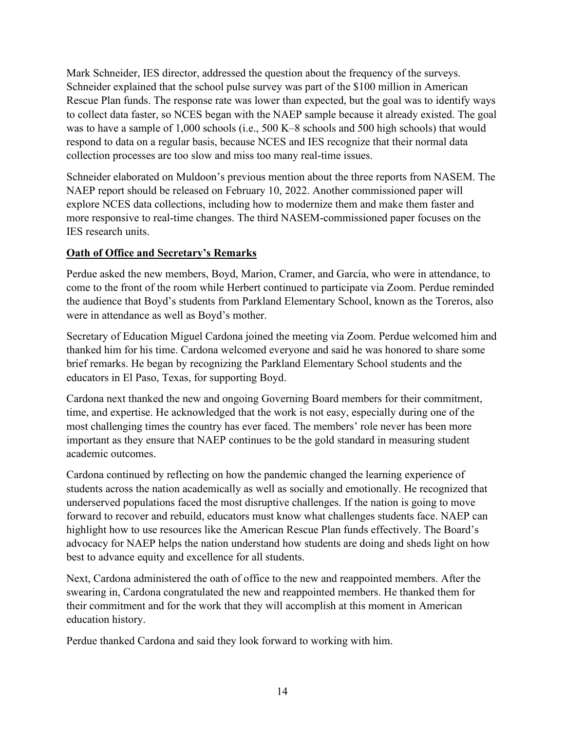Mark Schneider, IES director, addressed the question about the frequency of the surveys. Schneider explained that the school pulse survey was part of the $100 million in American Rescue Plan funds. The response rate was lower than expected, but the goal was to identify ways to collect data faster, so NCES began with the NAEP sample because it already existed. The goal was to have a sample of 1,000 schools (i.e., 500 K–8 schools and 500 high schools) that would respond to data on a regular basis, because NCES and IES recognize that their normal data collection processes are too slow and miss too many real-time issues.

Schneider elaborated on Muldoon's previous mention about the three reports from NASEM. The NAEP report should be released on February 10, 2022. Another commissioned paper will explore NCES data collections, including how to modernize them and make them faster and more responsive to real-time changes. The third NASEM-commissioned paper focuses on the IES research units.

**Oath of Office and Secretary's Remarks**

Perdue asked the new members, Boyd, Marion, Cramer, and García, who were in attendance, to come to the front of the room while Herbert continued to participate via Zoom. Perdue reminded the audience that Boyd's students from Parkland Elementary School, known as the Toreros, also were in attendance as well as Boyd's mother.

Secretary of Education Miguel Cardona joined the meeting via Zoom. Perdue welcomed him and thanked him for his time. Cardona welcomed everyone and said he was honored to share some brief remarks. He began by recognizing the Parkland Elementary School students and the educators in El Paso, Texas, for supporting Boyd.

Cardona next thanked the new and ongoing Governing Board members for their commitment, time, and expertise. He acknowledged that the work is not easy, especially during one of the most challenging times the country has ever faced. The members' role never has been more important as they ensure that NAEP continues to be the gold standard in measuring student academic outcomes.

Cardona continued by reflecting on how the pandemic changed the learning experience of students across the nation academically as well as socially and emotionally. He recognized that underserved populations faced the most disruptive challenges. If the nation is going to move forward to recover and rebuild, educators must know what challenges students face. NAEP can highlight how to use resources like the American Rescue Plan funds effectively. The Board's advocacy for NAEP helps the nation understand how students are doing and sheds light on how best to advance equity and excellence for all students.

Next, Cardona administered the oath of office to the new and reappointed members. After the swearing in, Cardona congratulated the new and reappointed members. He thanked them for their commitment and for the work that they will accomplish at this moment in American education history.

Perdue thanked Cardona and said they look forward to working with him.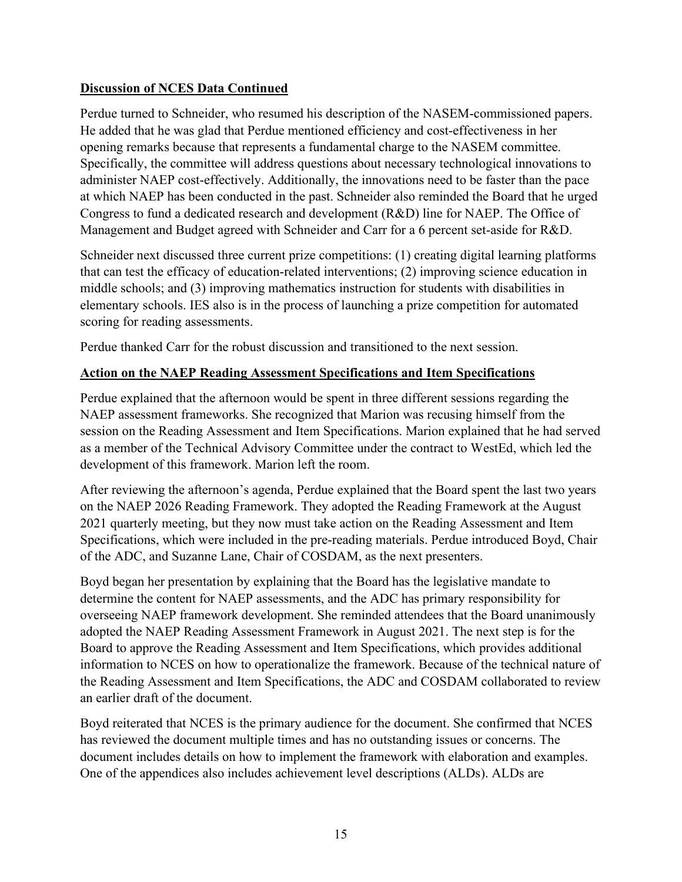**Discussion of NCES Data Continued**

Perdue turned to Schneider, who resumed his description of the NASEM-commissioned papers. He added that he was glad that Perdue mentioned efficiency and cost-effectiveness in her opening remarks because that represents a fundamental charge to the NASEM committee. Specifically, the committee will address questions about necessary technological innovations to administer NAEP cost-effectively. Additionally, the innovations need to be faster than the pace at which NAEP has been conducted in the past. Schneider also reminded the Board that he urged Congress to fund a dedicated research and development (R&D) line for NAEP. The Office of Management and Budget agreed with Schneider and Carr for a 6 percent set-aside for R&D.

Schneider next discussed three current prize competitions: (1) creating digital learning platforms that can test the efficacy of education-related interventions; (2) improving science education in middle schools; and (3) improving mathematics instruction for students with disabilities in elementary schools. IES also is in the process of launching a prize competition for automated scoring for reading assessments.

Perdue thanked Carr for the robust discussion and transitioned to the next session.

**Action on the NAEP Reading Assessment Specifications and Item Specifications**

Perdue explained that the afternoon would be spent in three different sessions regarding the NAEP assessment frameworks. She recognized that Marion was recusing himself from the session on the Reading Assessment and Item Specifications. Marion explained that he had served as a member of the Technical Advisory Committee under the contract to WestEd, which led the development of this framework. Marion left the room.

After reviewing the afternoon's agenda, Perdue explained that the Board spent the last two years on the NAEP 2026 Reading Framework. They adopted the Reading Framework at the August 2021 quarterly meeting, but they now must take action on the Reading Assessment and Item Specifications, which were included in the pre-reading materials. Perdue introduced Boyd, Chair of the ADC, and Suzanne Lane, Chair of COSDAM, as the next presenters.

Boyd began her presentation by explaining that the Board has the legislative mandate to determine the content for NAEP assessments, and the ADC has primary responsibility for overseeing NAEP framework development. She reminded attendees that the Board unanimously adopted the NAEP Reading Assessment Framework in August 2021. The next step is for the Board to approve the Reading Assessment and Item Specifications, which provides additional information to NCES on how to operationalize the framework. Because of the technical nature of the Reading Assessment and Item Specifications, the ADC and COSDAM collaborated to review an earlier draft of the document.

Boyd reiterated that NCES is the primary audience for the document. She confirmed that NCES has reviewed the document multiple times and has no outstanding issues or concerns. The document includes details on how to implement the framework with elaboration and examples. One of the appendices also includes achievement level descriptions (ALDs). ALDs are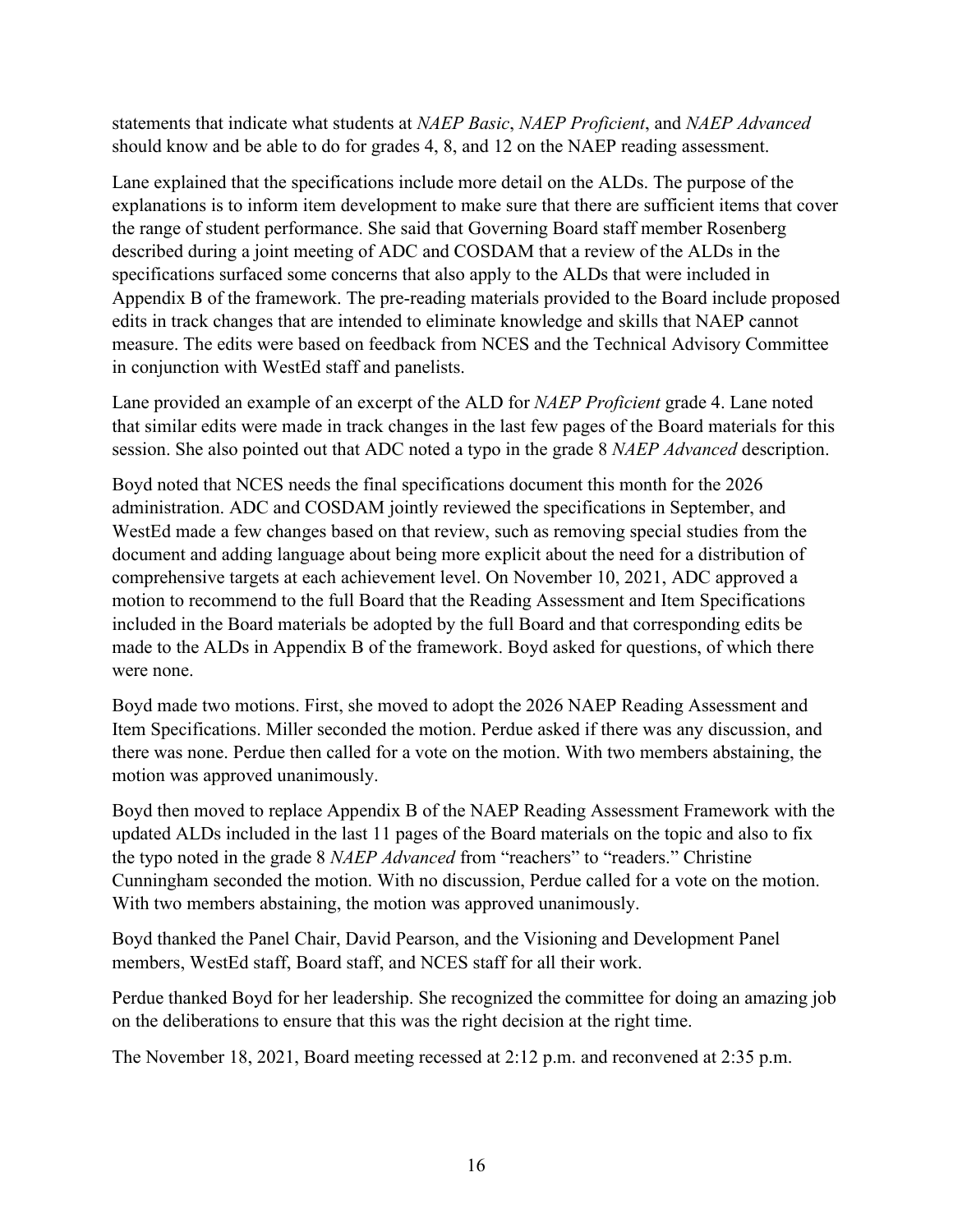statements that indicate what students at *NAEP Basic*, *NAEP Proficient*, and *NAEP Advanced* should know and be able to do for grades 4, 8, and 12 on the NAEP reading assessment.

Lane explained that the specifications include more detail on the ALDs. The purpose of the explanations is to inform item development to make sure that there are sufficient items that cover the range of student performance. She said that Governing Board staff member Rosenberg described during a joint meeting of ADC and COSDAM that a review of the ALDs in the specifications surfaced some concerns that also apply to the ALDs that were included in Appendix B of the framework. The pre-reading materials provided to the Board include proposed edits in track changes that are intended to eliminate knowledge and skills that NAEP cannot measure. The edits were based on feedback from NCES and the Technical Advisory Committee in conjunction with WestEd staff and panelists.

Lane provided an example of an excerpt of the ALD for *NAEP Proficient* grade 4. Lane noted that similar edits were made in track changes in the last few pages of the Board materials for this session. She also pointed out that ADC noted a typo in the grade 8 *NAEP Advanced* description.

Boyd noted that NCES needs the final specifications document this month for the 2026 administration. ADC and COSDAM jointly reviewed the specifications in September, and WestEd made a few changes based on that review, such as removing special studies from the document and adding language about being more explicit about the need for a distribution of comprehensive targets at each achievement level. On November 10, 2021, ADC approved a motion to recommend to the full Board that the Reading Assessment and Item Specifications included in the Board materials be adopted by the full Board and that corresponding edits be made to the ALDs in Appendix B of the framework. Boyd asked for questions, of which there were none.

Boyd made two motions. First, she moved to adopt the 2026 NAEP Reading Assessment and Item Specifications. Miller seconded the motion. Perdue asked if there was any discussion, and there was none. Perdue then called for a vote on the motion. With two members abstaining, the motion was approved unanimously.

Boyd then moved to replace Appendix B of the NAEP Reading Assessment Framework with the updated ALDs included in the last 11 pages of the Board materials on the topic and also to fix the typo noted in the grade 8 *NAEP Advanced* from "reachers" to "readers." Christine Cunningham seconded the motion. With no discussion, Perdue called for a vote on the motion. With two members abstaining, the motion was approved unanimously.

Boyd thanked the Panel Chair, David Pearson, and the Visioning and Development Panel members, WestEd staff, Board staff, and NCES staff for all their work.

Perdue thanked Boyd for her leadership. She recognized the committee for doing an amazing job on the deliberations to ensure that this was the right decision at the right time.

The November 18, 2021, Board meeting recessed at 2:12 p.m. and reconvened at 2:35 p.m.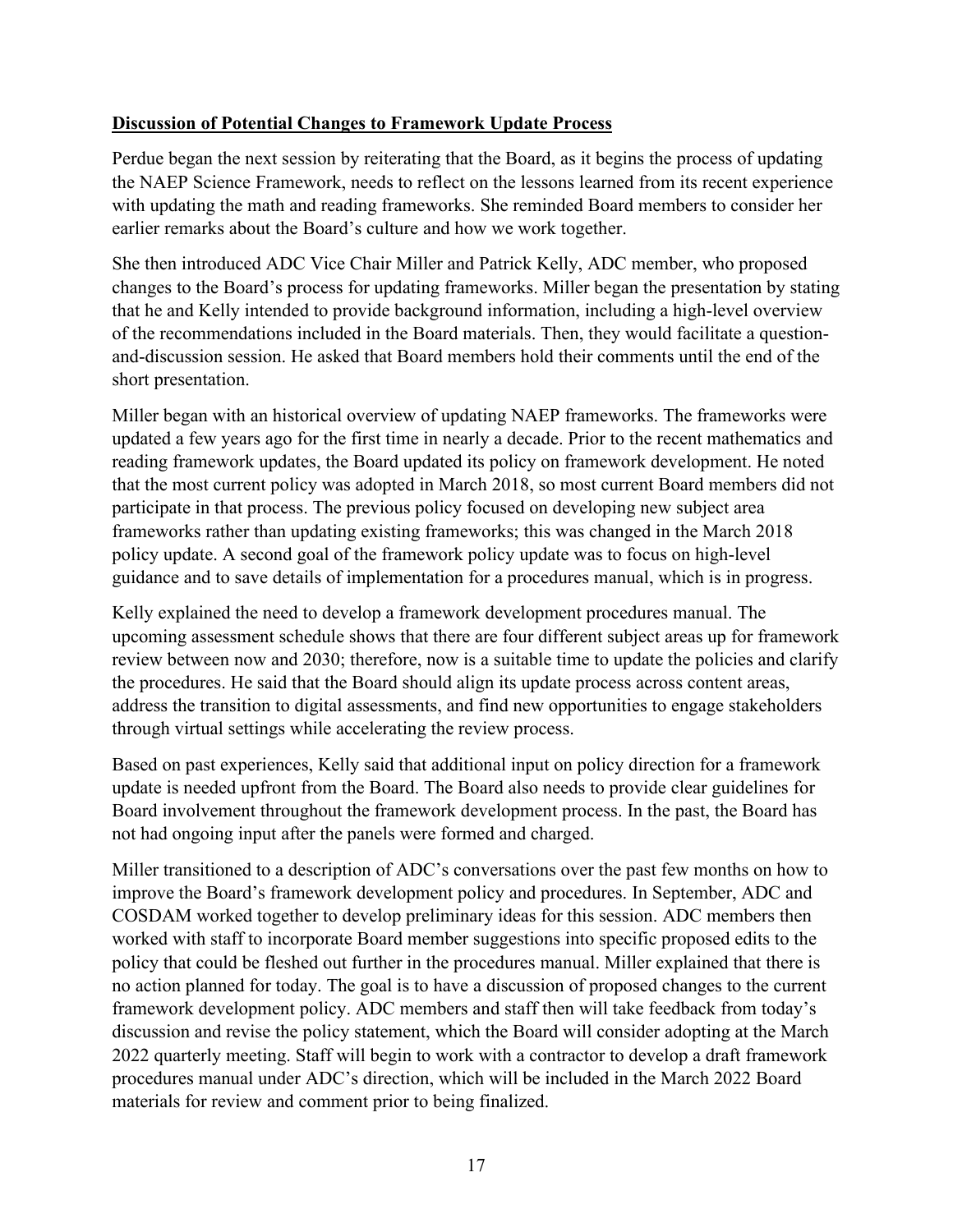**Discussion of Potential Changes to Framework Update Process**

Perdue began the next session by reiterating that the Board, as it begins the process of updating the NAEP Science Framework, needs to reflect on the lessons learned from its recent experience with updating the math and reading frameworks. She reminded Board members to consider her earlier remarks about the Board's culture and how we work together.

She then introduced ADC Vice Chair Miller and Patrick Kelly, ADC member, who proposed changes to the Board's process for updating frameworks. Miller began the presentation by stating that he and Kelly intended to provide background information, including a high-level overview of the recommendations included in the Board materials. Then, they would facilitate a question-and-discussion session. He asked that Board members hold their comments until the end of the short presentation.

Miller began with an historical overview of updating NAEP frameworks. The frameworks were updated a few years ago for the first time in nearly a decade. Prior to the recent mathematics and reading framework updates, the Board updated its policy on framework development. He noted that the most current policy was adopted in March 2018, so most current Board members did not participate in that process. The previous policy focused on developing new subject area frameworks rather than updating existing frameworks; this was changed in the March 2018 policy update. A second goal of the framework policy update was to focus on high-level guidance and to save details of implementation for a procedures manual, which is in progress.

Kelly explained the need to develop a framework development procedures manual. The upcoming assessment schedule shows that there are four different subject areas up for framework review between now and 2030; therefore, now is a suitable time to update the policies and clarify the procedures. He said that the Board should align its update process across content areas, address the transition to digital assessments, and find new opportunities to engage stakeholders through virtual settings while accelerating the review process.

Based on past experiences, Kelly said that additional input on policy direction for a framework update is needed upfront from the Board. The Board also needs to provide clear guidelines for Board involvement throughout the framework development process. In the past, the Board has not had ongoing input after the panels were formed and charged.

Miller transitioned to a description of ADC's conversations over the past few months on how to improve the Board's framework development policy and procedures. In September, ADC and COSDAM worked together to develop preliminary ideas for this session. ADC members then worked with staff to incorporate Board member suggestions into specific proposed edits to the policy that could be fleshed out further in the procedures manual. Miller explained that there is no action planned for today. The goal is to have a discussion of proposed changes to the current framework development policy. ADC members and staff then will take feedback from today's discussion and revise the policy statement, which the Board will consider adopting at the March 2022 quarterly meeting. Staff will begin to work with a contractor to develop a draft framework procedures manual under ADC's direction, which will be included in the March 2022 Board materials for review and comment prior to being finalized.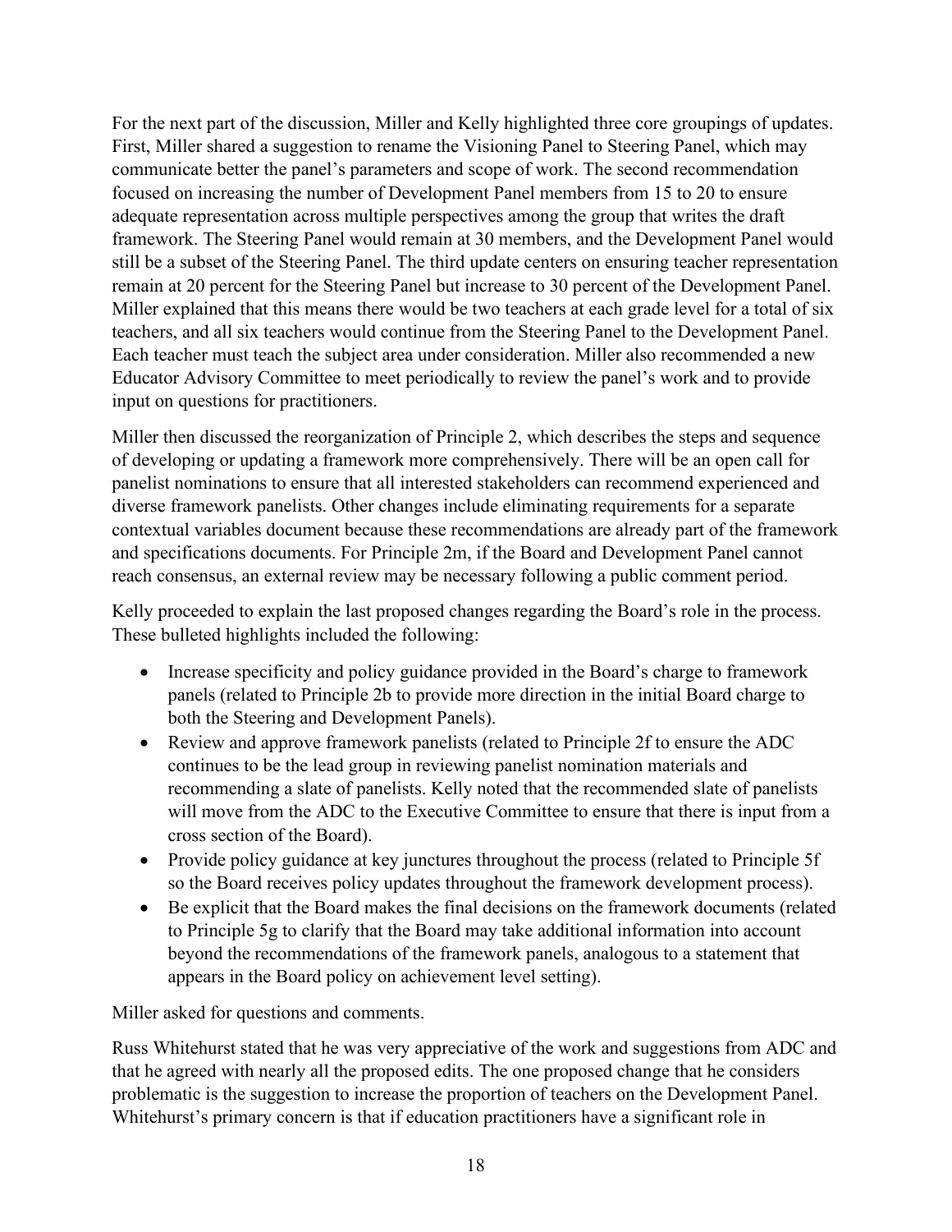For the next part of the discussion, Miller and Kelly highlighted three core groupings of updates. First, Miller shared a suggestion to rename the Visioning Panel to Steering Panel, which may communicate better the panel's parameters and scope of work. The second recommendation focused on increasing the number of Development Panel members from 15 to 20 to ensure adequate representation across multiple perspectives among the group that writes the draft framework. The Steering Panel would remain at 30 members, and the Development Panel would still be a subset of the Steering Panel. The third update centers on ensuring teacher representation remain at 20 percent for the Steering Panel but increase to 30 percent of the Development Panel. Miller explained that this means there would be two teachers at each grade level for a total of six teachers, and all six teachers would continue from the Steering Panel to the Development Panel. Each teacher must teach the subject area under consideration. Miller also recommended a new Educator Advisory Committee to meet periodically to review the panel's work and to provide input on questions for practitioners.

Miller then discussed the reorganization of Principle 2, which describes the steps and sequence of developing or updating a framework more comprehensively. There will be an open call for panelist nominations to ensure that all interested stakeholders can recommend experienced and diverse framework panelists. Other changes include eliminating requirements for a separate contextual variables document because these recommendations are already part of the framework and specifications documents. For Principle 2m, if the Board and Development Panel cannot reach consensus, an external review may be necessary following a public comment period.

Kelly proceeded to explain the last proposed changes regarding the Board's role in the process. These bulleted highlights included the following:

- Increase specificity and policy guidance provided in the Board's charge to framework panels (related to Principle 2b to provide more direction in the initial Board charge to both the Steering and Development Panels).
- Review and approve framework panelists (related to Principle 2f to ensure the ADC continues to be the lead group in reviewing panelist nomination materials and recommending a slate of panelists. Kelly noted that the recommended slate of panelists will move from the ADC to the Executive Committee to ensure that there is input from a cross section of the Board).
- Provide policy guidance at key junctures throughout the process (related to Principle 5f so the Board receives policy updates throughout the framework development process).
- Be explicit that the Board makes the final decisions on the framework documents (related to Principle 5g to clarify that the Board may take additional information into account beyond the recommendations of the framework panels, analogous to a statement that appears in the Board policy on achievement level setting).

Miller asked for questions and comments.

Russ Whitehurst stated that he was very appreciative of the work and suggestions from ADC and that he agreed with nearly all the proposed edits. The one proposed change that he considers problematic is the suggestion to increase the proportion of teachers on the Development Panel. Whitehurst's primary concern is that if education practitioners have a significant role in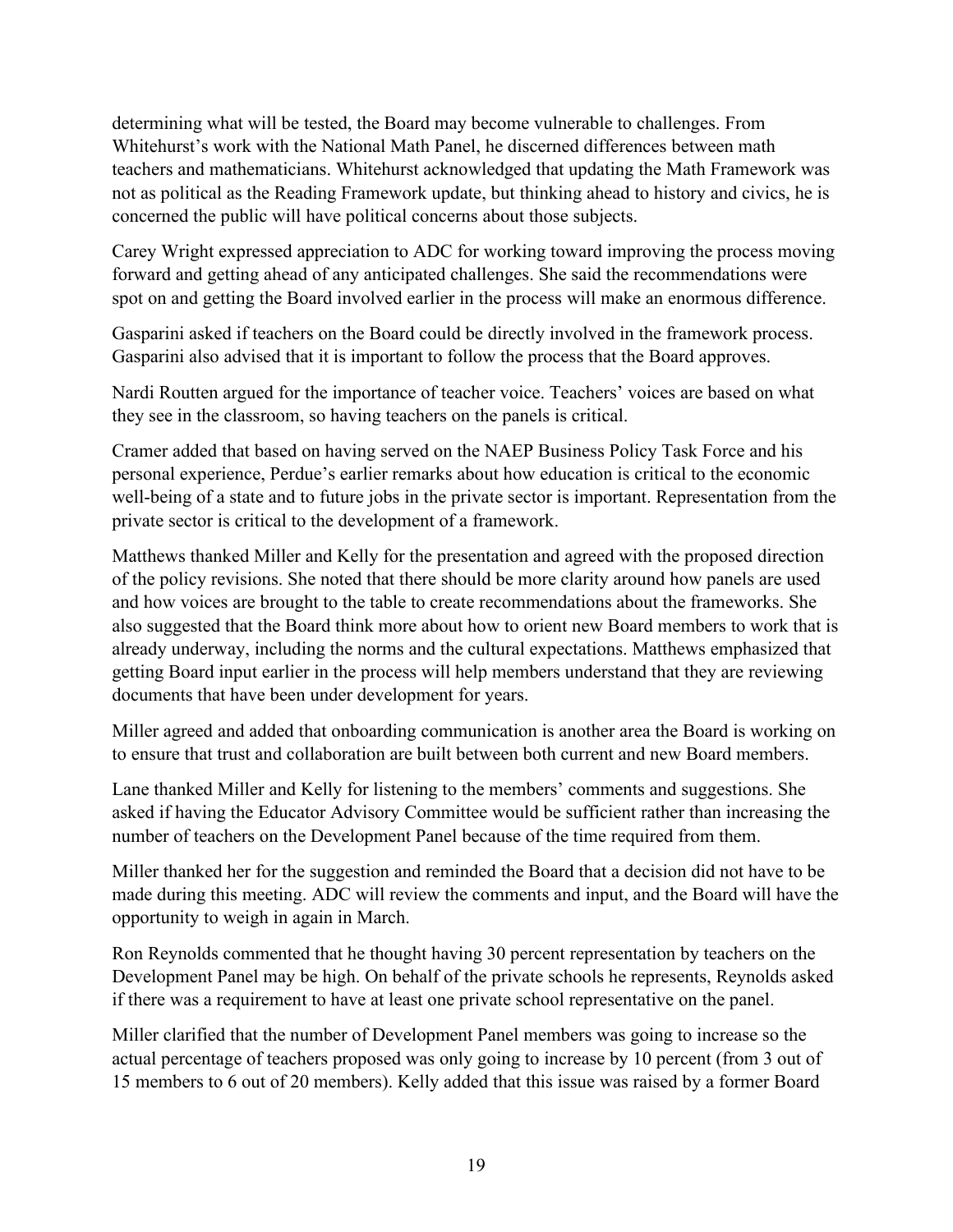determining what will be tested, the Board may become vulnerable to challenges. From Whitehurst's work with the National Math Panel, he discerned differences between math teachers and mathematicians. Whitehurst acknowledged that updating the Math Framework was not as political as the Reading Framework update, but thinking ahead to history and civics, he is concerned the public will have political concerns about those subjects.

Carey Wright expressed appreciation to ADC for working toward improving the process moving forward and getting ahead of any anticipated challenges. She said the recommendations were spot on and getting the Board involved earlier in the process will make an enormous difference.

Gasparini asked if teachers on the Board could be directly involved in the framework process. Gasparini also advised that it is important to follow the process that the Board approves.

Nardi Routten argued for the importance of teacher voice. Teachers' voices are based on what they see in the classroom, so having teachers on the panels is critical.

Cramer added that based on having served on the NAEP Business Policy Task Force and his personal experience, Perdue's earlier remarks about how education is critical to the economic well-being of a state and to future jobs in the private sector is important. Representation from the private sector is critical to the development of a framework.

Matthews thanked Miller and Kelly for the presentation and agreed with the proposed direction of the policy revisions. She noted that there should be more clarity around how panels are used and how voices are brought to the table to create recommendations about the frameworks. She also suggested that the Board think more about how to orient new Board members to work that is already underway, including the norms and the cultural expectations. Matthews emphasized that getting Board input earlier in the process will help members understand that they are reviewing documents that have been under development for years.

Miller agreed and added that onboarding communication is another area the Board is working on to ensure that trust and collaboration are built between both current and new Board members.

Lane thanked Miller and Kelly for listening to the members' comments and suggestions. She asked if having the Educator Advisory Committee would be sufficient rather than increasing the number of teachers on the Development Panel because of the time required from them.

Miller thanked her for the suggestion and reminded the Board that a decision did not have to be made during this meeting. ADC will review the comments and input, and the Board will have the opportunity to weigh in again in March.

Ron Reynolds commented that he thought having 30 percent representation by teachers on the Development Panel may be high. On behalf of the private schools he represents, Reynolds asked if there was a requirement to have at least one private school representative on the panel.

Miller clarified that the number of Development Panel members was going to increase so the actual percentage of teachers proposed was only going to increase by 10 percent (from 3 out of 15 members to 6 out of 20 members). Kelly added that this issue was raised by a former Board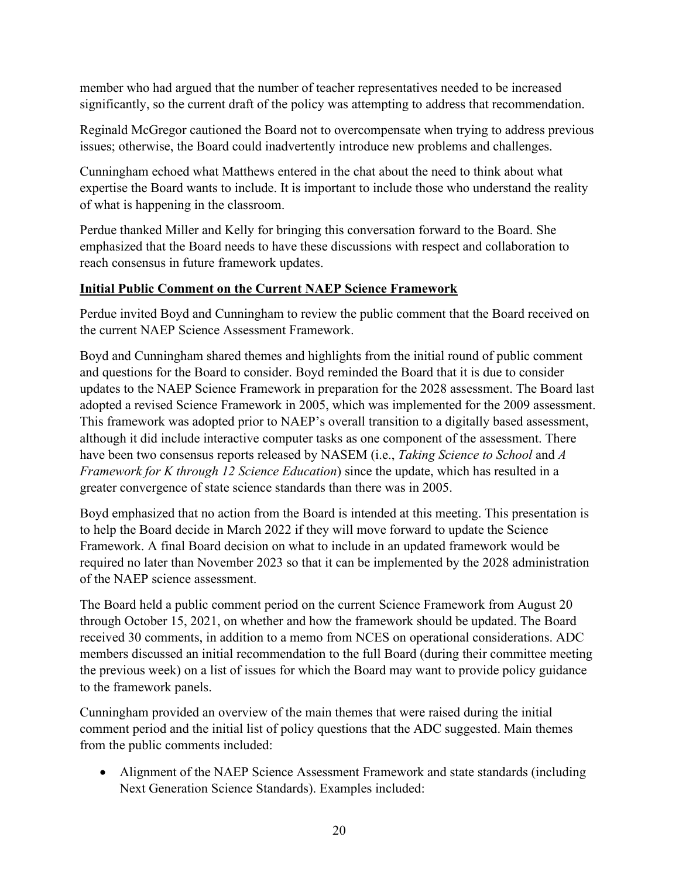member who had argued that the number of teacher representatives needed to be increased significantly, so the current draft of the policy was attempting to address that recommendation.

Reginald McGregor cautioned the Board not to overcompensate when trying to address previous issues; otherwise, the Board could inadvertently introduce new problems and challenges.

Cunningham echoed what Matthews entered in the chat about the need to think about what expertise the Board wants to include. It is important to include those who understand the reality of what is happening in the classroom.

Perdue thanked Miller and Kelly for bringing this conversation forward to the Board. She emphasized that the Board needs to have these discussions with respect and collaboration to reach consensus in future framework updates.

**Initial Public Comment on the Current NAEP Science Framework**

Perdue invited Boyd and Cunningham to review the public comment that the Board received on the current NAEP Science Assessment Framework.

Boyd and Cunningham shared themes and highlights from the initial round of public comment and questions for the Board to consider. Boyd reminded the Board that it is due to consider updates to the NAEP Science Framework in preparation for the 2028 assessment. The Board last adopted a revised Science Framework in 2005, which was implemented for the 2009 assessment. This framework was adopted prior to NAEP's overall transition to a digitally based assessment, although it did include interactive computer tasks as one component of the assessment. There have been two consensus reports released by NASEM (i.e., *Taking Science to School* and *A Framework for K through 12 Science Education*) since the update, which has resulted in a greater convergence of state science standards than there was in 2005.

Boyd emphasized that no action from the Board is intended at this meeting. This presentation is to help the Board decide in March 2022 if they will move forward to update the Science Framework. A final Board decision on what to include in an updated framework would be required no later than November 2023 so that it can be implemented by the 2028 administration of the NAEP science assessment.

The Board held a public comment period on the current Science Framework from August 20 through October 15, 2021, on whether and how the framework should be updated. The Board received 30 comments, in addition to a memo from NCES on operational considerations. ADC members discussed an initial recommendation to the full Board (during their committee meeting the previous week) on a list of issues for which the Board may want to provide policy guidance to the framework panels.

Cunningham provided an overview of the main themes that were raised during the initial comment period and the initial list of policy questions that the ADC suggested. Main themes from the public comments included:

- Alignment of the NAEP Science Assessment Framework and state standards (including Next Generation Science Standards). Examples included: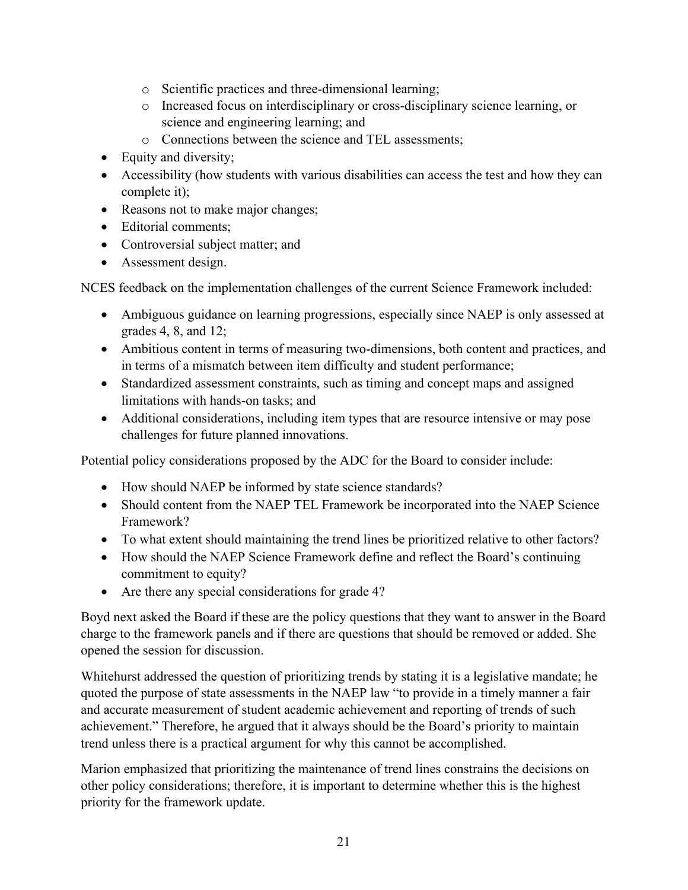- Scientific practices and three-dimensional learning;
    - Increased focus on interdisciplinary or cross-disciplinary science learning, or science and engineering learning; and
    - Connections between the science and TEL assessments;
- Equity and diversity;
- Accessibility (how students with various disabilities can access the test and how they can complete it);
- Reasons not to make major changes;
- Editorial comments;
- Controversial subject matter; and
- Assessment design.

NCES feedback on the implementation challenges of the current Science Framework included:

- Ambiguous guidance on learning progressions, especially since NAEP is only assessed at grades 4, 8, and 12;
- Ambitious content in terms of measuring two-dimensions, both content and practices, and in terms of a mismatch between item difficulty and student performance;
- Standardized assessment constraints, such as timing and concept maps and assigned limitations with hands-on tasks; and
- Additional considerations, including item types that are resource intensive or may pose challenges for future planned innovations.

Potential policy considerations proposed by the ADC for the Board to consider include:

- How should NAEP be informed by state science standards?
- Should content from the NAEP TEL Framework be incorporated into the NAEP Science Framework?
- To what extent should maintaining the trend lines be prioritized relative to other factors?
- How should the NAEP Science Framework define and reflect the Board's continuing commitment to equity?
- Are there any special considerations for grade 4?

Boyd next asked the Board if these are the policy questions that they want to answer in the Board charge to the framework panels and if there are questions that should be removed or added. She opened the session for discussion.

Whitehurst addressed the question of prioritizing trends by stating it is a legislative mandate; he quoted the purpose of state assessments in the NAEP law "to provide in a timely manner a fair and accurate measurement of student academic achievement and reporting of trends of such achievement." Therefore, he argued that it always should be the Board's priority to maintain trend unless there is a practical argument for why this cannot be accomplished.

Marion emphasized that prioritizing the maintenance of trend lines constrains the decisions on other policy considerations; therefore, it is important to determine whether this is the highest priority for the framework update.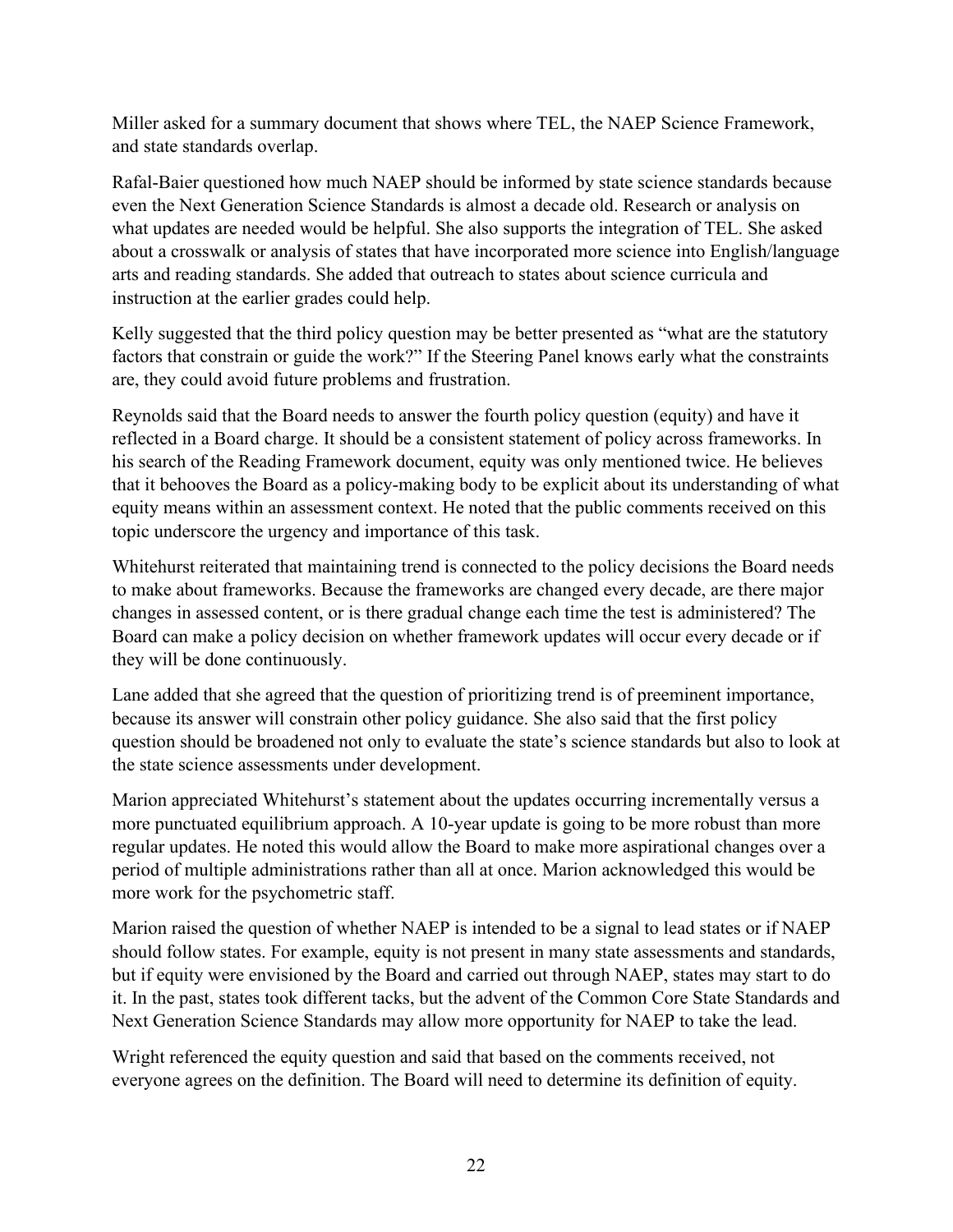Miller asked for a summary document that shows where TEL, the NAEP Science Framework, and state standards overlap.

Rafal-Baier questioned how much NAEP should be informed by state science standards because even the Next Generation Science Standards is almost a decade old. Research or analysis on what updates are needed would be helpful. She also supports the integration of TEL. She asked about a crosswalk or analysis of states that have incorporated more science into English/language arts and reading standards. She added that outreach to states about science curricula and instruction at the earlier grades could help.

Kelly suggested that the third policy question may be better presented as "what are the statutory factors that constrain or guide the work?" If the Steering Panel knows early what the constraints are, they could avoid future problems and frustration.

Reynolds said that the Board needs to answer the fourth policy question (equity) and have it reflected in a Board charge. It should be a consistent statement of policy across frameworks. In his search of the Reading Framework document, equity was only mentioned twice. He believes that it behooves the Board as a policy-making body to be explicit about its understanding of what equity means within an assessment context. He noted that the public comments received on this topic underscore the urgency and importance of this task.

Whitehurst reiterated that maintaining trend is connected to the policy decisions the Board needs to make about frameworks. Because the frameworks are changed every decade, are there major changes in assessed content, or is there gradual change each time the test is administered? The Board can make a policy decision on whether framework updates will occur every decade or if they will be done continuously.

Lane added that she agreed that the question of prioritizing trend is of preeminent importance, because its answer will constrain other policy guidance. She also said that the first policy question should be broadened not only to evaluate the state's science standards but also to look at the state science assessments under development.

Marion appreciated Whitehurst's statement about the updates occurring incrementally versus a more punctuated equilibrium approach. A 10-year update is going to be more robust than more regular updates. He noted this would allow the Board to make more aspirational changes over a period of multiple administrations rather than all at once. Marion acknowledged this would be more work for the psychometric staff.

Marion raised the question of whether NAEP is intended to be a signal to lead states or if NAEP should follow states. For example, equity is not present in many state assessments and standards, but if equity were envisioned by the Board and carried out through NAEP, states may start to do it. In the past, states took different tacks, but the advent of the Common Core State Standards and Next Generation Science Standards may allow more opportunity for NAEP to take the lead.

Wright referenced the equity question and said that based on the comments received, not everyone agrees on the definition. The Board will need to determine its definition of equity.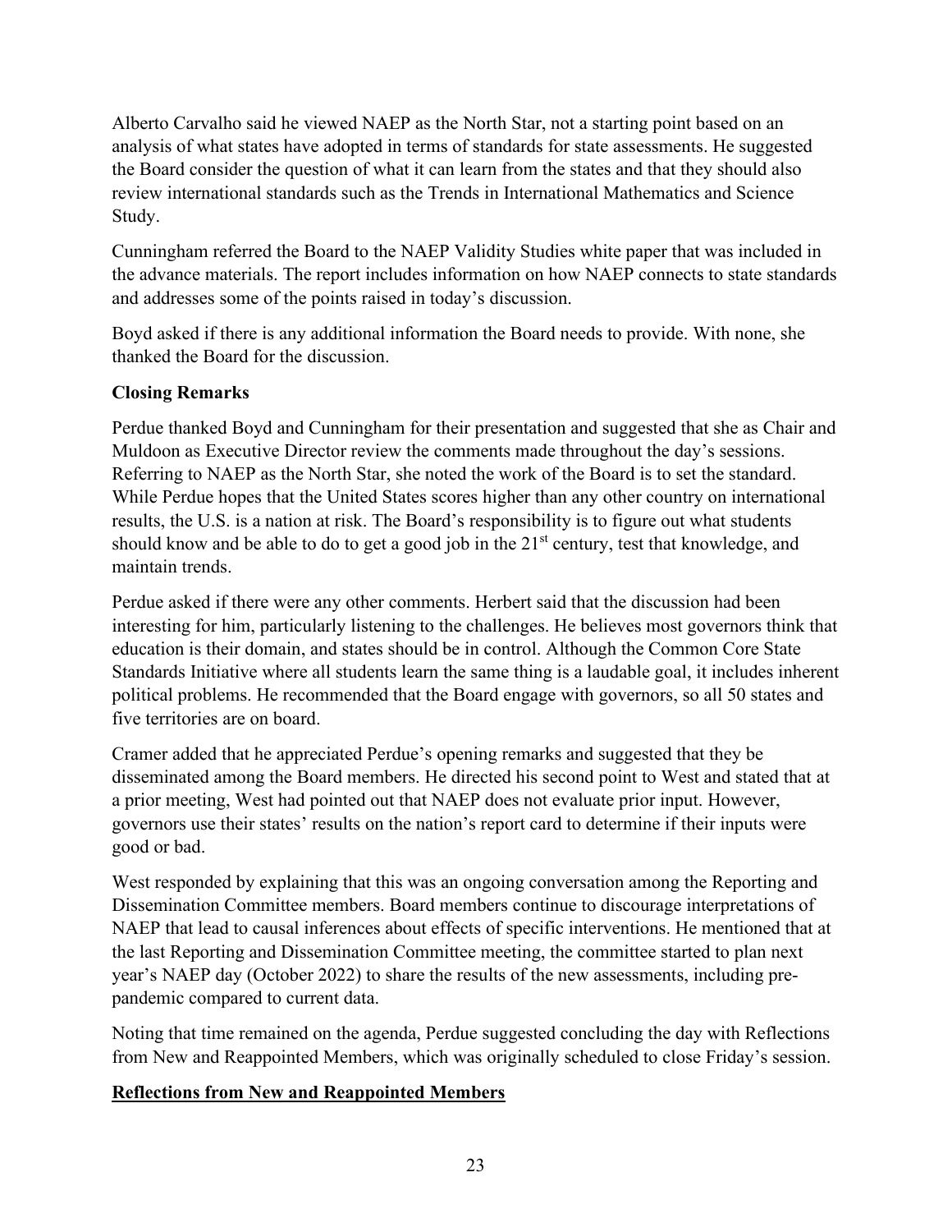Alberto Carvalho said he viewed NAEP as the North Star, not a starting point based on an analysis of what states have adopted in terms of standards for state assessments. He suggested the Board consider the question of what it can learn from the states and that they should also review international standards such as the Trends in International Mathematics and Science Study.

Cunningham referred the Board to the NAEP Validity Studies white paper that was included in the advance materials. The report includes information on how NAEP connects to state standards and addresses some of the points raised in today's discussion.

Boyd asked if there is any additional information the Board needs to provide. With none, she thanked the Board for the discussion.

**Closing Remarks**

Perdue thanked Boyd and Cunningham for their presentation and suggested that she as Chair and Muldoon as Executive Director review the comments made throughout the day's sessions. Referring to NAEP as the North Star, she noted the work of the Board is to set the standard. While Perdue hopes that the United States scores higher than any other country on international results, the U.S. is a nation at risk. The Board's responsibility is to figure out what students should know and be able to do to get a good job in the 21st century, test that knowledge, and maintain trends.

Perdue asked if there were any other comments. Herbert said that the discussion had been interesting for him, particularly listening to the challenges. He believes most governors think that education is their domain, and states should be in control. Although the Common Core State Standards Initiative where all students learn the same thing is a laudable goal, it includes inherent political problems. He recommended that the Board engage with governors, so all 50 states and five territories are on board.

Cramer added that he appreciated Perdue's opening remarks and suggested that they be disseminated among the Board members. He directed his second point to West and stated that at a prior meeting, West had pointed out that NAEP does not evaluate prior input. However, governors use their states' results on the nation's report card to determine if their inputs were good or bad.

West responded by explaining that this was an ongoing conversation among the Reporting and Dissemination Committee members. Board members continue to discourage interpretations of NAEP that lead to causal inferences about effects of specific interventions. He mentioned that at the last Reporting and Dissemination Committee meeting, the committee started to plan next year's NAEP day (October 2022) to share the results of the new assessments, including pre-pandemic compared to current data.

Noting that time remained on the agenda, Perdue suggested concluding the day with Reflections from New and Reappointed Members, which was originally scheduled to close Friday's session.

**Reflections from New and Reappointed Members**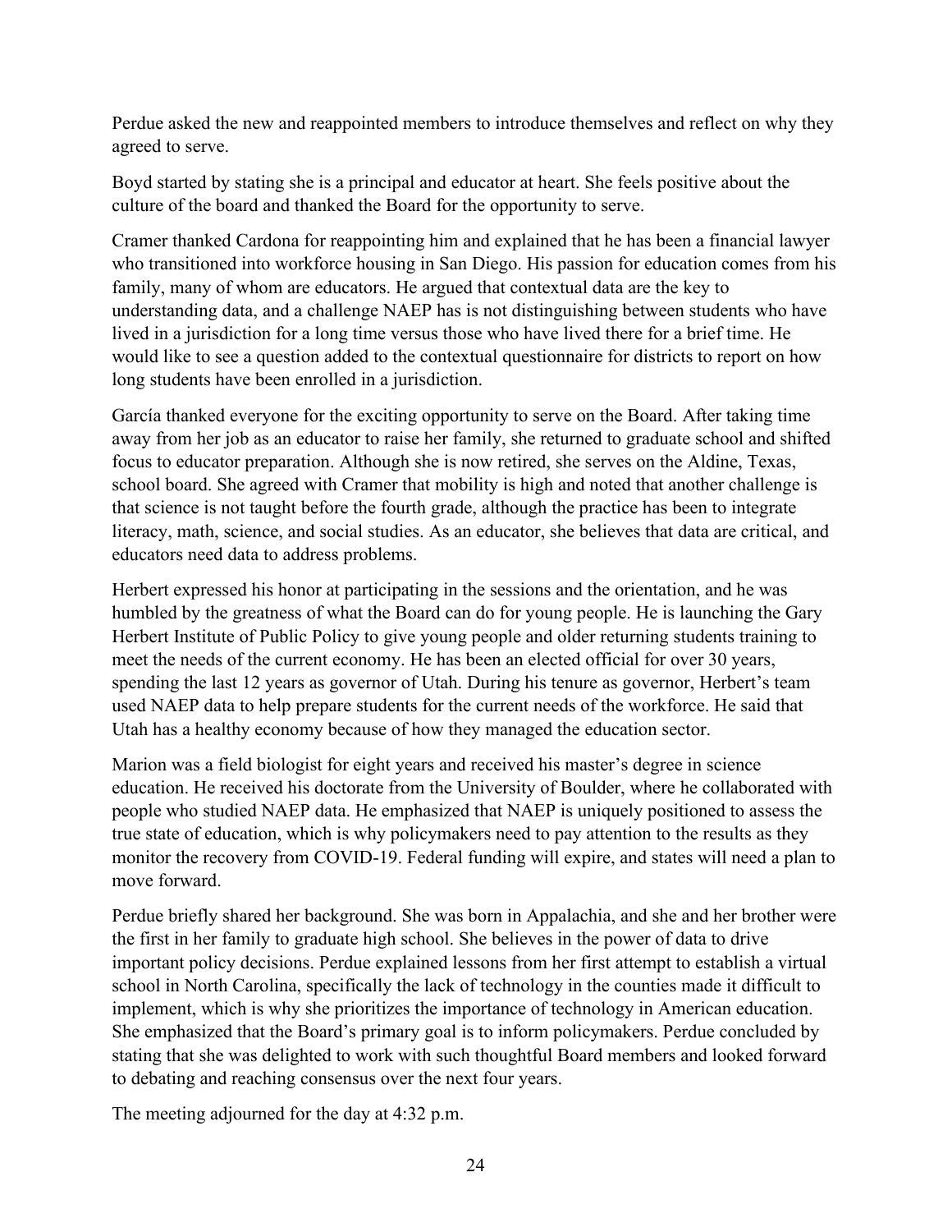Perdue asked the new and reappointed members to introduce themselves and reflect on why they agreed to serve.

Boyd started by stating she is a principal and educator at heart. She feels positive about the culture of the board and thanked the Board for the opportunity to serve.

Cramer thanked Cardona for reappointing him and explained that he has been a financial lawyer who transitioned into workforce housing in San Diego. His passion for education comes from his family, many of whom are educators. He argued that contextual data are the key to understanding data, and a challenge NAEP has is not distinguishing between students who have lived in a jurisdiction for a long time versus those who have lived there for a brief time. He would like to see a question added to the contextual questionnaire for districts to report on how long students have been enrolled in a jurisdiction.

García thanked everyone for the exciting opportunity to serve on the Board. After taking time away from her job as an educator to raise her family, she returned to graduate school and shifted focus to educator preparation. Although she is now retired, she serves on the Aldine, Texas, school board. She agreed with Cramer that mobility is high and noted that another challenge is that science is not taught before the fourth grade, although the practice has been to integrate literacy, math, science, and social studies. As an educator, she believes that data are critical, and educators need data to address problems.

Herbert expressed his honor at participating in the sessions and the orientation, and he was humbled by the greatness of what the Board can do for young people. He is launching the Gary Herbert Institute of Public Policy to give young people and older returning students training to meet the needs of the current economy. He has been an elected official for over 30 years, spending the last 12 years as governor of Utah. During his tenure as governor, Herbert's team used NAEP data to help prepare students for the current needs of the workforce. He said that Utah has a healthy economy because of how they managed the education sector.

Marion was a field biologist for eight years and received his master's degree in science education. He received his doctorate from the University of Boulder, where he collaborated with people who studied NAEP data. He emphasized that NAEP is uniquely positioned to assess the true state of education, which is why policymakers need to pay attention to the results as they monitor the recovery from COVID-19. Federal funding will expire, and states will need a plan to move forward.

Perdue briefly shared her background. She was born in Appalachia, and she and her brother were the first in her family to graduate high school. She believes in the power of data to drive important policy decisions. Perdue explained lessons from her first attempt to establish a virtual school in North Carolina, specifically the lack of technology in the counties made it difficult to implement, which is why she prioritizes the importance of technology in American education. She emphasized that the Board's primary goal is to inform policymakers. Perdue concluded by stating that she was delighted to work with such thoughtful Board members and looked forward to debating and reaching consensus over the next four years.

The meeting adjourned for the day at 4:32 p.m.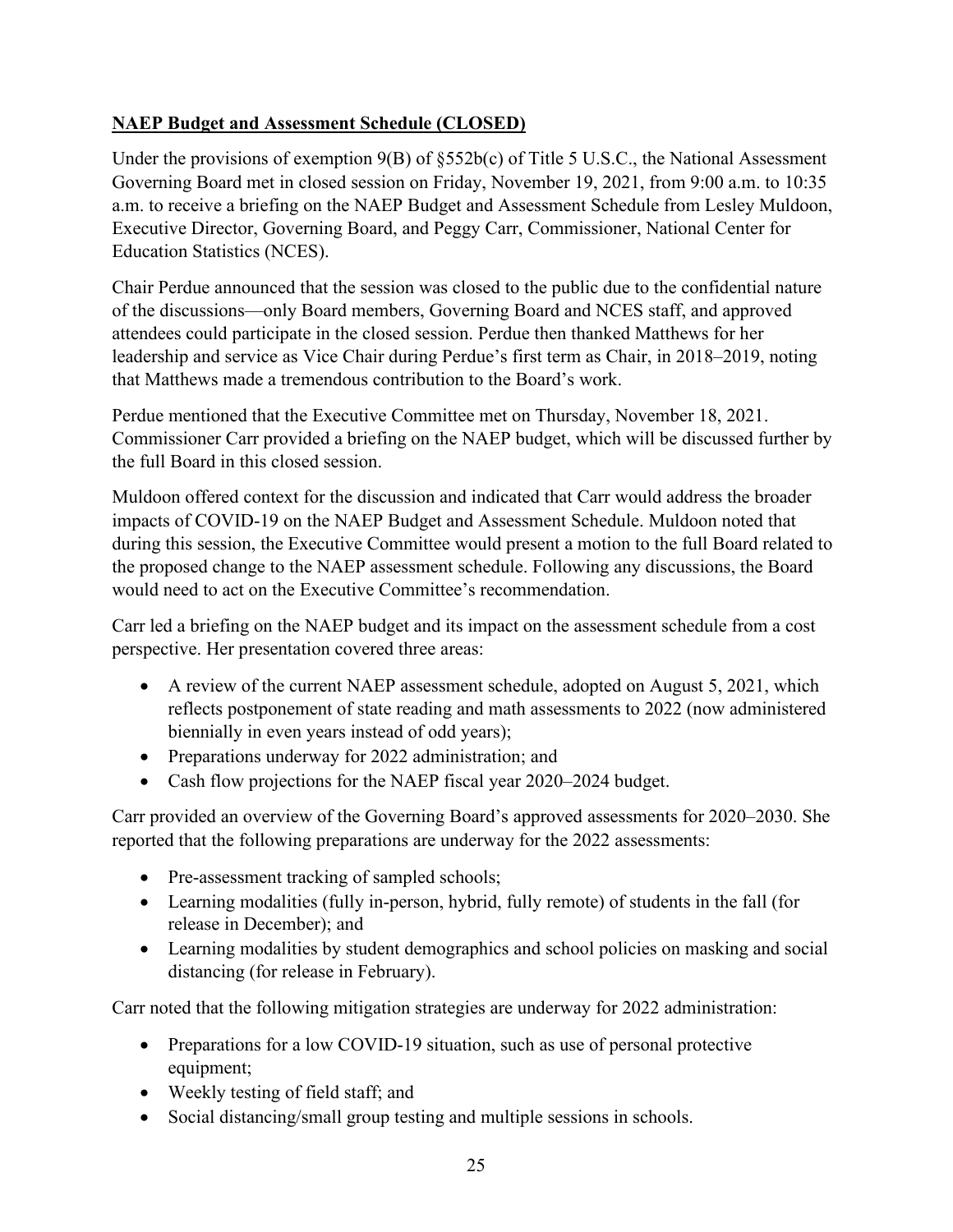**NAEP Budget and Assessment Schedule (CLOSED)**

Under the provisions of exemption 9(B) of §552b(c) of Title 5 U.S.C., the National Assessment Governing Board met in closed session on Friday, November 19, 2021, from 9:00 a.m. to 10:35 a.m. to receive a briefing on the NAEP Budget and Assessment Schedule from Lesley Muldoon, Executive Director, Governing Board, and Peggy Carr, Commissioner, National Center for Education Statistics (NCES).

Chair Perdue announced that the session was closed to the public due to the confidential nature of the discussions—only Board members, Governing Board and NCES staff, and approved attendees could participate in the closed session. Perdue then thanked Matthews for her leadership and service as Vice Chair during Perdue's first term as Chair, in 2018–2019, noting that Matthews made a tremendous contribution to the Board's work.

Perdue mentioned that the Executive Committee met on Thursday, November 18, 2021. Commissioner Carr provided a briefing on the NAEP budget, which will be discussed further by the full Board in this closed session.

Muldoon offered context for the discussion and indicated that Carr would address the broader impacts of COVID-19 on the NAEP Budget and Assessment Schedule. Muldoon noted that during this session, the Executive Committee would present a motion to the full Board related to the proposed change to the NAEP assessment schedule. Following any discussions, the Board would need to act on the Executive Committee's recommendation.

Carr led a briefing on the NAEP budget and its impact on the assessment schedule from a cost perspective. Her presentation covered three areas:

- A review of the current NAEP assessment schedule, adopted on August 5, 2021, which reflects postponement of state reading and math assessments to 2022 (now administered biennially in even years instead of odd years);
- Preparations underway for 2022 administration; and
- Cash flow projections for the NAEP fiscal year 2020–2024 budget.

Carr provided an overview of the Governing Board's approved assessments for 2020–2030. She reported that the following preparations are underway for the 2022 assessments:

- Pre-assessment tracking of sampled schools;
- Learning modalities (fully in-person, hybrid, fully remote) of students in the fall (for release in December); and
- Learning modalities by student demographics and school policies on masking and social distancing (for release in February).

Carr noted that the following mitigation strategies are underway for 2022 administration:

- Preparations for a low COVID-19 situation, such as use of personal protective equipment;
- Weekly testing of field staff; and
- Social distancing/small group testing and multiple sessions in schools.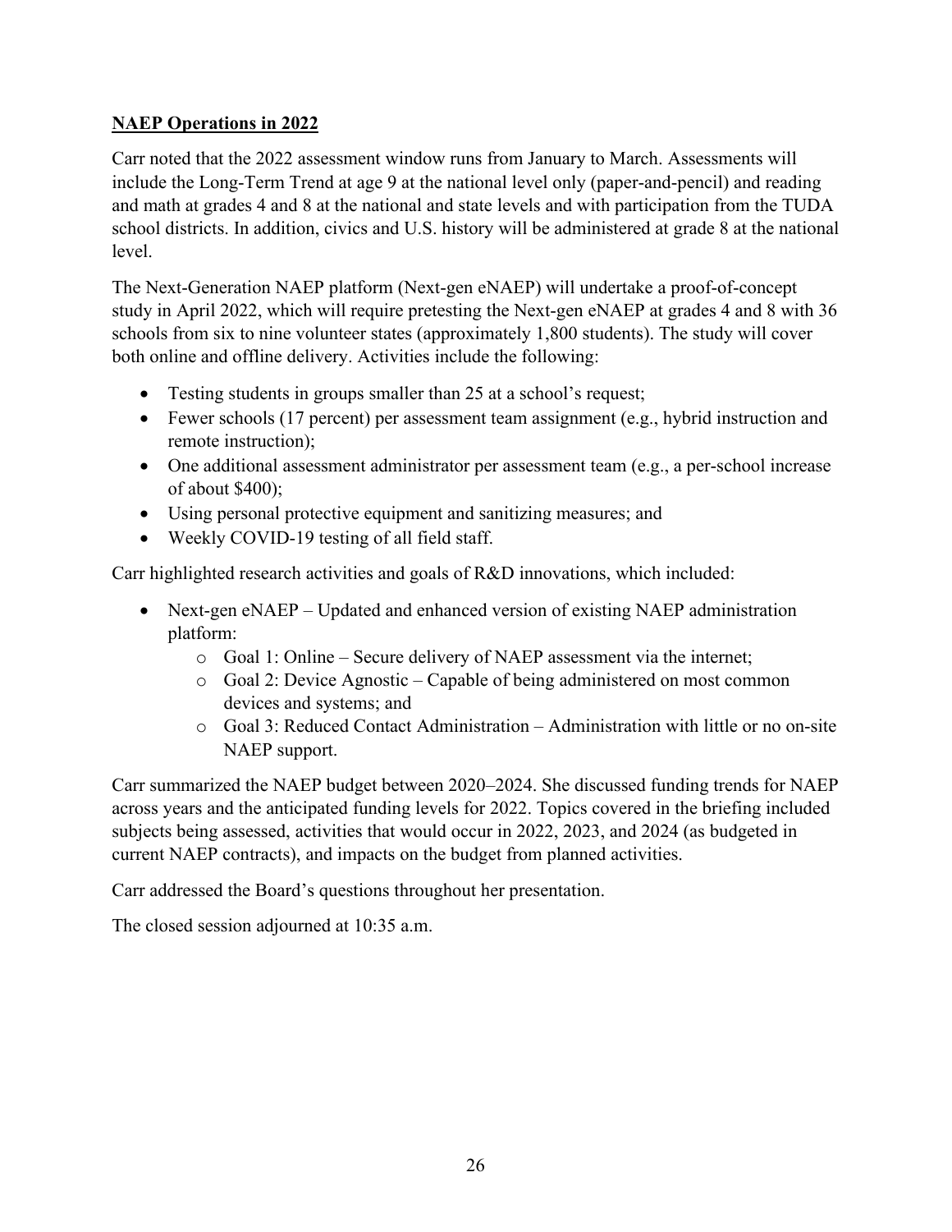## **NAEP Operations in 2022**

Carr noted that the 2022 assessment window runs from January to March. Assessments will include the Long-Term Trend at age 9 at the national level only (paper-and-pencil) and reading and math at grades 4 and 8 at the national and state levels and with participation from the TUDA school districts. In addition, civics and U.S. history will be administered at grade 8 at the national level.

The Next-Generation NAEP platform (Next-gen eNAEP) will undertake a proof-of-concept study in April 2022, which will require pretesting the Next-gen eNAEP at grades 4 and 8 with 36 schools from six to nine volunteer states (approximately 1,800 students). The study will cover both online and offline delivery. Activities include the following:

- Testing students in groups smaller than 25 at a school's request;
- Fewer schools (17 percent) per assessment team assignment (e.g., hybrid instruction and remote instruction);
- One additional assessment administrator per assessment team (e.g., a per-school increase of about $400);
- Using personal protective equipment and sanitizing measures; and
- Weekly COVID-19 testing of all field staff.

Carr highlighted research activities and goals of R&D innovations, which included:

- Next-gen eNAEP – Updated and enhanced version of existing NAEP administration platform:
  - Goal 1: Online – Secure delivery of NAEP assessment via the internet;
  - Goal 2: Device Agnostic – Capable of being administered on most common devices and systems; and
  - Goal 3: Reduced Contact Administration – Administration with little or no on-site NAEP support.

Carr summarized the NAEP budget between 2020–2024. She discussed funding trends for NAEP across years and the anticipated funding levels for 2022. Topics covered in the briefing included subjects being assessed, activities that would occur in 2022, 2023, and 2024 (as budgeted in current NAEP contracts), and impacts on the budget from planned activities.

Carr addressed the Board's questions throughout her presentation.

The closed session adjourned at 10:35 a.m.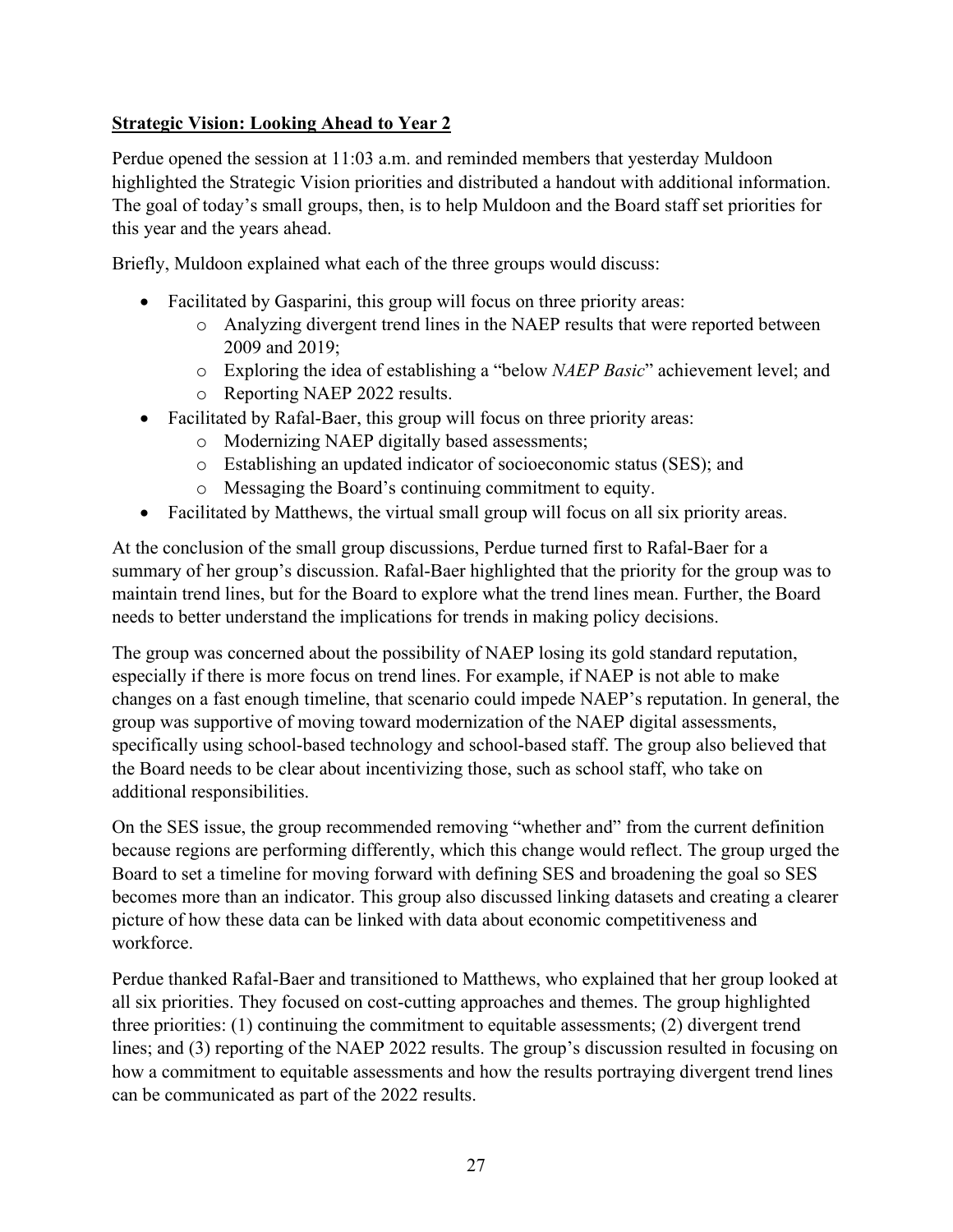**Strategic Vision: Looking Ahead to Year 2**

Perdue opened the session at 11:03 a.m. and reminded members that yesterday Muldoon highlighted the Strategic Vision priorities and distributed a handout with additional information. The goal of today's small groups, then, is to help Muldoon and the Board staff set priorities for this year and the years ahead.

Briefly, Muldoon explained what each of the three groups would discuss:

- Facilitated by Gasparini, this group will focus on three priority areas:
  - Analyzing divergent trend lines in the NAEP results that were reported between 2009 and 2019;
  - Exploring the idea of establishing a "below *NAEP Basic*" achievement level; and
  - Reporting NAEP 2022 results.
- Facilitated by Rafal-Baer, this group will focus on three priority areas:
  - Modernizing NAEP digitally based assessments;
  - Establishing an updated indicator of socioeconomic status (SES); and
  - Messaging the Board's continuing commitment to equity.
- Facilitated by Matthews, the virtual small group will focus on all six priority areas.

At the conclusion of the small group discussions, Perdue turned first to Rafal-Baer for a summary of her group's discussion. Rafal-Baer highlighted that the priority for the group was to maintain trend lines, but for the Board to explore what the trend lines mean. Further, the Board needs to better understand the implications for trends in making policy decisions.

The group was concerned about the possibility of NAEP losing its gold standard reputation, especially if there is more focus on trend lines. For example, if NAEP is not able to make changes on a fast enough timeline, that scenario could impede NAEP's reputation. In general, the group was supportive of moving toward modernization of the NAEP digital assessments, specifically using school-based technology and school-based staff. The group also believed that the Board needs to be clear about incentivizing those, such as school staff, who take on additional responsibilities.

On the SES issue, the group recommended removing "whether and" from the current definition because regions are performing differently, which this change would reflect. The group urged the Board to set a timeline for moving forward with defining SES and broadening the goal so SES becomes more than an indicator. This group also discussed linking datasets and creating a clearer picture of how these data can be linked with data about economic competitiveness and workforce.

Perdue thanked Rafal-Baer and transitioned to Matthews, who explained that her group looked at all six priorities. They focused on cost-cutting approaches and themes. The group highlighted three priorities: (1) continuing the commitment to equitable assessments; (2) divergent trend lines; and (3) reporting of the NAEP 2022 results. The group's discussion resulted in focusing on how a commitment to equitable assessments and how the results portraying divergent trend lines can be communicated as part of the 2022 results.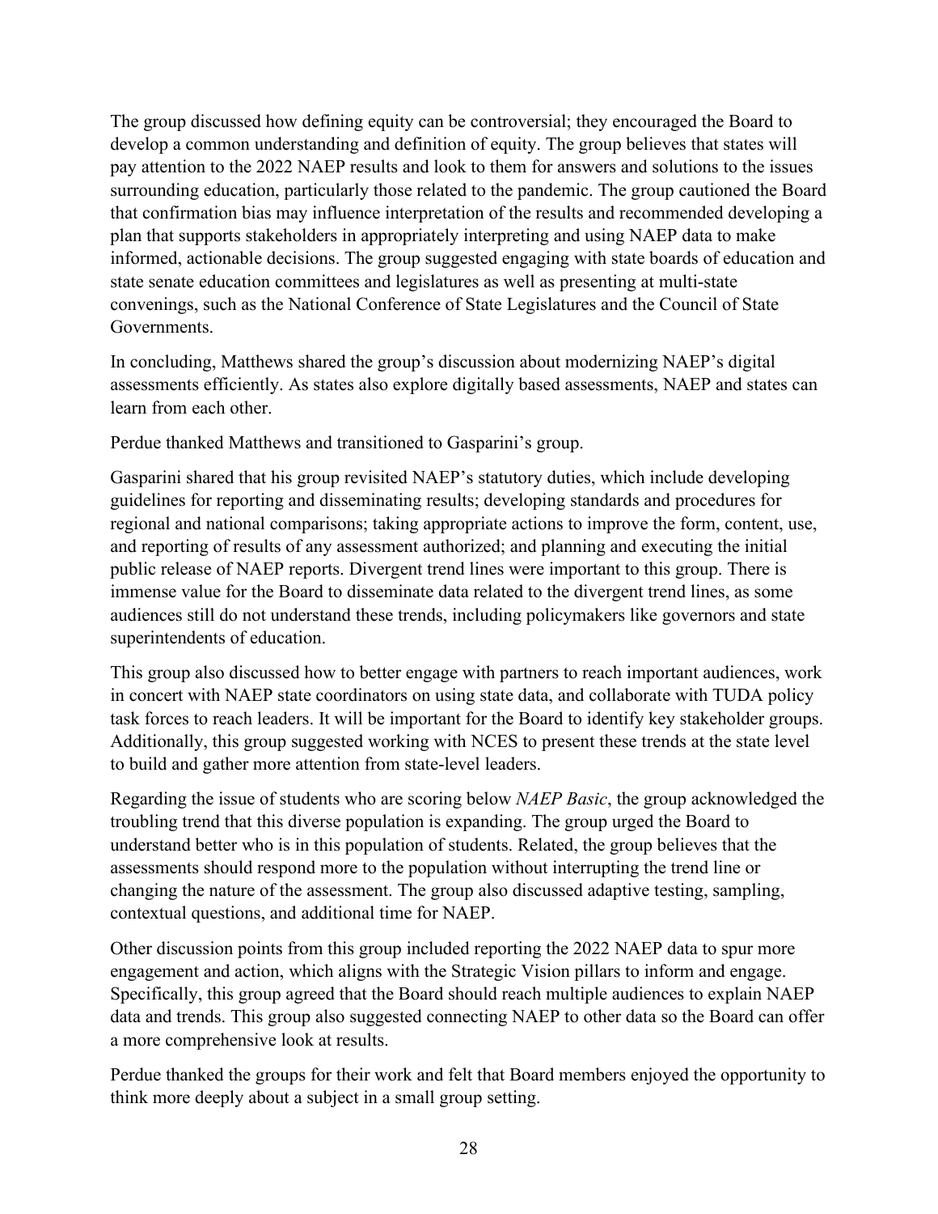The group discussed how defining equity can be controversial; they encouraged the Board to develop a common understanding and definition of equity. The group believes that states will pay attention to the 2022 NAEP results and look to them for answers and solutions to the issues surrounding education, particularly those related to the pandemic. The group cautioned the Board that confirmation bias may influence interpretation of the results and recommended developing a plan that supports stakeholders in appropriately interpreting and using NAEP data to make informed, actionable decisions. The group suggested engaging with state boards of education and state senate education committees and legislatures as well as presenting at multi-state convenings, such as the National Conference of State Legislatures and the Council of State Governments.

In concluding, Matthews shared the group's discussion about modernizing NAEP's digital assessments efficiently. As states also explore digitally based assessments, NAEP and states can learn from each other.

Perdue thanked Matthews and transitioned to Gasparini's group.

Gasparini shared that his group revisited NAEP's statutory duties, which include developing guidelines for reporting and disseminating results; developing standards and procedures for regional and national comparisons; taking appropriate actions to improve the form, content, use, and reporting of results of any assessment authorized; and planning and executing the initial public release of NAEP reports. Divergent trend lines were important to this group. There is immense value for the Board to disseminate data related to the divergent trend lines, as some audiences still do not understand these trends, including policymakers like governors and state superintendents of education.

This group also discussed how to better engage with partners to reach important audiences, work in concert with NAEP state coordinators on using state data, and collaborate with TUDA policy task forces to reach leaders. It will be important for the Board to identify key stakeholder groups. Additionally, this group suggested working with NCES to present these trends at the state level to build and gather more attention from state-level leaders.

Regarding the issue of students who are scoring below *NAEP Basic*, the group acknowledged the troubling trend that this diverse population is expanding. The group urged the Board to understand better who is in this population of students. Related, the group believes that the assessments should respond more to the population without interrupting the trend line or changing the nature of the assessment. The group also discussed adaptive testing, sampling, contextual questions, and additional time for NAEP.

Other discussion points from this group included reporting the 2022 NAEP data to spur more engagement and action, which aligns with the Strategic Vision pillars to inform and engage. Specifically, this group agreed that the Board should reach multiple audiences to explain NAEP data and trends. This group also suggested connecting NAEP to other data so the Board can offer a more comprehensive look at results.

Perdue thanked the groups for their work and felt that Board members enjoyed the opportunity to think more deeply about a subject in a small group setting.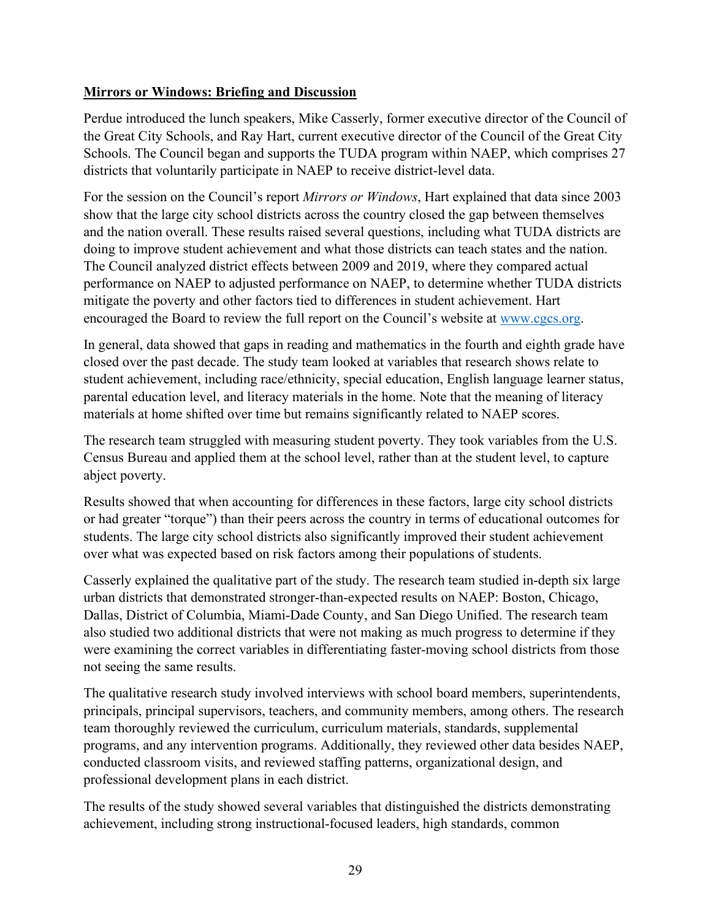**Mirrors or Windows: Briefing and Discussion**

Perdue introduced the lunch speakers, Mike Casserly, former executive director of the Council of the Great City Schools, and Ray Hart, current executive director of the Council of the Great City Schools. The Council began and supports the TUDA program within NAEP, which comprises 27 districts that voluntarily participate in NAEP to receive district-level data.

For the session on the Council's report *Mirrors or Windows*, Hart explained that data since 2003 show that the large city school districts across the country closed the gap between themselves and the nation overall. These results raised several questions, including what TUDA districts are doing to improve student achievement and what those districts can teach states and the nation. The Council analyzed district effects between 2009 and 2019, where they compared actual performance on NAEP to adjusted performance on NAEP, to determine whether TUDA districts mitigate the poverty and other factors tied to differences in student achievement. Hart encouraged the Board to review the full report on the Council's website at [www.cgcs.org](www.cgcs.org).

In general, data showed that gaps in reading and mathematics in the fourth and eighth grade have closed over the past decade. The study team looked at variables that research shows relate to student achievement, including race/ethnicity, special education, English language learner status, parental education level, and literacy materials in the home. Note that the meaning of literacy materials at home shifted over time but remains significantly related to NAEP scores.

The research team struggled with measuring student poverty. They took variables from the U.S. Census Bureau and applied them at the school level, rather than at the student level, to capture abject poverty.

Results showed that when accounting for differences in these factors, large city school districts or had greater "torque") than their peers across the country in terms of educational outcomes for students. The large city school districts also significantly improved their student achievement over what was expected based on risk factors among their populations of students.

Casserly explained the qualitative part of the study. The research team studied in-depth six large urban districts that demonstrated stronger-than-expected results on NAEP: Boston, Chicago, Dallas, District of Columbia, Miami-Dade County, and San Diego Unified. The research team also studied two additional districts that were not making as much progress to determine if they were examining the correct variables in differentiating faster-moving school districts from those not seeing the same results.

The qualitative research study involved interviews with school board members, superintendents, principals, principal supervisors, teachers, and community members, among others. The research team thoroughly reviewed the curriculum, curriculum materials, standards, supplemental programs, and any intervention programs. Additionally, they reviewed other data besides NAEP, conducted classroom visits, and reviewed staffing patterns, organizational design, and professional development plans in each district.

The results of the study showed several variables that distinguished the districts demonstrating achievement, including strong instructional-focused leaders, high standards, common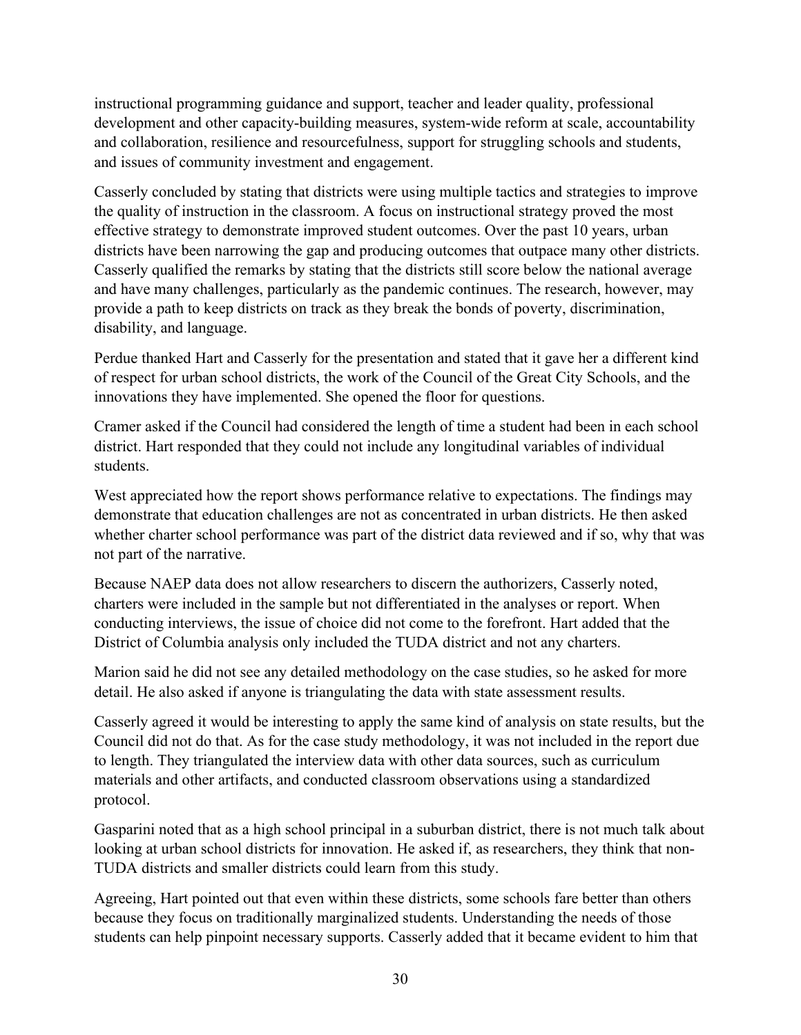instructional programming guidance and support, teacher and leader quality, professional development and other capacity-building measures, system-wide reform at scale, accountability and collaboration, resilience and resourcefulness, support for struggling schools and students, and issues of community investment and engagement.

Casserly concluded by stating that districts were using multiple tactics and strategies to improve the quality of instruction in the classroom. A focus on instructional strategy proved the most effective strategy to demonstrate improved student outcomes. Over the past 10 years, urban districts have been narrowing the gap and producing outcomes that outpace many other districts. Casserly qualified the remarks by stating that the districts still score below the national average and have many challenges, particularly as the pandemic continues. The research, however, may provide a path to keep districts on track as they break the bonds of poverty, discrimination, disability, and language.

Perdue thanked Hart and Casserly for the presentation and stated that it gave her a different kind of respect for urban school districts, the work of the Council of the Great City Schools, and the innovations they have implemented. She opened the floor for questions.

Cramer asked if the Council had considered the length of time a student had been in each school district. Hart responded that they could not include any longitudinal variables of individual students.

West appreciated how the report shows performance relative to expectations. The findings may demonstrate that education challenges are not as concentrated in urban districts. He then asked whether charter school performance was part of the district data reviewed and if so, why that was not part of the narrative.

Because NAEP data does not allow researchers to discern the authorizers, Casserly noted, charters were included in the sample but not differentiated in the analyses or report. When conducting interviews, the issue of choice did not come to the forefront. Hart added that the District of Columbia analysis only included the TUDA district and not any charters.

Marion said he did not see any detailed methodology on the case studies, so he asked for more detail. He also asked if anyone is triangulating the data with state assessment results.

Casserly agreed it would be interesting to apply the same kind of analysis on state results, but the Council did not do that. As for the case study methodology, it was not included in the report due to length. They triangulated the interview data with other data sources, such as curriculum materials and other artifacts, and conducted classroom observations using a standardized protocol.

Gasparini noted that as a high school principal in a suburban district, there is not much talk about looking at urban school districts for innovation. He asked if, as researchers, they think that non-TUDA districts and smaller districts could learn from this study.

Agreeing, Hart pointed out that even within these districts, some schools fare better than others because they focus on traditionally marginalized students. Understanding the needs of those students can help pinpoint necessary supports. Casserly added that it became evident to him that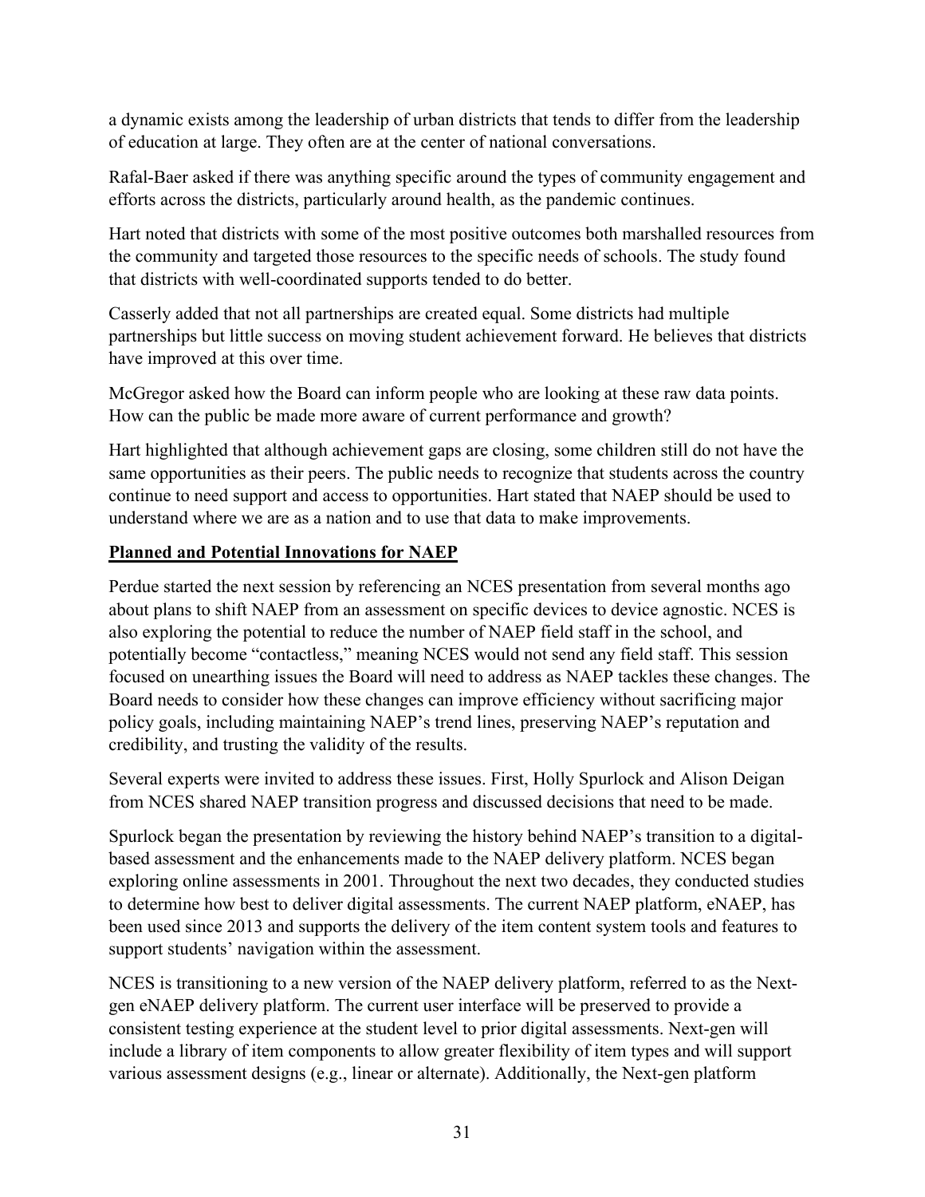a dynamic exists among the leadership of urban districts that tends to differ from the leadership of education at large. They often are at the center of national conversations.

Rafal-Baer asked if there was anything specific around the types of community engagement and efforts across the districts, particularly around health, as the pandemic continues.

Hart noted that districts with some of the most positive outcomes both marshalled resources from the community and targeted those resources to the specific needs of schools. The study found that districts with well-coordinated supports tended to do better.

Casserly added that not all partnerships are created equal. Some districts had multiple partnerships but little success on moving student achievement forward. He believes that districts have improved at this over time.

McGregor asked how the Board can inform people who are looking at these raw data points. How can the public be made more aware of current performance and growth?

Hart highlighted that although achievement gaps are closing, some children still do not have the same opportunities as their peers. The public needs to recognize that students across the country continue to need support and access to opportunities. Hart stated that NAEP should be used to understand where we are as a nation and to use that data to make improvements.

**Planned and Potential Innovations for NAEP**

Perdue started the next session by referencing an NCES presentation from several months ago about plans to shift NAEP from an assessment on specific devices to device agnostic. NCES is also exploring the potential to reduce the number of NAEP field staff in the school, and potentially become "contactless," meaning NCES would not send any field staff. This session focused on unearthing issues the Board will need to address as NAEP tackles these changes. The Board needs to consider how these changes can improve efficiency without sacrificing major policy goals, including maintaining NAEP's trend lines, preserving NAEP's reputation and credibility, and trusting the validity of the results.

Several experts were invited to address these issues. First, Holly Spurlock and Alison Deigan from NCES shared NAEP transition progress and discussed decisions that need to be made.

Spurlock began the presentation by reviewing the history behind NAEP's transition to a digital-based assessment and the enhancements made to the NAEP delivery platform. NCES began exploring online assessments in 2001. Throughout the next two decades, they conducted studies to determine how best to deliver digital assessments. The current NAEP platform, eNAEP, has been used since 2013 and supports the delivery of the item content system tools and features to support students' navigation within the assessment.

NCES is transitioning to a new version of the NAEP delivery platform, referred to as the Next-gen eNAEP delivery platform. The current user interface will be preserved to provide a consistent testing experience at the student level to prior digital assessments. Next-gen will include a library of item components to allow greater flexibility of item types and will support various assessment designs (e.g., linear or alternate). Additionally, the Next-gen platform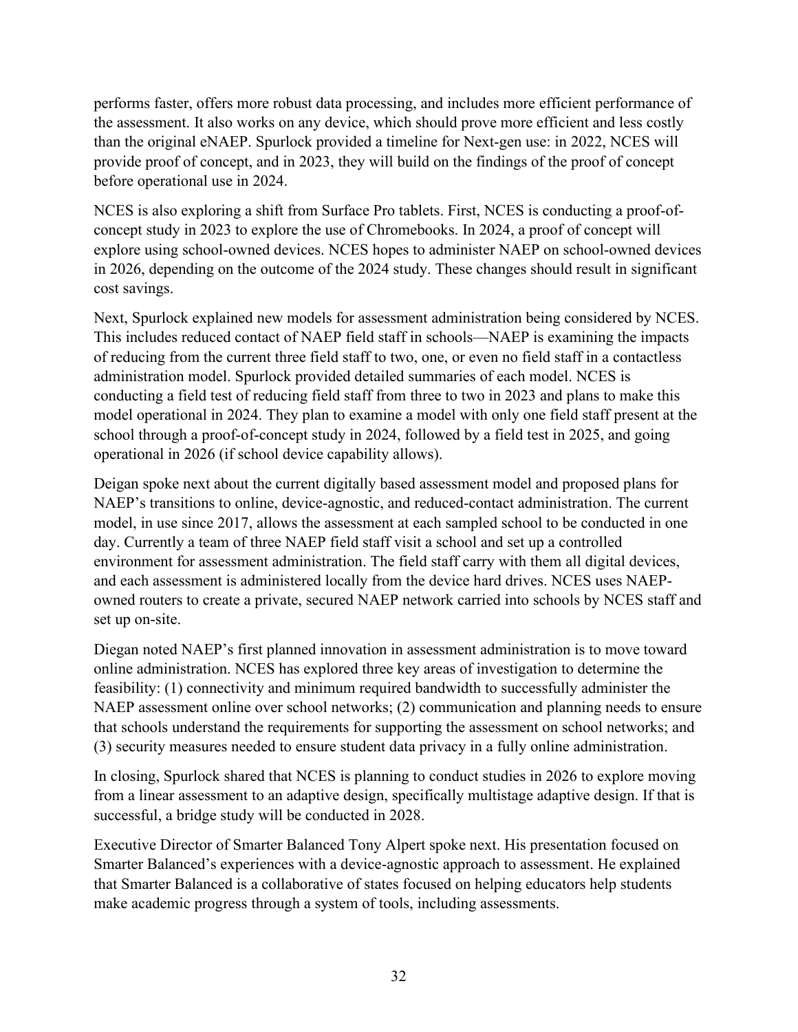performs faster, offers more robust data processing, and includes more efficient performance of the assessment. It also works on any device, which should prove more efficient and less costly than the original eNAEP. Spurlock provided a timeline for Next-gen use: in 2022, NCES will provide proof of concept, and in 2023, they will build on the findings of the proof of concept before operational use in 2024.

NCES is also exploring a shift from Surface Pro tablets. First, NCES is conducting a proof-of-concept study in 2023 to explore the use of Chromebooks. In 2024, a proof of concept will explore using school-owned devices. NCES hopes to administer NAEP on school-owned devices in 2026, depending on the outcome of the 2024 study. These changes should result in significant cost savings.

Next, Spurlock explained new models for assessment administration being considered by NCES. This includes reduced contact of NAEP field staff in schools—NAEP is examining the impacts of reducing from the current three field staff to two, one, or even no field staff in a contactless administration model. Spurlock provided detailed summaries of each model. NCES is conducting a field test of reducing field staff from three to two in 2023 and plans to make this model operational in 2024. They plan to examine a model with only one field staff present at the school through a proof-of-concept study in 2024, followed by a field test in 2025, and going operational in 2026 (if school device capability allows).

Deigan spoke next about the current digitally based assessment model and proposed plans for NAEP's transitions to online, device-agnostic, and reduced-contact administration. The current model, in use since 2017, allows the assessment at each sampled school to be conducted in one day. Currently a team of three NAEP field staff visit a school and set up a controlled environment for assessment administration. The field staff carry with them all digital devices, and each assessment is administered locally from the device hard drives. NCES uses NAEP-owned routers to create a private, secured NAEP network carried into schools by NCES staff and set up on-site.

Diegan noted NAEP's first planned innovation in assessment administration is to move toward online administration. NCES has explored three key areas of investigation to determine the feasibility: (1) connectivity and minimum required bandwidth to successfully administer the NAEP assessment online over school networks; (2) communication and planning needs to ensure that schools understand the requirements for supporting the assessment on school networks; and (3) security measures needed to ensure student data privacy in a fully online administration.

In closing, Spurlock shared that NCES is planning to conduct studies in 2026 to explore moving from a linear assessment to an adaptive design, specifically multistage adaptive design. If that is successful, a bridge study will be conducted in 2028.

Executive Director of Smarter Balanced Tony Alpert spoke next. His presentation focused on Smarter Balanced's experiences with a device-agnostic approach to assessment. He explained that Smarter Balanced is a collaborative of states focused on helping educators help students make academic progress through a system of tools, including assessments.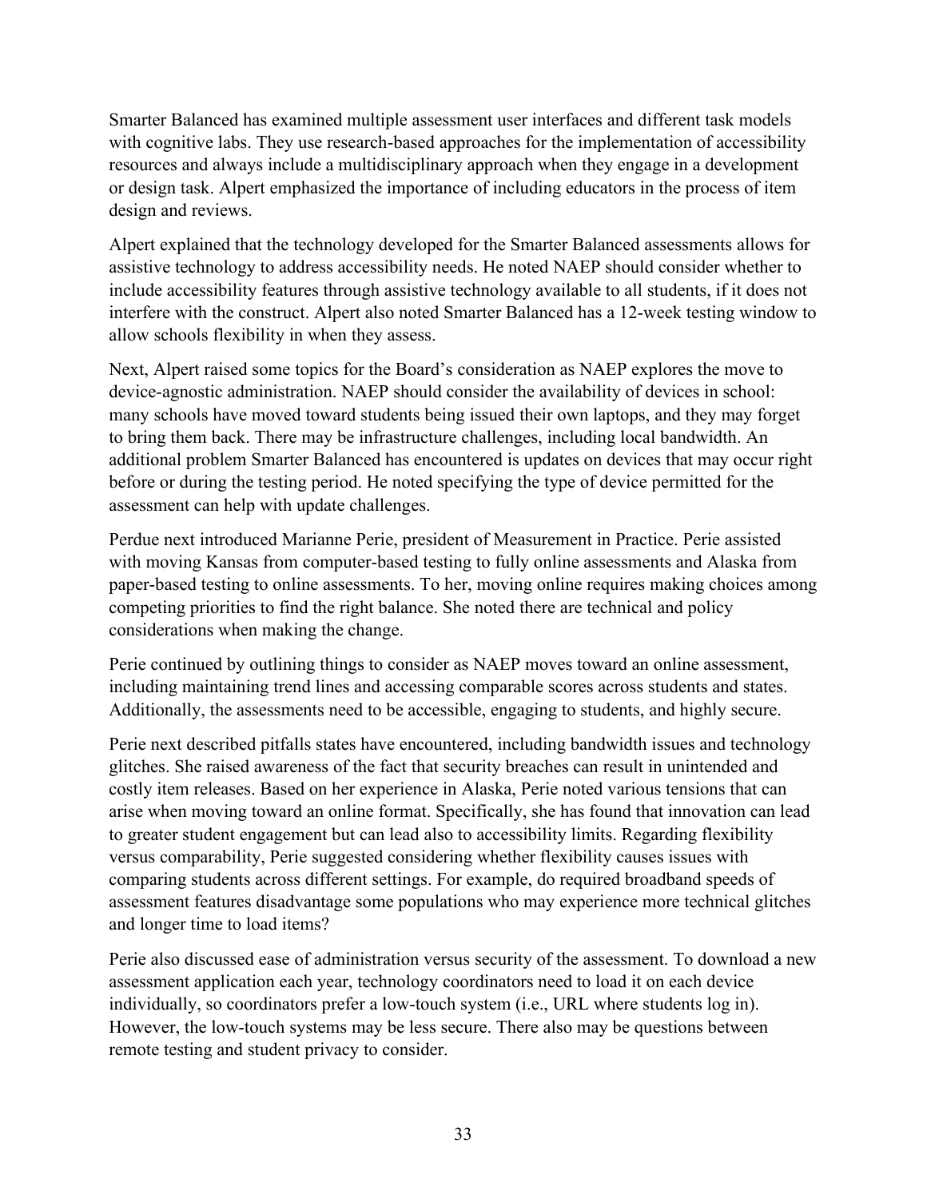Smarter Balanced has examined multiple assessment user interfaces and different task models with cognitive labs. They use research-based approaches for the implementation of accessibility resources and always include a multidisciplinary approach when they engage in a development or design task. Alpert emphasized the importance of including educators in the process of item design and reviews.

Alpert explained that the technology developed for the Smarter Balanced assessments allows for assistive technology to address accessibility needs. He noted NAEP should consider whether to include accessibility features through assistive technology available to all students, if it does not interfere with the construct. Alpert also noted Smarter Balanced has a 12-week testing window to allow schools flexibility in when they assess.

Next, Alpert raised some topics for the Board's consideration as NAEP explores the move to device-agnostic administration. NAEP should consider the availability of devices in school: many schools have moved toward students being issued their own laptops, and they may forget to bring them back. There may be infrastructure challenges, including local bandwidth. An additional problem Smarter Balanced has encountered is updates on devices that may occur right before or during the testing period. He noted specifying the type of device permitted for the assessment can help with update challenges.

Perdue next introduced Marianne Perie, president of Measurement in Practice. Perie assisted with moving Kansas from computer-based testing to fully online assessments and Alaska from paper-based testing to online assessments. To her, moving online requires making choices among competing priorities to find the right balance. She noted there are technical and policy considerations when making the change.

Perie continued by outlining things to consider as NAEP moves toward an online assessment, including maintaining trend lines and accessing comparable scores across students and states. Additionally, the assessments need to be accessible, engaging to students, and highly secure.

Perie next described pitfalls states have encountered, including bandwidth issues and technology glitches. She raised awareness of the fact that security breaches can result in unintended and costly item releases. Based on her experience in Alaska, Perie noted various tensions that can arise when moving toward an online format. Specifically, she has found that innovation can lead to greater student engagement but can lead also to accessibility limits. Regarding flexibility versus comparability, Perie suggested considering whether flexibility causes issues with comparing students across different settings. For example, do required broadband speeds of assessment features disadvantage some populations who may experience more technical glitches and longer time to load items?

Perie also discussed ease of administration versus security of the assessment. To download a new assessment application each year, technology coordinators need to load it on each device individually, so coordinators prefer a low-touch system (i.e., URL where students log in). However, the low-touch systems may be less secure. There also may be questions between remote testing and student privacy to consider.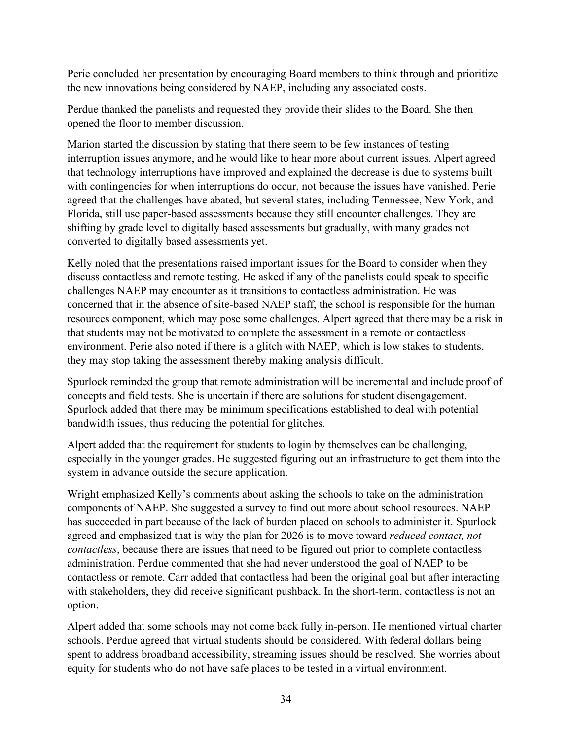Perie concluded her presentation by encouraging Board members to think through and prioritize the new innovations being considered by NAEP, including any associated costs.

Perdue thanked the panelists and requested they provide their slides to the Board. She then opened the floor to member discussion.

Marion started the discussion by stating that there seem to be few instances of testing interruption issues anymore, and he would like to hear more about current issues. Alpert agreed that technology interruptions have improved and explained the decrease is due to systems built with contingencies for when interruptions do occur, not because the issues have vanished. Perie agreed that the challenges have abated, but several states, including Tennessee, New York, and Florida, still use paper-based assessments because they still encounter challenges. They are shifting by grade level to digitally based assessments but gradually, with many grades not converted to digitally based assessments yet.

Kelly noted that the presentations raised important issues for the Board to consider when they discuss contactless and remote testing. He asked if any of the panelists could speak to specific challenges NAEP may encounter as it transitions to contactless administration. He was concerned that in the absence of site-based NAEP staff, the school is responsible for the human resources component, which may pose some challenges. Alpert agreed that there may be a risk in that students may not be motivated to complete the assessment in a remote or contactless environment. Perie also noted if there is a glitch with NAEP, which is low stakes to students, they may stop taking the assessment thereby making analysis difficult.

Spurlock reminded the group that remote administration will be incremental and include proof of concepts and field tests. She is uncertain if there are solutions for student disengagement. Spurlock added that there may be minimum specifications established to deal with potential bandwidth issues, thus reducing the potential for glitches.

Alpert added that the requirement for students to login by themselves can be challenging, especially in the younger grades. He suggested figuring out an infrastructure to get them into the system in advance outside the secure application.

Wright emphasized Kelly's comments about asking the schools to take on the administration components of NAEP. She suggested a survey to find out more about school resources. NAEP has succeeded in part because of the lack of burden placed on schools to administer it. Spurlock agreed and emphasized that is why the plan for 2026 is to move toward *reduced contact, not contactless*, because there are issues that need to be figured out prior to complete contactless administration. Perdue commented that she had never understood the goal of NAEP to be contactless or remote. Carr added that contactless had been the original goal but after interacting with stakeholders, they did receive significant pushback. In the short-term, contactless is not an option.

Alpert added that some schools may not come back fully in-person. He mentioned virtual charter schools. Perdue agreed that virtual students should be considered. With federal dollars being spent to address broadband accessibility, streaming issues should be resolved. She worries about equity for students who do not have safe places to be tested in a virtual environment.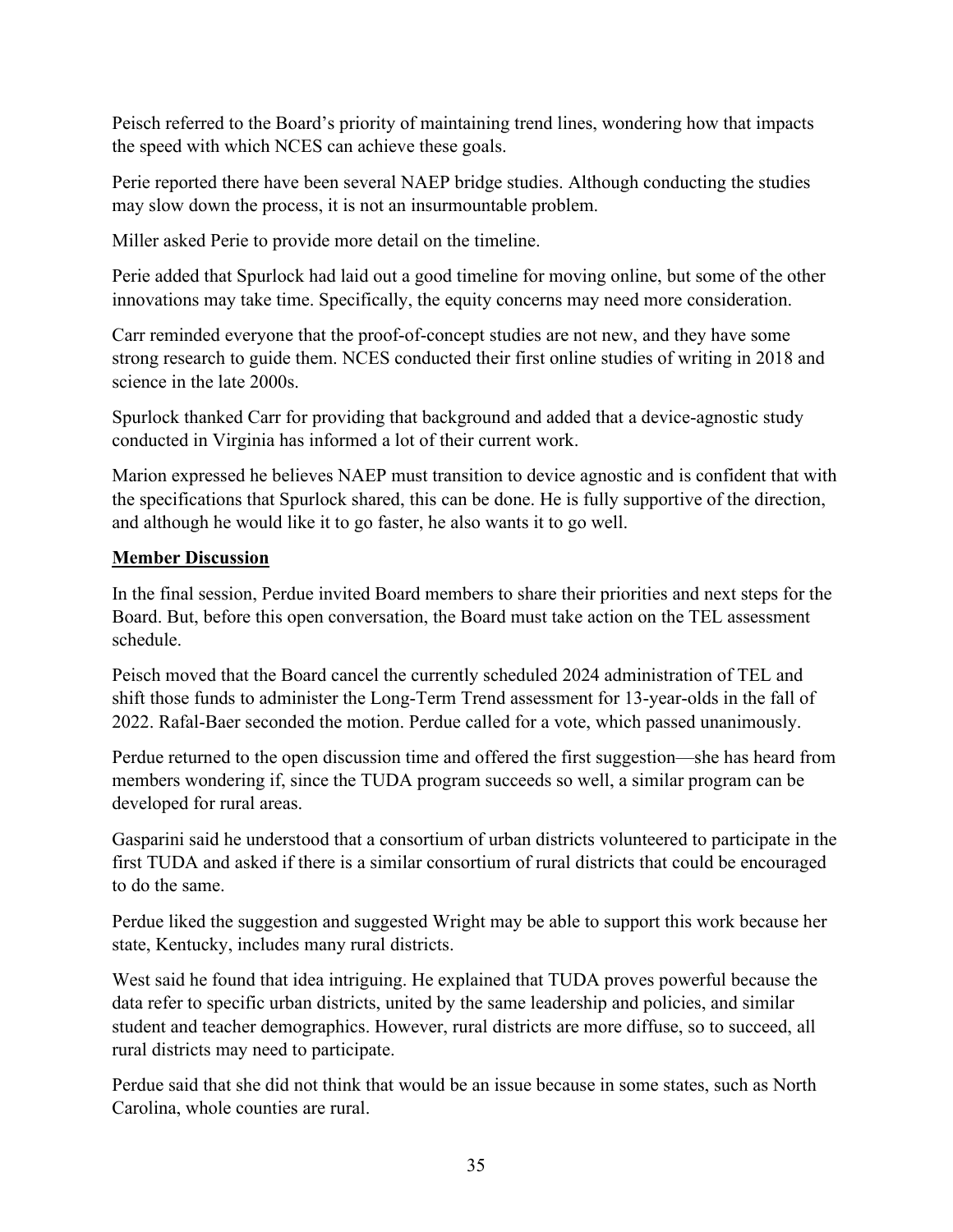Peisch referred to the Board's priority of maintaining trend lines, wondering how that impacts the speed with which NCES can achieve these goals.

Perie reported there have been several NAEP bridge studies. Although conducting the studies may slow down the process, it is not an insurmountable problem.

Miller asked Perie to provide more detail on the timeline.

Perie added that Spurlock had laid out a good timeline for moving online, but some of the other innovations may take time. Specifically, the equity concerns may need more consideration.

Carr reminded everyone that the proof-of-concept studies are not new, and they have some strong research to guide them. NCES conducted their first online studies of writing in 2018 and science in the late 2000s.

Spurlock thanked Carr for providing that background and added that a device-agnostic study conducted in Virginia has informed a lot of their current work.

Marion expressed he believes NAEP must transition to device agnostic and is confident that with the specifications that Spurlock shared, this can be done. He is fully supportive of the direction, and although he would like it to go faster, he also wants it to go well.

**Member Discussion**

In the final session, Perdue invited Board members to share their priorities and next steps for the Board. But, before this open conversation, the Board must take action on the TEL assessment schedule.

Peisch moved that the Board cancel the currently scheduled 2024 administration of TEL and shift those funds to administer the Long-Term Trend assessment for 13-year-olds in the fall of 2022. Rafal-Baer seconded the motion. Perdue called for a vote, which passed unanimously.

Perdue returned to the open discussion time and offered the first suggestion—she has heard from members wondering if, since the TUDA program succeeds so well, a similar program can be developed for rural areas.

Gasparini said he understood that a consortium of urban districts volunteered to participate in the first TUDA and asked if there is a similar consortium of rural districts that could be encouraged to do the same.

Perdue liked the suggestion and suggested Wright may be able to support this work because her state, Kentucky, includes many rural districts.

West said he found that idea intriguing. He explained that TUDA proves powerful because the data refer to specific urban districts, united by the same leadership and policies, and similar student and teacher demographics. However, rural districts are more diffuse, so to succeed, all rural districts may need to participate.

Perdue said that she did not think that would be an issue because in some states, such as North Carolina, whole counties are rural.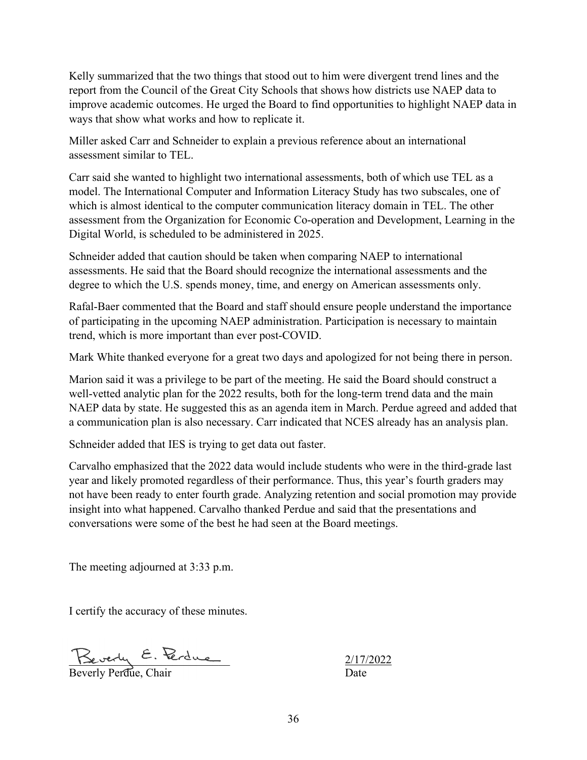Kelly summarized that the two things that stood out to him were divergent trend lines and the report from the Council of the Great City Schools that shows how districts use NAEP data to improve academic outcomes. He urged the Board to find opportunities to highlight NAEP data in ways that show what works and how to replicate it.

Miller asked Carr and Schneider to explain a previous reference about an international assessment similar to TEL.

Carr said she wanted to highlight two international assessments, both of which use TEL as a model. The International Computer and Information Literacy Study has two subscales, one of which is almost identical to the computer communication literacy domain in TEL. The other assessment from the Organization for Economic Co-operation and Development, Learning in the Digital World, is scheduled to be administered in 2025.

Schneider added that caution should be taken when comparing NAEP to international assessments. He said that the Board should recognize the international assessments and the degree to which the U.S. spends money, time, and energy on American assessments only.

Rafal-Baer commented that the Board and staff should ensure people understand the importance of participating in the upcoming NAEP administration. Participation is necessary to maintain trend, which is more important than ever post-COVID.

Mark White thanked everyone for a great two days and apologized for not being there in person.

Marion said it was a privilege to be part of the meeting. He said the Board should construct a well-vetted analytic plan for the 2022 results, both for the long-term trend data and the main NAEP data by state. He suggested this as an agenda item in March. Perdue agreed and added that a communication plan is also necessary. Carr indicated that NCES already has an analysis plan.

Schneider added that IES is trying to get data out faster.

Carvalho emphasized that the 2022 data would include students who were in the third-grade last year and likely promoted regardless of their performance. Thus, this year's fourth graders may not have been ready to enter fourth grade. Analyzing retention and social promotion may provide insight into what happened. Carvalho thanked Perdue and said that the presentations and conversations were some of the best he had seen at the Board meetings.

The meeting adjourned at 3:33 p.m.

I certify the accuracy of these minutes.

Beverly E. Perdue

Beverly Perdue, Chair

2/17/2022

Date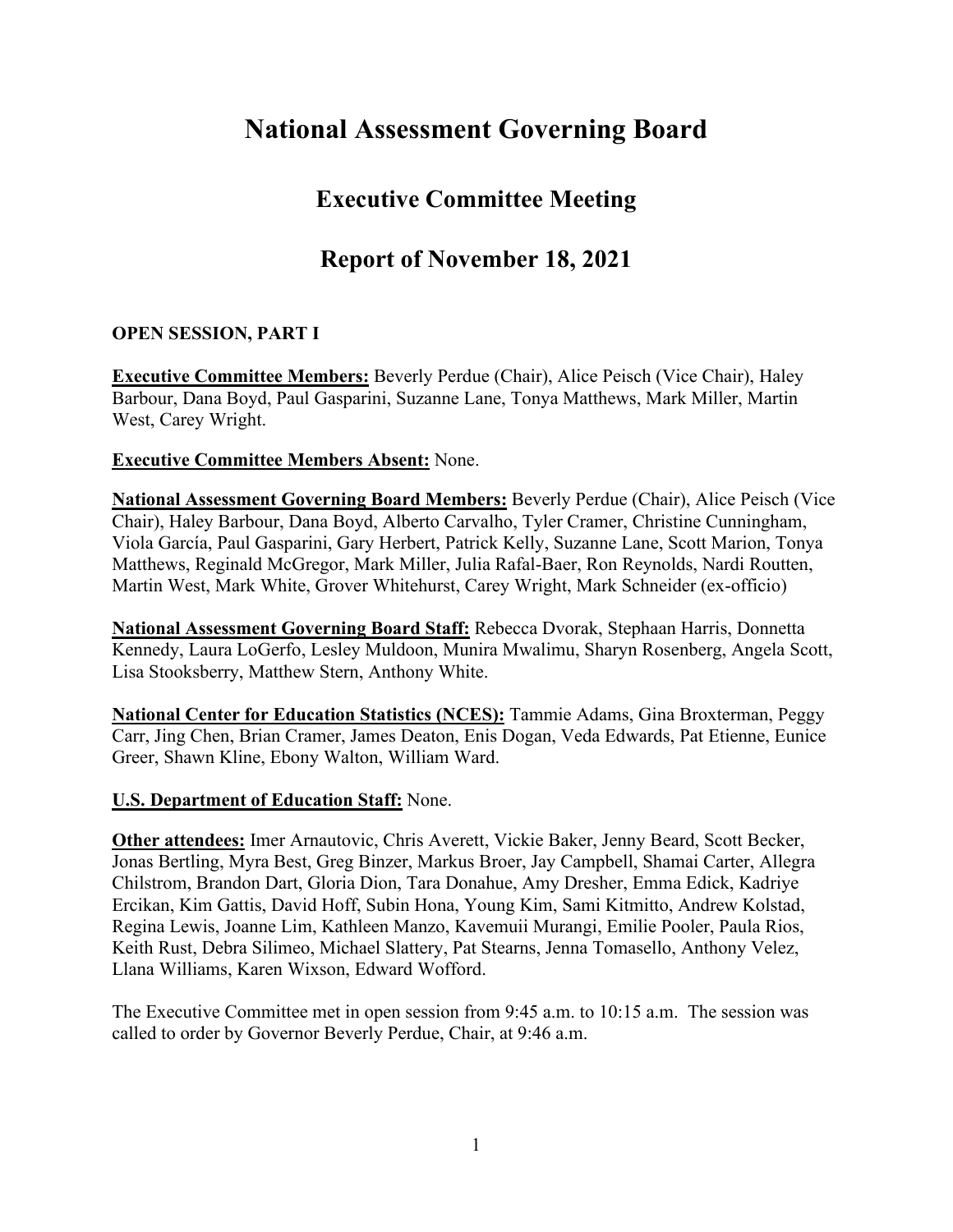# National Assessment Governing Board

## Executive Committee Meeting

## Report of November 18, 2021

**OPEN SESSION, PART I**

**Executive Committee Members:** Beverly Perdue (Chair), Alice Peisch (Vice Chair), Haley Barbour, Dana Boyd, Paul Gasparini, Suzanne Lane, Tonya Matthews, Mark Miller, Martin West, Carey Wright.

**Executive Committee Members Absent:** None.

**National Assessment Governing Board Members:** Beverly Perdue (Chair), Alice Peisch (Vice Chair), Haley Barbour, Dana Boyd, Alberto Carvalho, Tyler Cramer, Christine Cunningham, Viola García, Paul Gasparini, Gary Herbert, Patrick Kelly, Suzanne Lane, Scott Marion, Tonya Matthews, Reginald McGregor, Mark Miller, Julia Rafal-Baer, Ron Reynolds, Nardi Routten, Martin West, Mark White, Grover Whitehurst, Carey Wright, Mark Schneider (ex-officio)

**National Assessment Governing Board Staff:** Rebecca Dvorak, Stephaan Harris, Donnetta Kennedy, Laura LoGerfo, Lesley Muldoon, Munira Mwalimu, Sharyn Rosenberg, Angela Scott, Lisa Stooksberry, Matthew Stern, Anthony White.

**National Center for Education Statistics (NCES):** Tammie Adams, Gina Broxterman, Peggy Carr, Jing Chen, Brian Cramer, James Deaton, Enis Dogan, Veda Edwards, Pat Etienne, Eunice Greer, Shawn Kline, Ebony Walton, William Ward.

**U.S. Department of Education Staff:** None.

**Other attendees:** Imer Arnautovic, Chris Averett, Vickie Baker, Jenny Beard, Scott Becker, Jonas Bertling, Myra Best, Greg Binzer, Markus Broer, Jay Campbell, Shamai Carter, Allegra Chilstrom, Brandon Dart, Gloria Dion, Tara Donahue, Amy Dresher, Emma Edick, Kadriye Ercikan, Kim Gattis, David Hoff, Subin Hona, Young Kim, Sami Kitmitto, Andrew Kolstad, Regina Lewis, Joanne Lim, Kathleen Manzo, Kavemuii Murangi, Emilie Pooler, Paula Rios, Keith Rust, Debra Silimeo, Michael Slattery, Pat Stearns, Jenna Tomasello, Anthony Velez, Llana Williams, Karen Wixson, Edward Wofford.

The Executive Committee met in open session from 9:45 a.m. to 10:15 a.m. The session was called to order by Governor Beverly Perdue, Chair, at 9:46 a.m.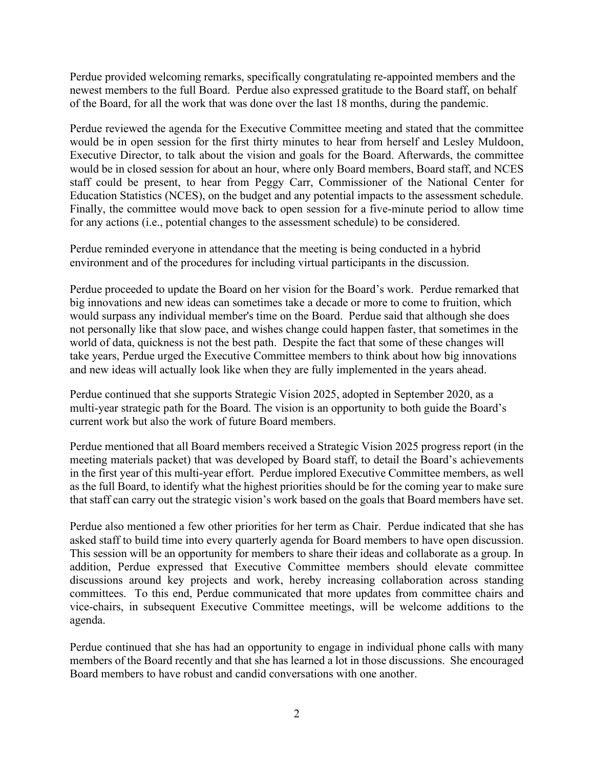Perdue provided welcoming remarks, specifically congratulating re-appointed members and the newest members to the full Board. Perdue also expressed gratitude to the Board staff, on behalf of the Board, for all the work that was done over the last 18 months, during the pandemic.

Perdue reviewed the agenda for the Executive Committee meeting and stated that the committee would be in open session for the first thirty minutes to hear from herself and Lesley Muldoon, Executive Director, to talk about the vision and goals for the Board. Afterwards, the committee would be in closed session for about an hour, where only Board members, Board staff, and NCES staff could be present, to hear from Peggy Carr, Commissioner of the National Center for Education Statistics (NCES), on the budget and any potential impacts to the assessment schedule. Finally, the committee would move back to open session for a five-minute period to allow time for any actions (i.e., potential changes to the assessment schedule) to be considered.

Perdue reminded everyone in attendance that the meeting is being conducted in a hybrid environment and of the procedures for including virtual participants in the discussion.

Perdue proceeded to update the Board on her vision for the Board's work. Perdue remarked that big innovations and new ideas can sometimes take a decade or more to come to fruition, which would surpass any individual member's time on the Board. Perdue said that although she does not personally like that slow pace, and wishes change could happen faster, that sometimes in the world of data, quickness is not the best path. Despite the fact that some of these changes will take years, Perdue urged the Executive Committee members to think about how big innovations and new ideas will actually look like when they are fully implemented in the years ahead.

Perdue continued that she supports Strategic Vision 2025, adopted in September 2020, as a multi-year strategic path for the Board. The vision is an opportunity to both guide the Board's current work but also the work of future Board members.

Perdue mentioned that all Board members received a Strategic Vision 2025 progress report (in the meeting materials packet) that was developed by Board staff, to detail the Board's achievements in the first year of this multi-year effort. Perdue implored Executive Committee members, as well as the full Board, to identify what the highest priorities should be for the coming year to make sure that staff can carry out the strategic vision's work based on the goals that Board members have set.

Perdue also mentioned a few other priorities for her term as Chair. Perdue indicated that she has asked staff to build time into every quarterly agenda for Board members to have open discussion. This session will be an opportunity for members to share their ideas and collaborate as a group. In addition, Perdue expressed that Executive Committee members should elevate committee discussions around key projects and work, hereby increasing collaboration across standing committees. To this end, Perdue communicated that more updates from committee chairs and vice-chairs, in subsequent Executive Committee meetings, will be welcome additions to the agenda.

Perdue continued that she has had an opportunity to engage in individual phone calls with many members of the Board recently and that she has learned a lot in those discussions. She encouraged Board members to have robust and candid conversations with one another.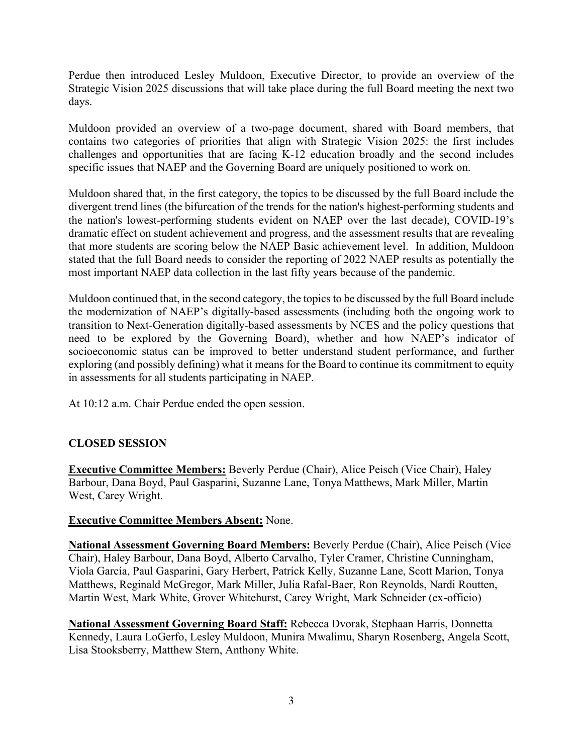Perdue then introduced Lesley Muldoon, Executive Director, to provide an overview of the Strategic Vision 2025 discussions that will take place during the full Board meeting the next two days.

Muldoon provided an overview of a two-page document, shared with Board members, that contains two categories of priorities that align with Strategic Vision 2025: the first includes challenges and opportunities that are facing K-12 education broadly and the second includes specific issues that NAEP and the Governing Board are uniquely positioned to work on.

Muldoon shared that, in the first category, the topics to be discussed by the full Board include the divergent trend lines (the bifurcation of the trends for the nation's highest-performing students and the nation's lowest-performing students evident on NAEP over the last decade), COVID-19's dramatic effect on student achievement and progress, and the assessment results that are revealing that more students are scoring below the NAEP Basic achievement level. In addition, Muldoon stated that the full Board needs to consider the reporting of 2022 NAEP results as potentially the most important NAEP data collection in the last fifty years because of the pandemic.

Muldoon continued that, in the second category, the topics to be discussed by the full Board include the modernization of NAEP's digitally-based assessments (including both the ongoing work to transition to Next-Generation digitally-based assessments by NCES and the policy questions that need to be explored by the Governing Board), whether and how NAEP's indicator of socioeconomic status can be improved to better understand student performance, and further exploring (and possibly defining) what it means for the Board to continue its commitment to equity in assessments for all students participating in NAEP.

At 10:12 a.m. Chair Perdue ended the open session.

## CLOSED SESSION

**Executive Committee Members:** Beverly Perdue (Chair), Alice Peisch (Vice Chair), Haley Barbour, Dana Boyd, Paul Gasparini, Suzanne Lane, Tonya Matthews, Mark Miller, Martin West, Carey Wright.

**Executive Committee Members Absent:** None.

**National Assessment Governing Board Members:** Beverly Perdue (Chair), Alice Peisch (Vice Chair), Haley Barbour, Dana Boyd, Alberto Carvalho, Tyler Cramer, Christine Cunningham, Viola García, Paul Gasparini, Gary Herbert, Patrick Kelly, Suzanne Lane, Scott Marion, Tonya Matthews, Reginald McGregor, Mark Miller, Julia Rafal-Baer, Ron Reynolds, Nardi Routten, Martin West, Mark White, Grover Whitehurst, Carey Wright, Mark Schneider (ex-officio)

**National Assessment Governing Board Staff:** Rebecca Dvorak, Stephaan Harris, Donnetta Kennedy, Laura LoGerfo, Lesley Muldoon, Munira Mwalimu, Sharyn Rosenberg, Angela Scott, Lisa Stooksberry, Matthew Stern, Anthony White.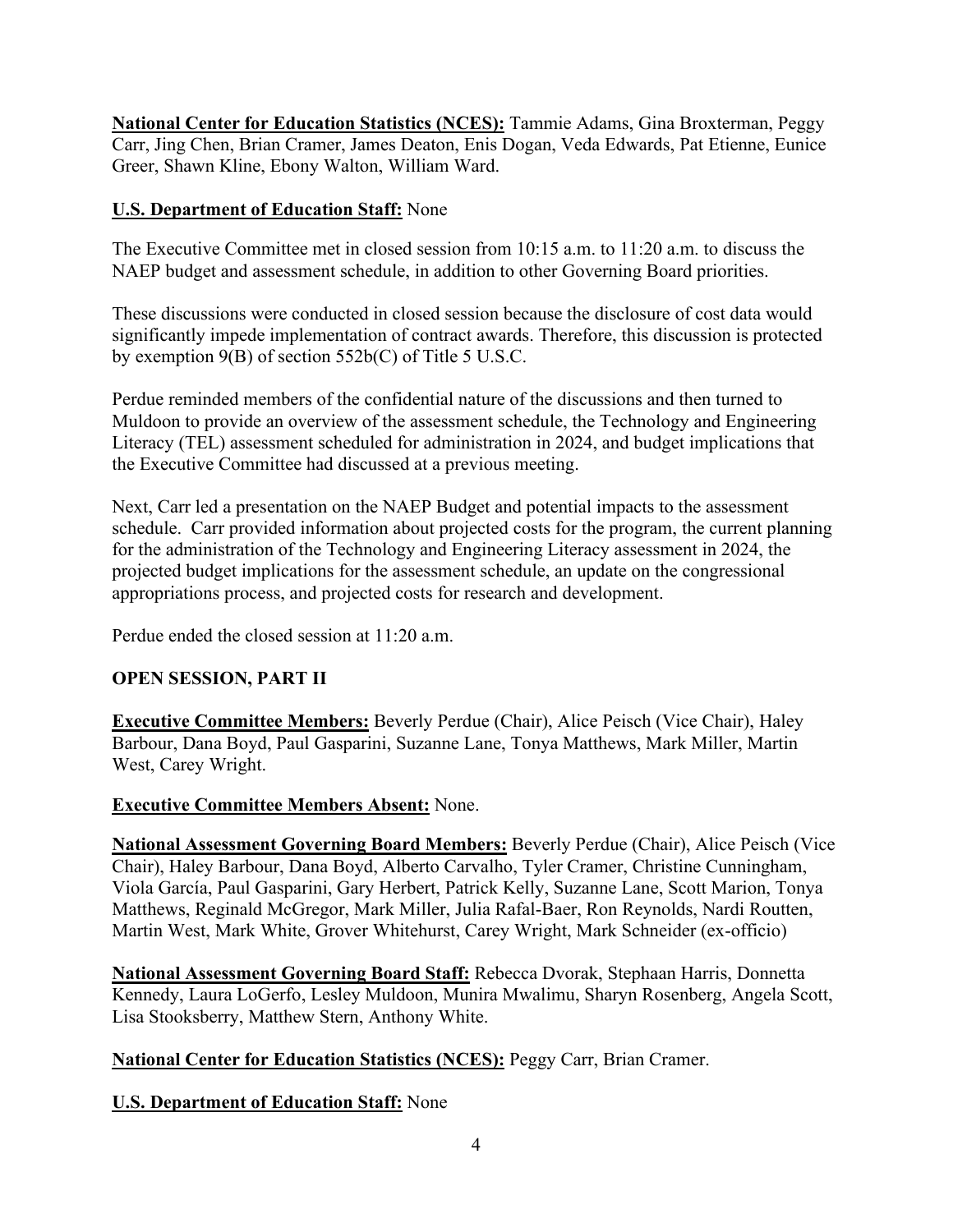**National Center for Education Statistics (NCES):** Tammie Adams, Gina Broxterman, Peggy Carr, Jing Chen, Brian Cramer, James Deaton, Enis Dogan, Veda Edwards, Pat Etienne, Eunice Greer, Shawn Kline, Ebony Walton, William Ward.

**U.S. Department of Education Staff:** None

The Executive Committee met in closed session from 10:15 a.m. to 11:20 a.m. to discuss the NAEP budget and assessment schedule, in addition to other Governing Board priorities.

These discussions were conducted in closed session because the disclosure of cost data would significantly impede implementation of contract awards. Therefore, this discussion is protected by exemption 9(B) of section 552b(C) of Title 5 U.S.C.

Perdue reminded members of the confidential nature of the discussions and then turned to Muldoon to provide an overview of the assessment schedule, the Technology and Engineering Literacy (TEL) assessment scheduled for administration in 2024, and budget implications that the Executive Committee had discussed at a previous meeting.

Next, Carr led a presentation on the NAEP Budget and potential impacts to the assessment schedule. Carr provided information about projected costs for the program, the current planning for the administration of the Technology and Engineering Literacy assessment in 2024, the projected budget implications for the assessment schedule, an update on the congressional appropriations process, and projected costs for research and development.

Perdue ended the closed session at 11:20 a.m.

**OPEN SESSION, PART II**

**Executive Committee Members:** Beverly Perdue (Chair), Alice Peisch (Vice Chair), Haley Barbour, Dana Boyd, Paul Gasparini, Suzanne Lane, Tonya Matthews, Mark Miller, Martin West, Carey Wright.

**Executive Committee Members Absent:** None.

**National Assessment Governing Board Members:** Beverly Perdue (Chair), Alice Peisch (Vice Chair), Haley Barbour, Dana Boyd, Alberto Carvalho, Tyler Cramer, Christine Cunningham, Viola García, Paul Gasparini, Gary Herbert, Patrick Kelly, Suzanne Lane, Scott Marion, Tonya Matthews, Reginald McGregor, Mark Miller, Julia Rafal-Baer, Ron Reynolds, Nardi Routten, Martin West, Mark White, Grover Whitehurst, Carey Wright, Mark Schneider (ex-officio)

**National Assessment Governing Board Staff:** Rebecca Dvorak, Stephaan Harris, Donnetta Kennedy, Laura LoGerfo, Lesley Muldoon, Munira Mwalimu, Sharyn Rosenberg, Angela Scott, Lisa Stooksberry, Matthew Stern, Anthony White.

**National Center for Education Statistics (NCES):** Peggy Carr, Brian Cramer.

**U.S. Department of Education Staff:** None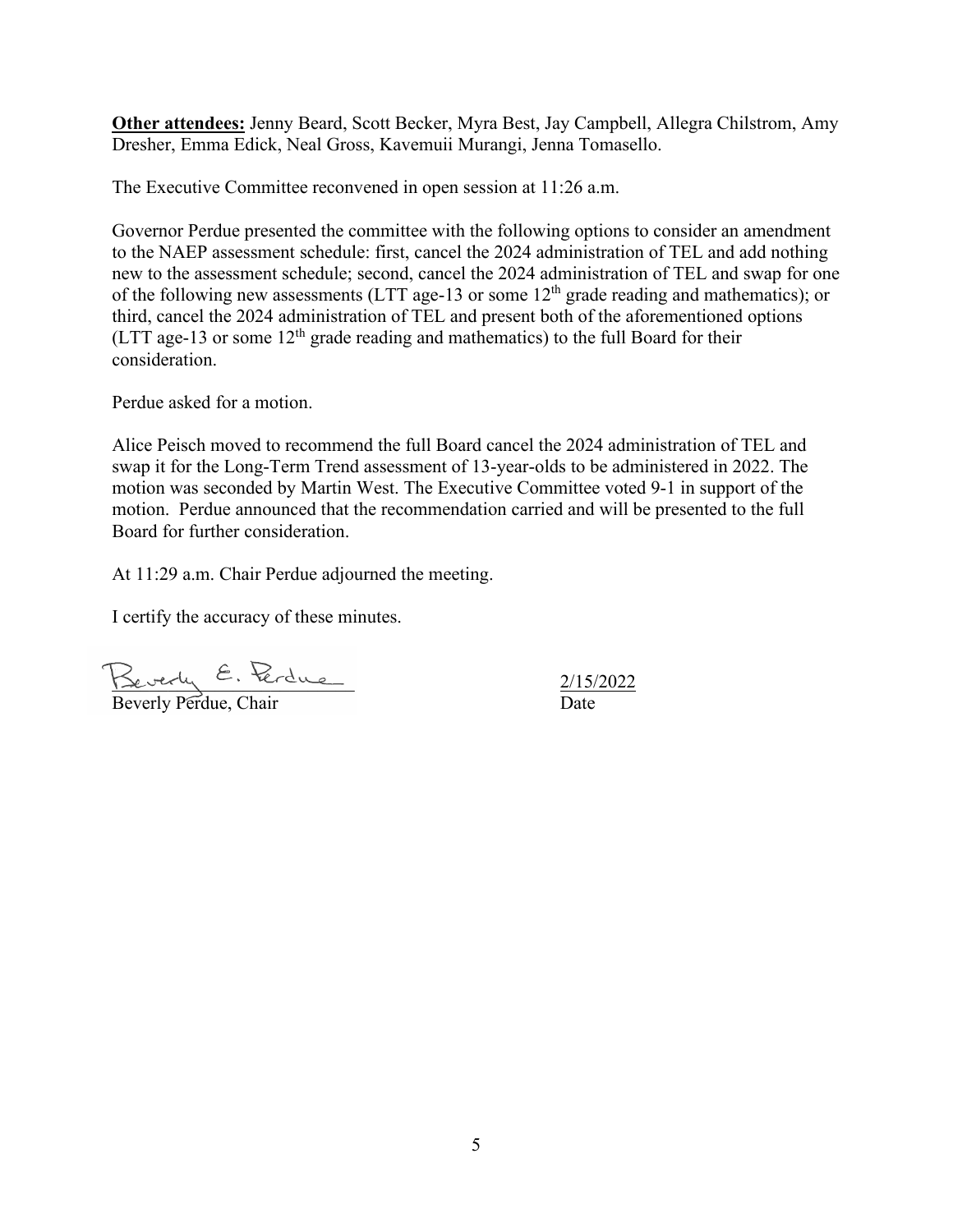**Other attendees:** Jenny Beard, Scott Becker, Myra Best, Jay Campbell, Allegra Chilstrom, Amy Dresher, Emma Edick, Neal Gross, Kavemuii Murangi, Jenna Tomasello.

The Executive Committee reconvened in open session at 11:26 a.m.

Governor Perdue presented the committee with the following options to consider an amendment to the NAEP assessment schedule: first, cancel the 2024 administration of TEL and add nothing new to the assessment schedule; second, cancel the 2024 administration of TEL and swap for one of the following new assessments (LTT age-13 or some 12th grade reading and mathematics); or third, cancel the 2024 administration of TEL and present both of the aforementioned options (LTT age-13 or some 12th grade reading and mathematics) to the full Board for their consideration.

Perdue asked for a motion.

Alice Peisch moved to recommend the full Board cancel the 2024 administration of TEL and swap it for the Long-Term Trend assessment of 13-year-olds to be administered in 2022. The motion was seconded by Martin West. The Executive Committee voted 9-1 in support of the motion. Perdue announced that the recommendation carried and will be presented to the full Board for further consideration.

At 11:29 a.m. Chair Perdue adjourned the meeting.

I certify the accuracy of these minutes.

Beverly E. Perdue

Beverly Perdue, Chair

2/15/2022

Date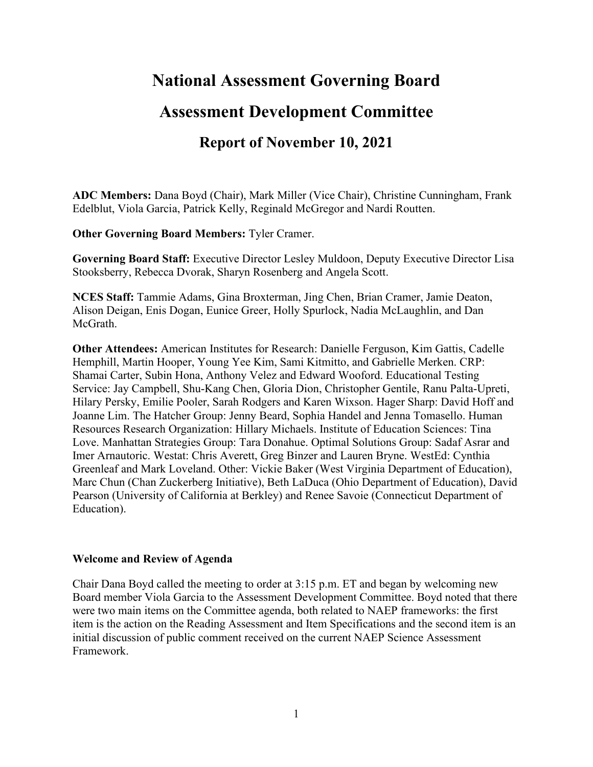# National Assessment Governing Board

# Assessment Development Committee

## Report of November 10, 2021

**ADC Members:** Dana Boyd (Chair), Mark Miller (Vice Chair), Christine Cunningham, Frank Edelblut, Viola Garcia, Patrick Kelly, Reginald McGregor and Nardi Routten.

**Other Governing Board Members:** Tyler Cramer.

**Governing Board Staff:** Executive Director Lesley Muldoon, Deputy Executive Director Lisa Stooksberry, Rebecca Dvorak, Sharyn Rosenberg and Angela Scott.

**NCES Staff:** Tammie Adams, Gina Broxterman, Jing Chen, Brian Cramer, Jamie Deaton, Alison Deigan, Enis Dogan, Eunice Greer, Holly Spurlock, Nadia McLaughlin, and Dan McGrath.

**Other Attendees:** American Institutes for Research: Danielle Ferguson, Kim Gattis, Cadelle Hemphill, Martin Hooper, Young Yee Kim, Sami Kitmitto, and Gabrielle Merken. CRP: Shamai Carter, Subin Hona, Anthony Velez and Edward Wooford. Educational Testing Service: Jay Campbell, Shu-Kang Chen, Gloria Dion, Christopher Gentile, Ranu Palta-Upreti, Hilary Persky, Emilie Pooler, Sarah Rodgers and Karen Wixson. Hager Sharp: David Hoff and Joanne Lim. The Hatcher Group: Jenny Beard, Sophia Handel and Jenna Tomasello. Human Resources Research Organization: Hillary Michaels. Institute of Education Sciences: Tina Love. Manhattan Strategies Group: Tara Donahue. Optimal Solutions Group: Sadaf Asrar and Imer Arnautoric. Westat: Chris Averett, Greg Binzer and Lauren Bryne. WestEd: Cynthia Greenleaf and Mark Loveland. Other: Vickie Baker (West Virginia Department of Education), Marc Chun (Chan Zuckerberg Initiative), Beth LaDuca (Ohio Department of Education), David Pearson (University of California at Berkley) and Renee Savoie (Connecticut Department of Education).

**Welcome and Review of Agenda**

Chair Dana Boyd called the meeting to order at 3:15 p.m. ET and began by welcoming new Board member Viola Garcia to the Assessment Development Committee. Boyd noted that there were two main items on the Committee agenda, both related to NAEP frameworks: the first item is the action on the Reading Assessment and Item Specifications and the second item is an initial discussion of public comment received on the current NAEP Science Assessment Framework.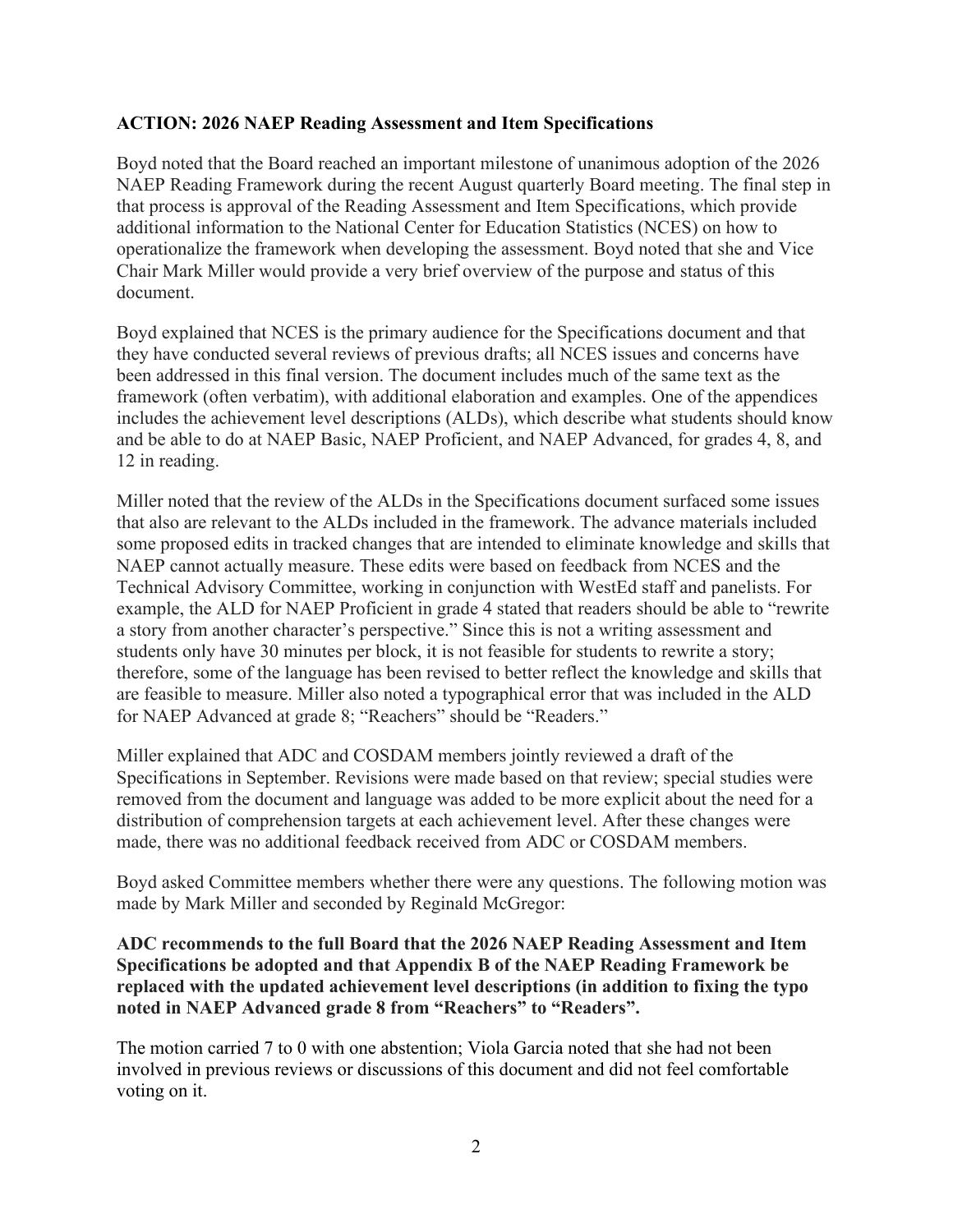**ACTION: 2026 NAEP Reading Assessment and Item Specifications**

Boyd noted that the Board reached an important milestone of unanimous adoption of the 2026 NAEP Reading Framework during the recent August quarterly Board meeting. The final step in that process is approval of the Reading Assessment and Item Specifications, which provide additional information to the National Center for Education Statistics (NCES) on how to operationalize the framework when developing the assessment. Boyd noted that she and Vice Chair Mark Miller would provide a very brief overview of the purpose and status of this document.

Boyd explained that NCES is the primary audience for the Specifications document and that they have conducted several reviews of previous drafts; all NCES issues and concerns have been addressed in this final version. The document includes much of the same text as the framework (often verbatim), with additional elaboration and examples. One of the appendices includes the achievement level descriptions (ALDs), which describe what students should know and be able to do at NAEP Basic, NAEP Proficient, and NAEP Advanced, for grades 4, 8, and 12 in reading.

Miller noted that the review of the ALDs in the Specifications document surfaced some issues that also are relevant to the ALDs included in the framework. The advance materials included some proposed edits in tracked changes that are intended to eliminate knowledge and skills that NAEP cannot actually measure. These edits were based on feedback from NCES and the Technical Advisory Committee, working in conjunction with WestEd staff and panelists. For example, the ALD for NAEP Proficient in grade 4 stated that readers should be able to "rewrite a story from another character's perspective." Since this is not a writing assessment and students only have 30 minutes per block, it is not feasible for students to rewrite a story; therefore, some of the language has been revised to better reflect the knowledge and skills that are feasible to measure. Miller also noted a typographical error that was included in the ALD for NAEP Advanced at grade 8; "Reachers" should be "Readers."

Miller explained that ADC and COSDAM members jointly reviewed a draft of the Specifications in September. Revisions were made based on that review; special studies were removed from the document and language was added to be more explicit about the need for a distribution of comprehension targets at each achievement level. After these changes were made, there was no additional feedback received from ADC or COSDAM members.

Boyd asked Committee members whether there were any questions. The following motion was made by Mark Miller and seconded by Reginald McGregor:

**ADC recommends to the full Board that the 2026 NAEP Reading Assessment and Item Specifications be adopted and that Appendix B of the NAEP Reading Framework be replaced with the updated achievement level descriptions (in addition to fixing the typo noted in NAEP Advanced grade 8 from "Reachers" to "Readers".**

The motion carried 7 to 0 with one abstention; Viola Garcia noted that she had not been involved in previous reviews or discussions of this document and did not feel comfortable voting on it.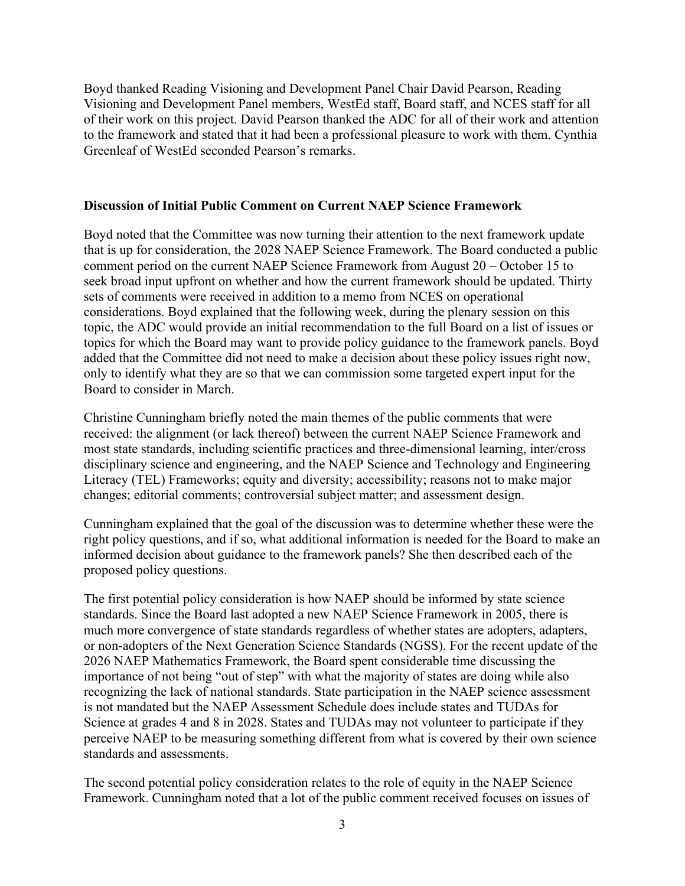Boyd thanked Reading Visioning and Development Panel Chair David Pearson, Reading Visioning and Development Panel members, WestEd staff, Board staff, and NCES staff for all of their work on this project. David Pearson thanked the ADC for all of their work and attention to the framework and stated that it had been a professional pleasure to work with them. Cynthia Greenleaf of WestEd seconded Pearson's remarks.

**Discussion of Initial Public Comment on Current NAEP Science Framework**

Boyd noted that the Committee was now turning their attention to the next framework update that is up for consideration, the 2028 NAEP Science Framework. The Board conducted a public comment period on the current NAEP Science Framework from August 20 – October 15 to seek broad input upfront on whether and how the current framework should be updated. Thirty sets of comments were received in addition to a memo from NCES on operational considerations. Boyd explained that the following week, during the plenary session on this topic, the ADC would provide an initial recommendation to the full Board on a list of issues or topics for which the Board may want to provide policy guidance to the framework panels. Boyd added that the Committee did not need to make a decision about these policy issues right now, only to identify what they are so that we can commission some targeted expert input for the Board to consider in March.

Christine Cunningham briefly noted the main themes of the public comments that were received: the alignment (or lack thereof) between the current NAEP Science Framework and most state standards, including scientific practices and three-dimensional learning, inter/cross disciplinary science and engineering, and the NAEP Science and Technology and Engineering Literacy (TEL) Frameworks; equity and diversity; accessibility; reasons not to make major changes; editorial comments; controversial subject matter; and assessment design.

Cunningham explained that the goal of the discussion was to determine whether these were the right policy questions, and if so, what additional information is needed for the Board to make an informed decision about guidance to the framework panels? She then described each of the proposed policy questions.

The first potential policy consideration is how NAEP should be informed by state science standards. Since the Board last adopted a new NAEP Science Framework in 2005, there is much more convergence of state standards regardless of whether states are adopters, adapters, or non-adopters of the Next Generation Science Standards (NGSS). For the recent update of the 2026 NAEP Mathematics Framework, the Board spent considerable time discussing the importance of not being "out of step" with what the majority of states are doing while also recognizing the lack of national standards. State participation in the NAEP science assessment is not mandated but the NAEP Assessment Schedule does include states and TUDAs for Science at grades 4 and 8 in 2028. States and TUDAs may not volunteer to participate if they perceive NAEP to be measuring something different from what is covered by their own science standards and assessments.

The second potential policy consideration relates to the role of equity in the NAEP Science Framework. Cunningham noted that a lot of the public comment received focuses on issues of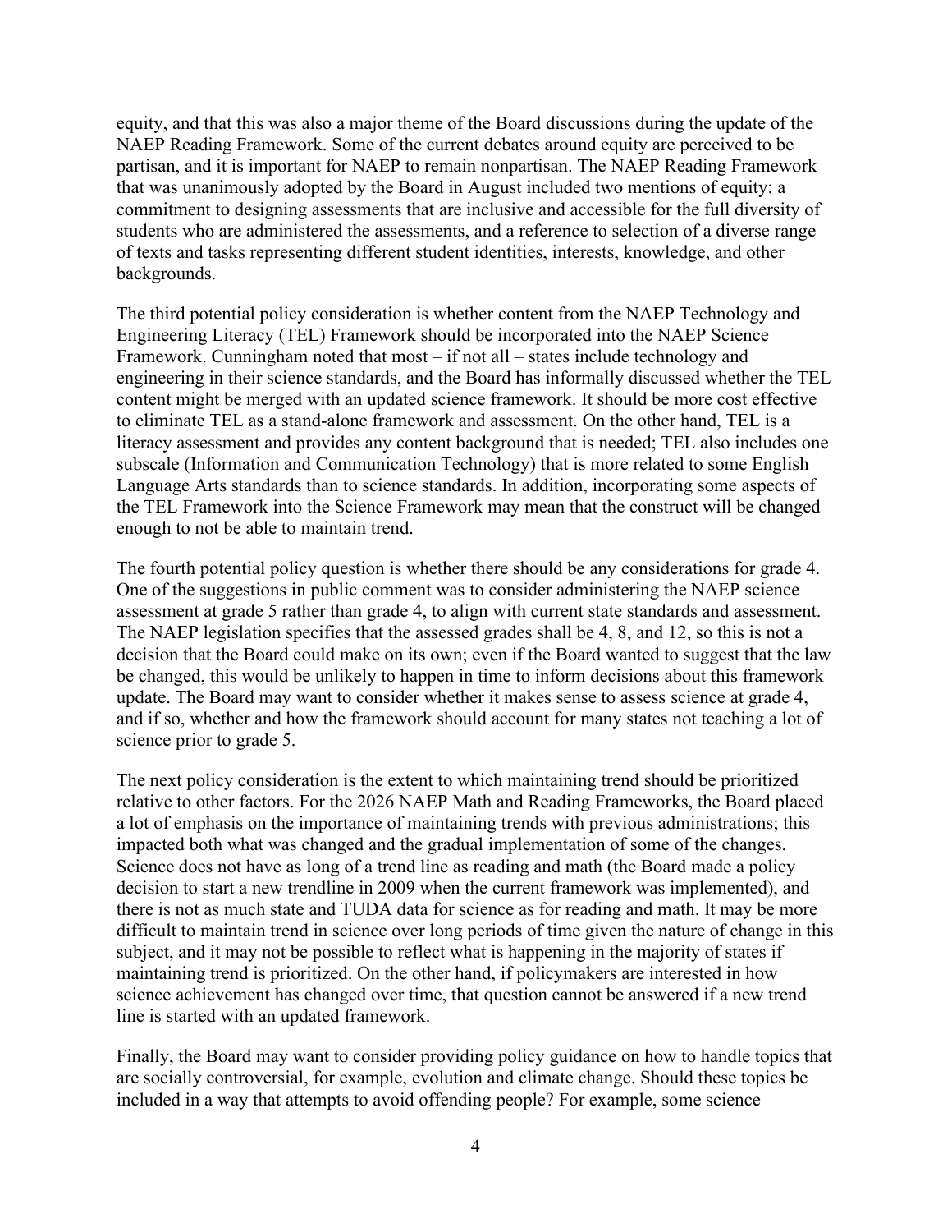equity, and that this was also a major theme of the Board discussions during the update of the NAEP Reading Framework. Some of the current debates around equity are perceived to be partisan, and it is important for NAEP to remain nonpartisan. The NAEP Reading Framework that was unanimously adopted by the Board in August included two mentions of equity: a commitment to designing assessments that are inclusive and accessible for the full diversity of students who are administered the assessments, and a reference to selection of a diverse range of texts and tasks representing different student identities, interests, knowledge, and other backgrounds.

The third potential policy consideration is whether content from the NAEP Technology and Engineering Literacy (TEL) Framework should be incorporated into the NAEP Science Framework. Cunningham noted that most – if not all – states include technology and engineering in their science standards, and the Board has informally discussed whether the TEL content might be merged with an updated science framework. It should be more cost effective to eliminate TEL as a stand-alone framework and assessment. On the other hand, TEL is a literacy assessment and provides any content background that is needed; TEL also includes one subscale (Information and Communication Technology) that is more related to some English Language Arts standards than to science standards. In addition, incorporating some aspects of the TEL Framework into the Science Framework may mean that the construct will be changed enough to not be able to maintain trend.

The fourth potential policy question is whether there should be any considerations for grade 4. One of the suggestions in public comment was to consider administering the NAEP science assessment at grade 5 rather than grade 4, to align with current state standards and assessment. The NAEP legislation specifies that the assessed grades shall be 4, 8, and 12, so this is not a decision that the Board could make on its own; even if the Board wanted to suggest that the law be changed, this would be unlikely to happen in time to inform decisions about this framework update. The Board may want to consider whether it makes sense to assess science at grade 4, and if so, whether and how the framework should account for many states not teaching a lot of science prior to grade 5.

The next policy consideration is the extent to which maintaining trend should be prioritized relative to other factors. For the 2026 NAEP Math and Reading Frameworks, the Board placed a lot of emphasis on the importance of maintaining trends with previous administrations; this impacted both what was changed and the gradual implementation of some of the changes. Science does not have as long of a trend line as reading and math (the Board made a policy decision to start a new trendline in 2009 when the current framework was implemented), and there is not as much state and TUDA data for science as for reading and math. It may be more difficult to maintain trend in science over long periods of time given the nature of change in this subject, and it may not be possible to reflect what is happening in the majority of states if maintaining trend is prioritized. On the other hand, if policymakers are interested in how science achievement has changed over time, that question cannot be answered if a new trend line is started with an updated framework.

Finally, the Board may want to consider providing policy guidance on how to handle topics that are socially controversial, for example, evolution and climate change. Should these topics be included in a way that attempts to avoid offending people? For example, some science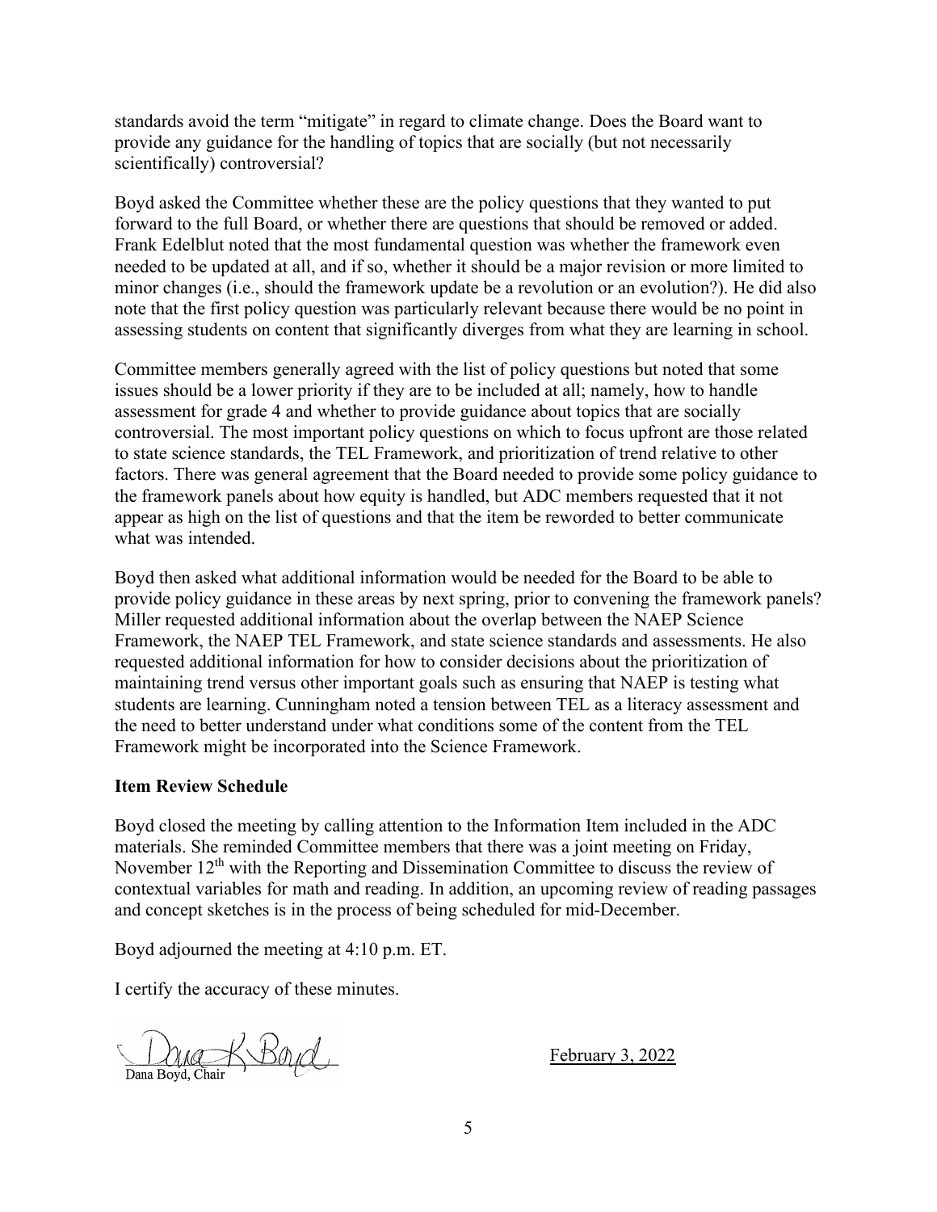standards avoid the term "mitigate" in regard to climate change. Does the Board want to provide any guidance for the handling of topics that are socially (but not necessarily scientifically) controversial?

Boyd asked the Committee whether these are the policy questions that they wanted to put forward to the full Board, or whether there are questions that should be removed or added. Frank Edelblut noted that the most fundamental question was whether the framework even needed to be updated at all, and if so, whether it should be a major revision or more limited to minor changes (i.e., should the framework update be a revolution or an evolution?). He did also note that the first policy question was particularly relevant because there would be no point in assessing students on content that significantly diverges from what they are learning in school.

Committee members generally agreed with the list of policy questions but noted that some issues should be a lower priority if they are to be included at all; namely, how to handle assessment for grade 4 and whether to provide guidance about topics that are socially controversial. The most important policy questions on which to focus upfront are those related to state science standards, the TEL Framework, and prioritization of trend relative to other factors. There was general agreement that the Board needed to provide some policy guidance to the framework panels about how equity is handled, but ADC members requested that it not appear as high on the list of questions and that the item be reworded to better communicate what was intended.

Boyd then asked what additional information would be needed for the Board to be able to provide policy guidance in these areas by next spring, prior to convening the framework panels? Miller requested additional information about the overlap between the NAEP Science Framework, the NAEP TEL Framework, and state science standards and assessments. He also requested additional information for how to consider decisions about the prioritization of maintaining trend versus other important goals such as ensuring that NAEP is testing what students are learning. Cunningham noted a tension between TEL as a literacy assessment and the need to better understand under what conditions some of the content from the TEL Framework might be incorporated into the Science Framework.

**Item Review Schedule**

Boyd closed the meeting by calling attention to the Information Item included in the ADC materials. She reminded Committee members that there was a joint meeting on Friday, November 12th with the Reporting and Dissemination Committee to discuss the review of contextual variables for math and reading. In addition, an upcoming review of reading passages and concept sketches is in the process of being scheduled for mid-December.

Boyd adjourned the meeting at 4:10 p.m. ET.

I certify the accuracy of these minutes.

Dana K Boyd
Dana Boyd, Chair

February 3, 2022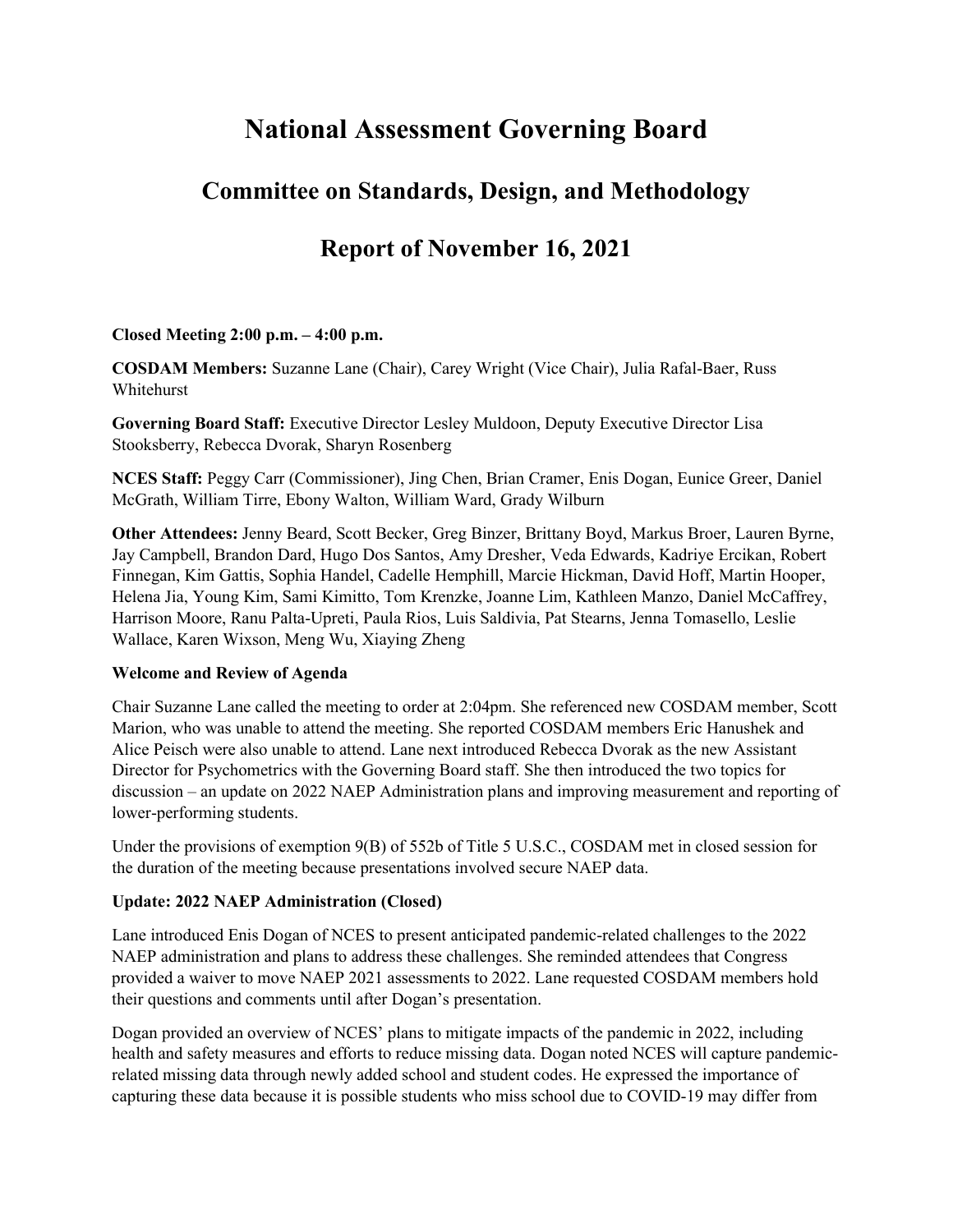# National Assessment Governing Board

## Committee on Standards, Design, and Methodology

## Report of November 16, 2021

**Closed Meeting 2:00 p.m. – 4:00 p.m.**

**COSDAM Members:** Suzanne Lane (Chair), Carey Wright (Vice Chair), Julia Rafal-Baer, Russ Whitehurst

**Governing Board Staff:** Executive Director Lesley Muldoon, Deputy Executive Director Lisa Stooksberry, Rebecca Dvorak, Sharyn Rosenberg

**NCES Staff:** Peggy Carr (Commissioner), Jing Chen, Brian Cramer, Enis Dogan, Eunice Greer, Daniel McGrath, William Tirre, Ebony Walton, William Ward, Grady Wilburn

**Other Attendees:** Jenny Beard, Scott Becker, Greg Binzer, Brittany Boyd, Markus Broer, Lauren Byrne, Jay Campbell, Brandon Dard, Hugo Dos Santos, Amy Dresher, Veda Edwards, Kadriye Ercikan, Robert Finnegan, Kim Gattis, Sophia Handel, Cadelle Hemphill, Marcie Hickman, David Hoff, Martin Hooper, Helena Jia, Young Kim, Sami Kimitto, Tom Krenzke, Joanne Lim, Kathleen Manzo, Daniel McCaffrey, Harrison Moore, Ranu Palta-Upreti, Paula Rios, Luis Saldivia, Pat Stearns, Jenna Tomasello, Leslie Wallace, Karen Wixson, Meng Wu, Xiaying Zheng

**Welcome and Review of Agenda**

Chair Suzanne Lane called the meeting to order at 2:04pm. She referenced new COSDAM member, Scott Marion, who was unable to attend the meeting. She reported COSDAM members Eric Hanushek and Alice Peisch were also unable to attend. Lane next introduced Rebecca Dvorak as the new Assistant Director for Psychometrics with the Governing Board staff. She then introduced the two topics for discussion – an update on 2022 NAEP Administration plans and improving measurement and reporting of lower-performing students.

Under the provisions of exemption 9(B) of 552b of Title 5 U.S.C., COSDAM met in closed session for the duration of the meeting because presentations involved secure NAEP data.

**Update: 2022 NAEP Administration (Closed)**

Lane introduced Enis Dogan of NCES to present anticipated pandemic-related challenges to the 2022 NAEP administration and plans to address these challenges. She reminded attendees that Congress provided a waiver to move NAEP 2021 assessments to 2022. Lane requested COSDAM members hold their questions and comments until after Dogan's presentation.

Dogan provided an overview of NCES' plans to mitigate impacts of the pandemic in 2022, including health and safety measures and efforts to reduce missing data. Dogan noted NCES will capture pandemic-related missing data through newly added school and student codes. He expressed the importance of capturing these data because it is possible students who miss school due to COVID-19 may differ from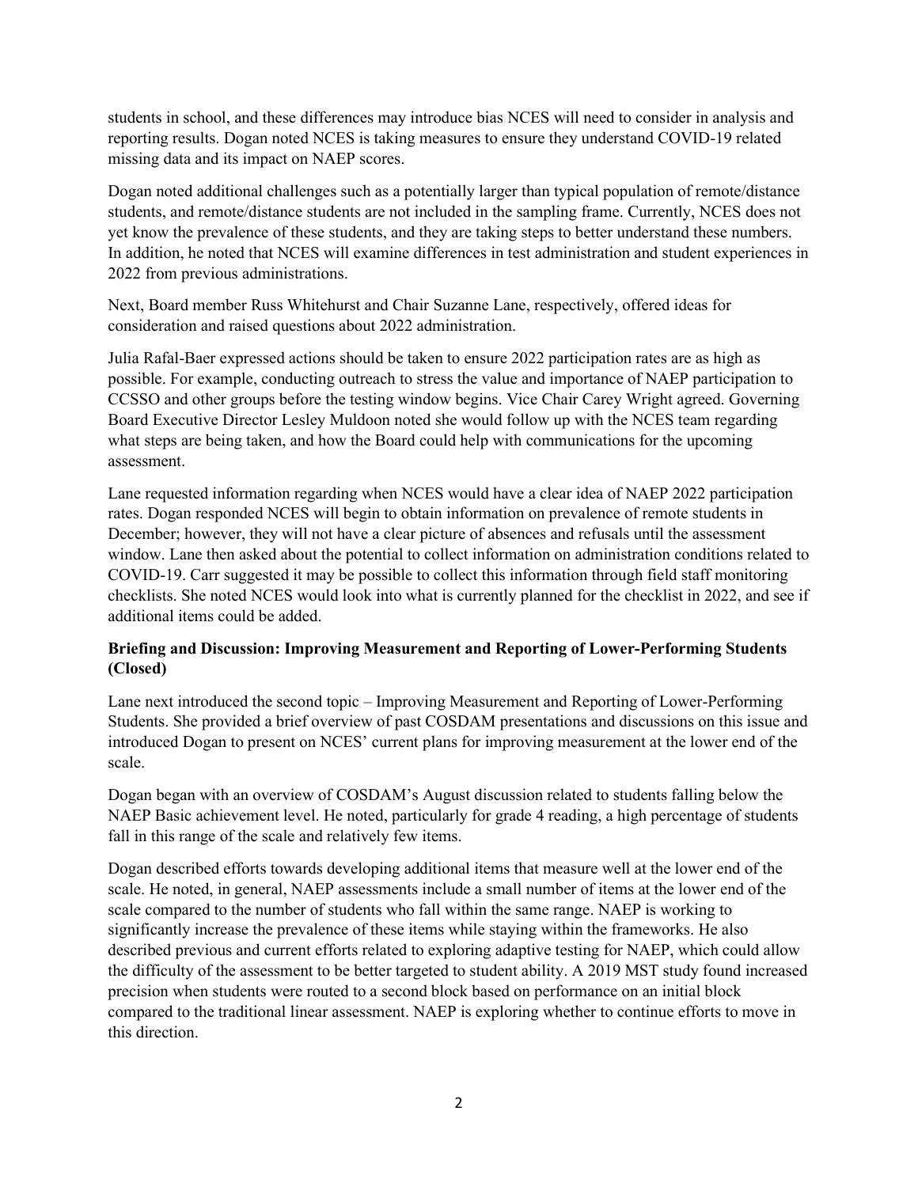students in school, and these differences may introduce bias NCES will need to consider in analysis and reporting results. Dogan noted NCES is taking measures to ensure they understand COVID-19 related missing data and its impact on NAEP scores.

Dogan noted additional challenges such as a potentially larger than typical population of remote/distance students, and remote/distance students are not included in the sampling frame. Currently, NCES does not yet know the prevalence of these students, and they are taking steps to better understand these numbers. In addition, he noted that NCES will examine differences in test administration and student experiences in 2022 from previous administrations.

Next, Board member Russ Whitehurst and Chair Suzanne Lane, respectively, offered ideas for consideration and raised questions about 2022 administration.

Julia Rafal-Baer expressed actions should be taken to ensure 2022 participation rates are as high as possible. For example, conducting outreach to stress the value and importance of NAEP participation to CCSSO and other groups before the testing window begins. Vice Chair Carey Wright agreed. Governing Board Executive Director Lesley Muldoon noted she would follow up with the NCES team regarding what steps are being taken, and how the Board could help with communications for the upcoming assessment.

Lane requested information regarding when NCES would have a clear idea of NAEP 2022 participation rates. Dogan responded NCES will begin to obtain information on prevalence of remote students in December; however, they will not have a clear picture of absences and refusals until the assessment window. Lane then asked about the potential to collect information on administration conditions related to COVID-19. Carr suggested it may be possible to collect this information through field staff monitoring checklists. She noted NCES would look into what is currently planned for the checklist in 2022, and see if additional items could be added.

**Briefing and Discussion: Improving Measurement and Reporting of Lower-Performing Students (Closed)**

Lane next introduced the second topic – Improving Measurement and Reporting of Lower-Performing Students. She provided a brief overview of past COSDAM presentations and discussions on this issue and introduced Dogan to present on NCES' current plans for improving measurement at the lower end of the scale.

Dogan began with an overview of COSDAM's August discussion related to students falling below the NAEP Basic achievement level. He noted, particularly for grade 4 reading, a high percentage of students fall in this range of the scale and relatively few items.

Dogan described efforts towards developing additional items that measure well at the lower end of the scale. He noted, in general, NAEP assessments include a small number of items at the lower end of the scale compared to the number of students who fall within the same range. NAEP is working to significantly increase the prevalence of these items while staying within the frameworks. He also described previous and current efforts related to exploring adaptive testing for NAEP, which could allow the difficulty of the assessment to be better targeted to student ability. A 2019 MST study found increased precision when students were routed to a second block based on performance on an initial block compared to the traditional linear assessment. NAEP is exploring whether to continue efforts to move in this direction.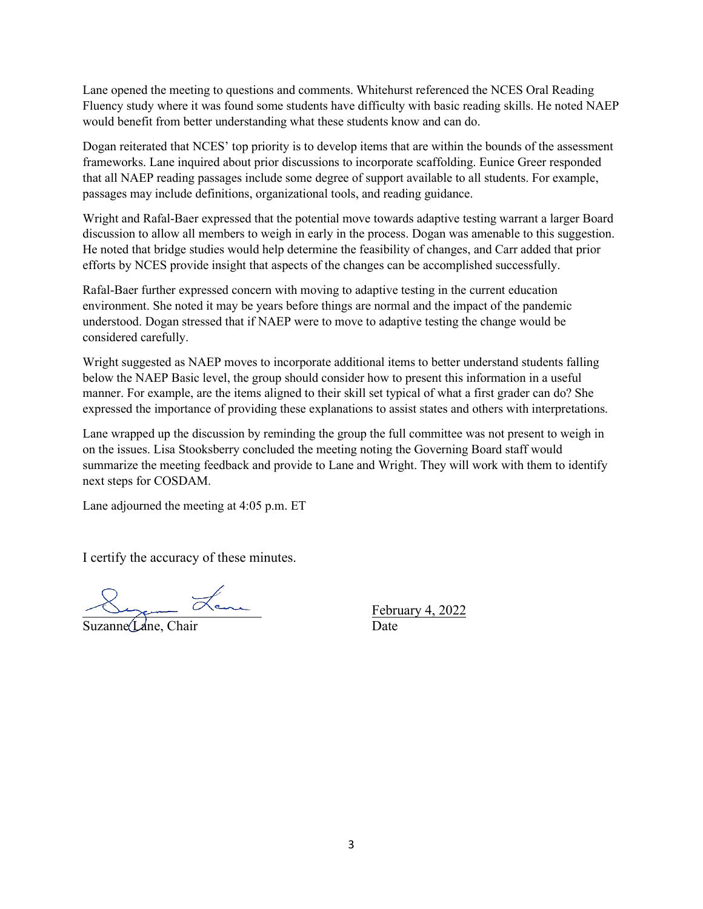Lane opened the meeting to questions and comments. Whitehurst referenced the NCES Oral Reading Fluency study where it was found some students have difficulty with basic reading skills. He noted NAEP would benefit from better understanding what these students know and can do.

Dogan reiterated that NCES' top priority is to develop items that are within the bounds of the assessment frameworks. Lane inquired about prior discussions to incorporate scaffolding. Eunice Greer responded that all NAEP reading passages include some degree of support available to all students. For example, passages may include definitions, organizational tools, and reading guidance.

Wright and Rafal-Baer expressed that the potential move towards adaptive testing warrant a larger Board discussion to allow all members to weigh in early in the process. Dogan was amenable to this suggestion. He noted that bridge studies would help determine the feasibility of changes, and Carr added that prior efforts by NCES provide insight that aspects of the changes can be accomplished successfully.

Rafal-Baer further expressed concern with moving to adaptive testing in the current education environment. She noted it may be years before things are normal and the impact of the pandemic understood. Dogan stressed that if NAEP were to move to adaptive testing the change would be considered carefully.

Wright suggested as NAEP moves to incorporate additional items to better understand students falling below the NAEP Basic level, the group should consider how to present this information in a useful manner. For example, are the items aligned to their skill set typical of what a first grader can do? She expressed the importance of providing these explanations to assist states and others with interpretations.

Lane wrapped up the discussion by reminding the group the full committee was not present to weigh in on the issues. Lisa Stooksberry concluded the meeting noting the Governing Board staff would summarize the meeting feedback and provide to Lane and Wright. They will work with them to identify next steps for COSDAM.

Lane adjourned the meeting at 4:05 p.m. ET

I certify the accuracy of these minutes.

Suzanne Lane, Chair — February 4, 2022 (Date)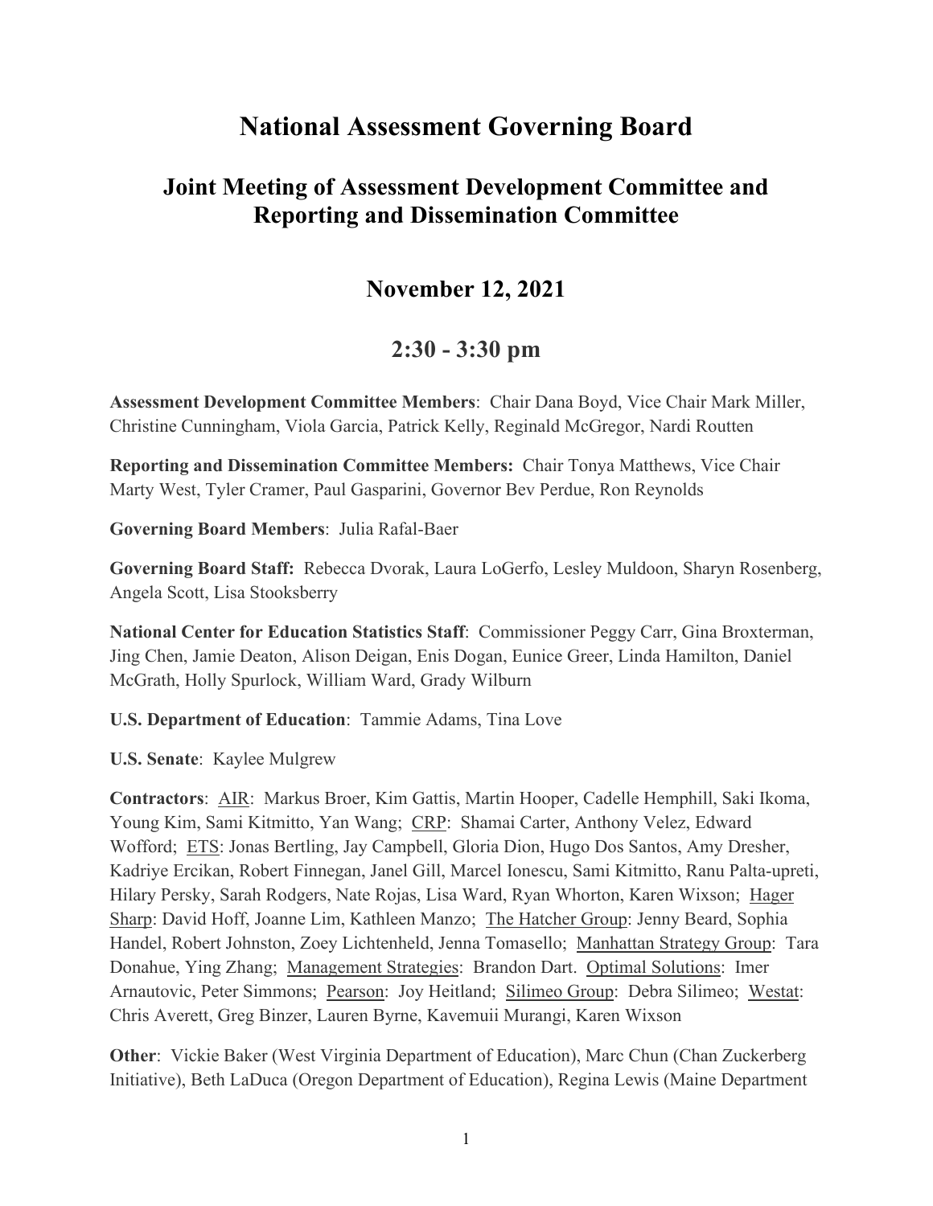# National Assessment Governing Board

## Joint Meeting of Assessment Development Committee and Reporting and Dissemination Committee

## November 12, 2021

## 2:30 - 3:30 pm

**Assessment Development Committee Members**: Chair Dana Boyd, Vice Chair Mark Miller, Christine Cunningham, Viola Garcia, Patrick Kelly, Reginald McGregor, Nardi Routten

**Reporting and Dissemination Committee Members:** Chair Tonya Matthews, Vice Chair Marty West, Tyler Cramer, Paul Gasparini, Governor Bev Perdue, Ron Reynolds

**Governing Board Members**: Julia Rafal-Baer

**Governing Board Staff:** Rebecca Dvorak, Laura LoGerfo, Lesley Muldoon, Sharyn Rosenberg, Angela Scott, Lisa Stooksberry

**National Center for Education Statistics Staff**: Commissioner Peggy Carr, Gina Broxterman, Jing Chen, Jamie Deaton, Alison Deigan, Enis Dogan, Eunice Greer, Linda Hamilton, Daniel McGrath, Holly Spurlock, William Ward, Grady Wilburn

**U.S. Department of Education**: Tammie Adams, Tina Love

**U.S. Senate**: Kaylee Mulgrew

**Contractors**: AIR: Markus Broer, Kim Gattis, Martin Hooper, Cadelle Hemphill, Saki Ikoma, Young Kim, Sami Kitmitto, Yan Wang; CRP: Shamai Carter, Anthony Velez, Edward Wofford; ETS: Jonas Bertling, Jay Campbell, Gloria Dion, Hugo Dos Santos, Amy Dresher, Kadriye Ercikan, Robert Finnegan, Janel Gill, Marcel Ionescu, Sami Kitmitto, Ranu Palta-upreti, Hilary Persky, Sarah Rodgers, Nate Rojas, Lisa Ward, Ryan Whorton, Karen Wixson; Hager Sharp: David Hoff, Joanne Lim, Kathleen Manzo; The Hatcher Group: Jenny Beard, Sophia Handel, Robert Johnston, Zoey Lichtenheld, Jenna Tomasello; Manhattan Strategy Group: Tara Donahue, Ying Zhang; Management Strategies: Brandon Dart. Optimal Solutions: Imer Arnautovic, Peter Simmons; Pearson: Joy Heitland; Silimeo Group: Debra Silimeo; Westat: Chris Averett, Greg Binzer, Lauren Byrne, Kavemuii Murangi, Karen Wixson

**Other**: Vickie Baker (West Virginia Department of Education), Marc Chun (Chan Zuckerberg Initiative), Beth LaDuca (Oregon Department of Education), Regina Lewis (Maine Department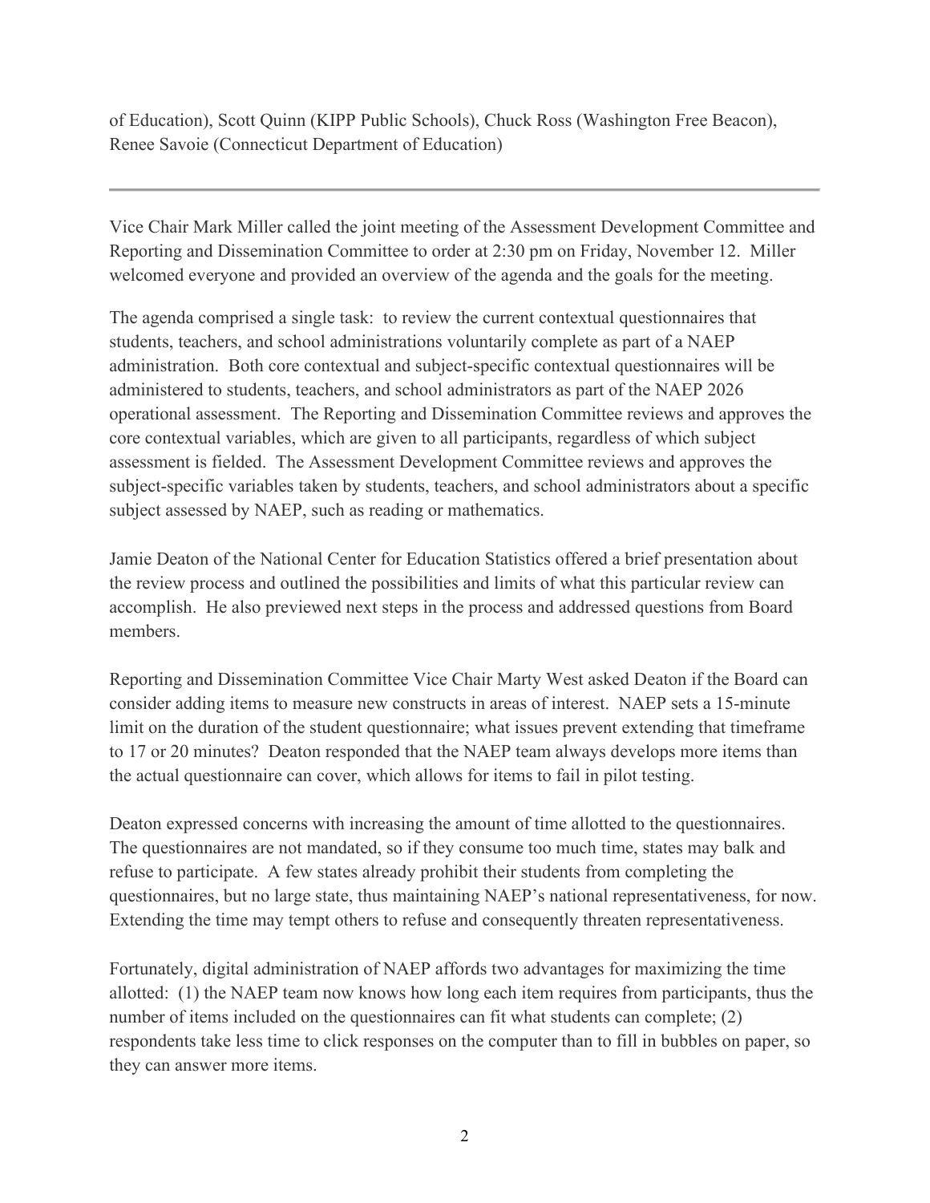of Education), Scott Quinn (KIPP Public Schools), Chuck Ross (Washington Free Beacon), Renee Savoie (Connecticut Department of Education)

---

Vice Chair Mark Miller called the joint meeting of the Assessment Development Committee and Reporting and Dissemination Committee to order at 2:30 pm on Friday, November 12. Miller welcomed everyone and provided an overview of the agenda and the goals for the meeting.

The agenda comprised a single task: to review the current contextual questionnaires that students, teachers, and school administrations voluntarily complete as part of a NAEP administration. Both core contextual and subject-specific contextual questionnaires will be administered to students, teachers, and school administrators as part of the NAEP 2026 operational assessment. The Reporting and Dissemination Committee reviews and approves the core contextual variables, which are given to all participants, regardless of which subject assessment is fielded. The Assessment Development Committee reviews and approves the subject-specific variables taken by students, teachers, and school administrators about a specific subject assessed by NAEP, such as reading or mathematics.

Jamie Deaton of the National Center for Education Statistics offered a brief presentation about the review process and outlined the possibilities and limits of what this particular review can accomplish. He also previewed next steps in the process and addressed questions from Board members.

Reporting and Dissemination Committee Vice Chair Marty West asked Deaton if the Board can consider adding items to measure new constructs in areas of interest. NAEP sets a 15-minute limit on the duration of the student questionnaire; what issues prevent extending that timeframe to 17 or 20 minutes? Deaton responded that the NAEP team always develops more items than the actual questionnaire can cover, which allows for items to fail in pilot testing.

Deaton expressed concerns with increasing the amount of time allotted to the questionnaires. The questionnaires are not mandated, so if they consume too much time, states may balk and refuse to participate. A few states already prohibit their students from completing the questionnaires, but no large state, thus maintaining NAEP's national representativeness, for now. Extending the time may tempt others to refuse and consequently threaten representativeness.

Fortunately, digital administration of NAEP affords two advantages for maximizing the time allotted: (1) the NAEP team now knows how long each item requires from participants, thus the number of items included on the questionnaires can fit what students can complete; (2) respondents take less time to click responses on the computer than to fill in bubbles on paper, so they can answer more items.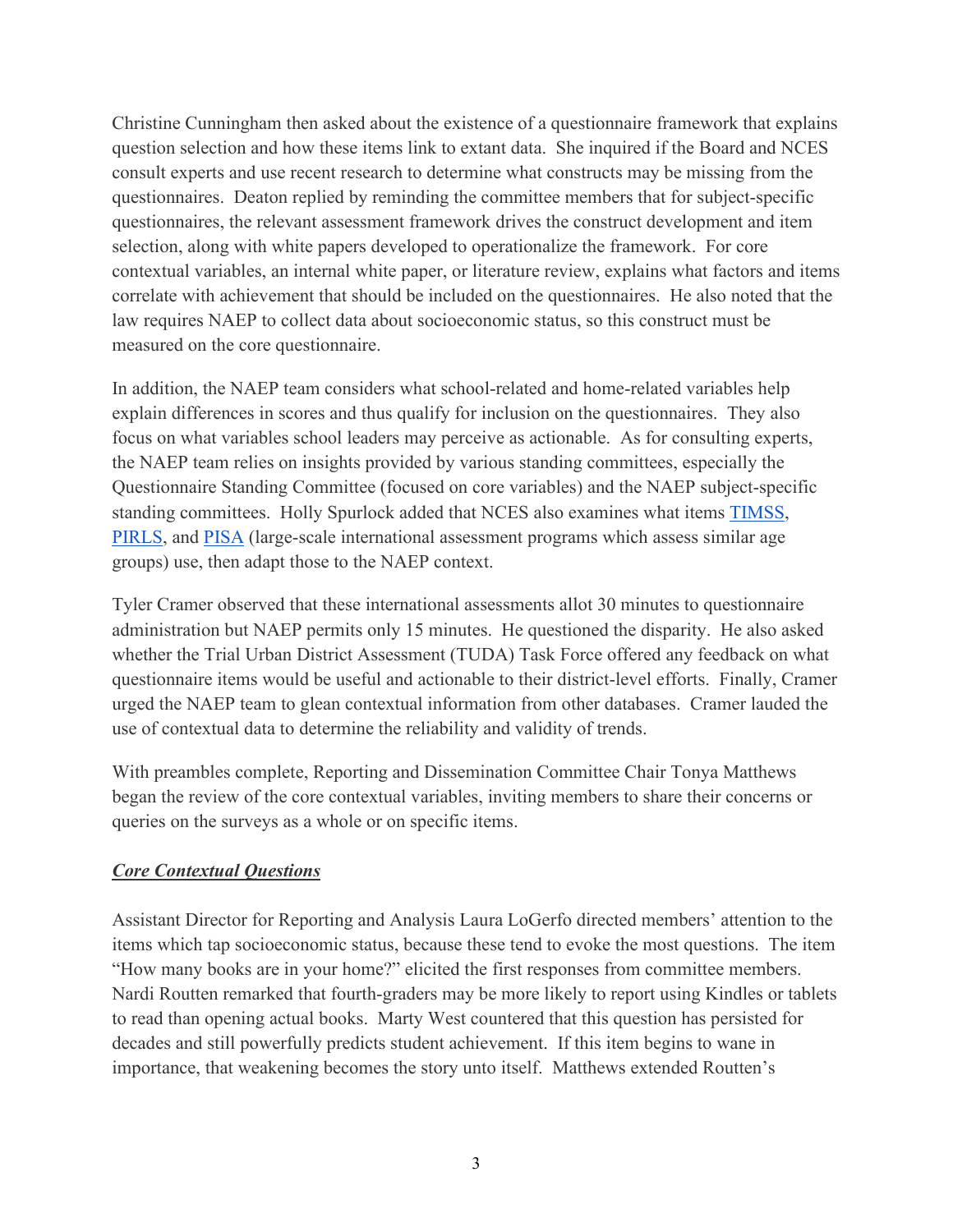Christine Cunningham then asked about the existence of a questionnaire framework that explains question selection and how these items link to extant data. She inquired if the Board and NCES consult experts and use recent research to determine what constructs may be missing from the questionnaires. Deaton replied by reminding the committee members that for subject-specific questionnaires, the relevant assessment framework drives the construct development and item selection, along with white papers developed to operationalize the framework. For core contextual variables, an internal white paper, or literature review, explains what factors and items correlate with achievement that should be included on the questionnaires. He also noted that the law requires NAEP to collect data about socioeconomic status, so this construct must be measured on the core questionnaire.

In addition, the NAEP team considers what school-related and home-related variables help explain differences in scores and thus qualify for inclusion on the questionnaires. They also focus on what variables school leaders may perceive as actionable. As for consulting experts, the NAEP team relies on insights provided by various standing committees, especially the Questionnaire Standing Committee (focused on core variables) and the NAEP subject-specific standing committees. Holly Spurlock added that NCES also examines what items TIMSS, PIRLS, and PISA (large-scale international assessment programs which assess similar age groups) use, then adapt those to the NAEP context.

Tyler Cramer observed that these international assessments allot 30 minutes to questionnaire administration but NAEP permits only 15 minutes. He questioned the disparity. He also asked whether the Trial Urban District Assessment (TUDA) Task Force offered any feedback on what questionnaire items would be useful and actionable to their district-level efforts. Finally, Cramer urged the NAEP team to glean contextual information from other databases. Cramer lauded the use of contextual data to determine the reliability and validity of trends.

With preambles complete, Reporting and Dissemination Committee Chair Tonya Matthews began the review of the core contextual variables, inviting members to share their concerns or queries on the surveys as a whole or on specific items.

***Core Contextual Questions***

Assistant Director for Reporting and Analysis Laura LoGerfo directed members' attention to the items which tap socioeconomic status, because these tend to evoke the most questions. The item "How many books are in your home?" elicited the first responses from committee members. Nardi Routten remarked that fourth-graders may be more likely to report using Kindles or tablets to read than opening actual books. Marty West countered that this question has persisted for decades and still powerfully predicts student achievement. If this item begins to wane in importance, that weakening becomes the story unto itself. Matthews extended Routten's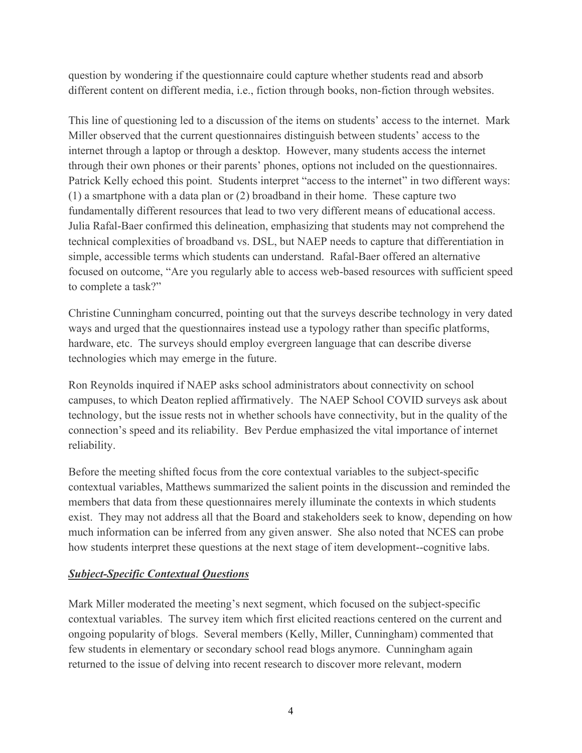question by wondering if the questionnaire could capture whether students read and absorb different content on different media, i.e., fiction through books, non-fiction through websites.

This line of questioning led to a discussion of the items on students' access to the internet. Mark Miller observed that the current questionnaires distinguish between students' access to the internet through a laptop or through a desktop. However, many students access the internet through their own phones or their parents' phones, options not included on the questionnaires. Patrick Kelly echoed this point. Students interpret "access to the internet" in two different ways: (1) a smartphone with a data plan or (2) broadband in their home. These capture two fundamentally different resources that lead to two very different means of educational access. Julia Rafal-Baer confirmed this delineation, emphasizing that students may not comprehend the technical complexities of broadband vs. DSL, but NAEP needs to capture that differentiation in simple, accessible terms which students can understand. Rafal-Baer offered an alternative focused on outcome, "Are you regularly able to access web-based resources with sufficient speed to complete a task?"

Christine Cunningham concurred, pointing out that the surveys describe technology in very dated ways and urged that the questionnaires instead use a typology rather than specific platforms, hardware, etc. The surveys should employ evergreen language that can describe diverse technologies which may emerge in the future.

Ron Reynolds inquired if NAEP asks school administrators about connectivity on school campuses, to which Deaton replied affirmatively. The NAEP School COVID surveys ask about technology, but the issue rests not in whether schools have connectivity, but in the quality of the connection's speed and its reliability. Bev Perdue emphasized the vital importance of internet reliability.

Before the meeting shifted focus from the core contextual variables to the subject-specific contextual variables, Matthews summarized the salient points in the discussion and reminded the members that data from these questionnaires merely illuminate the contexts in which students exist. They may not address all that the Board and stakeholders seek to know, depending on how much information can be inferred from any given answer. She also noted that NCES can probe how students interpret these questions at the next stage of item development--cognitive labs.

***Subject-Specific Contextual Questions***

Mark Miller moderated the meeting's next segment, which focused on the subject-specific contextual variables. The survey item which first elicited reactions centered on the current and ongoing popularity of blogs. Several members (Kelly, Miller, Cunningham) commented that few students in elementary or secondary school read blogs anymore. Cunningham again returned to the issue of delving into recent research to discover more relevant, modern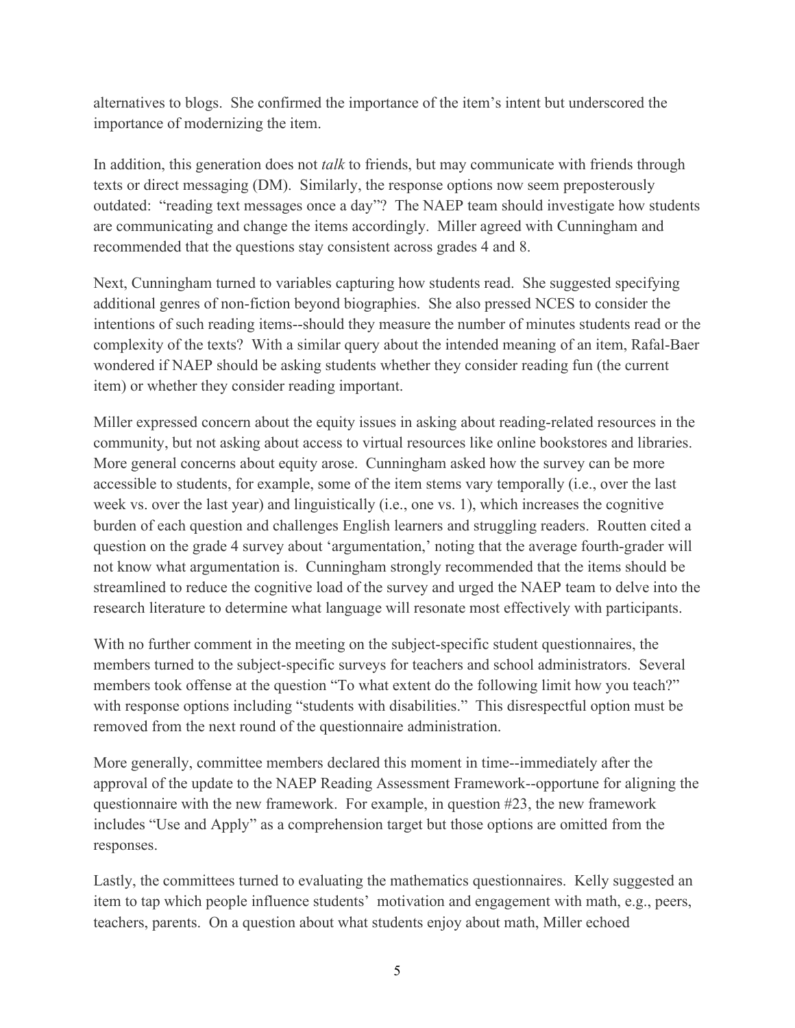alternatives to blogs. She confirmed the importance of the item's intent but underscored the importance of modernizing the item.

In addition, this generation does not *talk* to friends, but may communicate with friends through texts or direct messaging (DM). Similarly, the response options now seem preposterously outdated: "reading text messages once a day"? The NAEP team should investigate how students are communicating and change the items accordingly. Miller agreed with Cunningham and recommended that the questions stay consistent across grades 4 and 8.

Next, Cunningham turned to variables capturing how students read. She suggested specifying additional genres of non-fiction beyond biographies. She also pressed NCES to consider the intentions of such reading items--should they measure the number of minutes students read or the complexity of the texts? With a similar query about the intended meaning of an item, Rafal-Baer wondered if NAEP should be asking students whether they consider reading fun (the current item) or whether they consider reading important.

Miller expressed concern about the equity issues in asking about reading-related resources in the community, but not asking about access to virtual resources like online bookstores and libraries. More general concerns about equity arose. Cunningham asked how the survey can be more accessible to students, for example, some of the item stems vary temporally (i.e., over the last week vs. over the last year) and linguistically (i.e., one vs. 1), which increases the cognitive burden of each question and challenges English learners and struggling readers. Routten cited a question on the grade 4 survey about 'argumentation,' noting that the average fourth-grader will not know what argumentation is. Cunningham strongly recommended that the items should be streamlined to reduce the cognitive load of the survey and urged the NAEP team to delve into the research literature to determine what language will resonate most effectively with participants.

With no further comment in the meeting on the subject-specific student questionnaires, the members turned to the subject-specific surveys for teachers and school administrators. Several members took offense at the question "To what extent do the following limit how you teach?" with response options including "students with disabilities." This disrespectful option must be removed from the next round of the questionnaire administration.

More generally, committee members declared this moment in time--immediately after the approval of the update to the NAEP Reading Assessment Framework--opportune for aligning the questionnaire with the new framework. For example, in question #23, the new framework includes "Use and Apply" as a comprehension target but those options are omitted from the responses.

Lastly, the committees turned to evaluating the mathematics questionnaires. Kelly suggested an item to tap which people influence students' motivation and engagement with math, e.g., peers, teachers, parents. On a question about what students enjoy about math, Miller echoed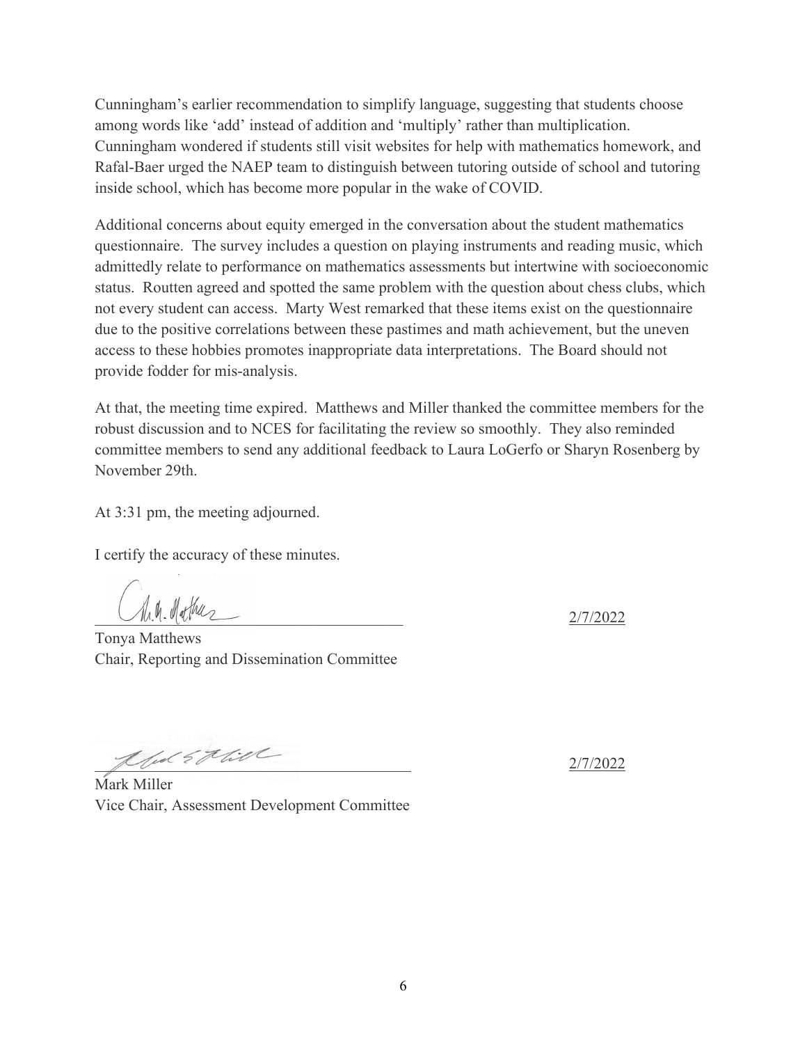Cunningham's earlier recommendation to simplify language, suggesting that students choose among words like 'add' instead of addition and 'multiply' rather than multiplication. Cunningham wondered if students still visit websites for help with mathematics homework, and Rafal-Baer urged the NAEP team to distinguish between tutoring outside of school and tutoring inside school, which has become more popular in the wake of COVID.

Additional concerns about equity emerged in the conversation about the student mathematics questionnaire. The survey includes a question on playing instruments and reading music, which admittedly relate to performance on mathematics assessments but intertwine with socioeconomic status. Routten agreed and spotted the same problem with the question about chess clubs, which not every student can access. Marty West remarked that these items exist on the questionnaire due to the positive correlations between these pastimes and math achievement, but the uneven access to these hobbies promotes inappropriate data interpretations. The Board should not provide fodder for mis-analysis.

At that, the meeting time expired. Matthews and Miller thanked the committee members for the robust discussion and to NCES for facilitating the review so smoothly. They also reminded committee members to send any additional feedback to Laura LoGerfo or Sharyn Rosenberg by November 29th.

At 3:31 pm, the meeting adjourned.

I certify the accuracy of these minutes.

\_\_\_\_\_\_\_\_\_\_\_\_\_\_\_\_\_\_\_\_\_\_\_\_\_\_\_\_\_\_\_\_\_\_\_\_ 2/7/2022

Tonya Matthews
Chair, Reporting and Dissemination Committee

\_\_\_\_\_\_\_\_\_\_\_\_\_\_\_\_\_\_\_\_\_\_\_\_\_\_\_\_\_\_\_\_\_\_\_\_ 2/7/2022

Mark Miller
Vice Chair, Assessment Development Committee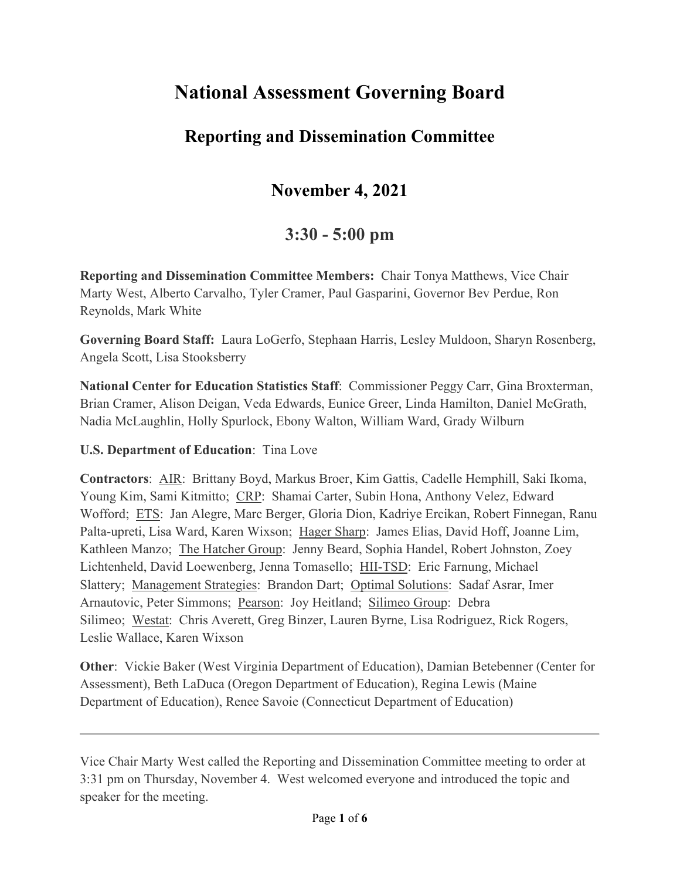# National Assessment Governing Board

## Reporting and Dissemination Committee

## November 4, 2021

## 3:30 - 5:00 pm

**Reporting and Dissemination Committee Members:** Chair Tonya Matthews, Vice Chair Marty West, Alberto Carvalho, Tyler Cramer, Paul Gasparini, Governor Bev Perdue, Ron Reynolds, Mark White

**Governing Board Staff:** Laura LoGerfo, Stephaan Harris, Lesley Muldoon, Sharyn Rosenberg, Angela Scott, Lisa Stooksberry

**National Center for Education Statistics Staff**: Commissioner Peggy Carr, Gina Broxterman, Brian Cramer, Alison Deigan, Veda Edwards, Eunice Greer, Linda Hamilton, Daniel McGrath, Nadia McLaughlin, Holly Spurlock, Ebony Walton, William Ward, Grady Wilburn

**U.S. Department of Education**: Tina Love

**Contractors**: AIR: Brittany Boyd, Markus Broer, Kim Gattis, Cadelle Hemphill, Saki Ikoma, Young Kim, Sami Kitmitto; CRP: Shamai Carter, Subin Hona, Anthony Velez, Edward Wofford; ETS: Jan Alegre, Marc Berger, Gloria Dion, Kadriye Ercikan, Robert Finnegan, Ranu Palta-upreti, Lisa Ward, Karen Wixson; Hager Sharp: James Elias, David Hoff, Joanne Lim, Kathleen Manzo; The Hatcher Group: Jenny Beard, Sophia Handel, Robert Johnston, Zoey Lichtenheld, David Loewenberg, Jenna Tomasello; HII-TSD: Eric Farnung, Michael Slattery; Management Strategies: Brandon Dart; Optimal Solutions: Sadaf Asrar, Imer Arnautovic, Peter Simmons; Pearson: Joy Heitland; Silimeo Group: Debra Silimeo; Westat: Chris Averett, Greg Binzer, Lauren Byrne, Lisa Rodriguez, Rick Rogers, Leslie Wallace, Karen Wixson

**Other**: Vickie Baker (West Virginia Department of Education), Damian Betebenner (Center for Assessment), Beth LaDuca (Oregon Department of Education), Regina Lewis (Maine Department of Education), Renee Savoie (Connecticut Department of Education)

---

Vice Chair Marty West called the Reporting and Dissemination Committee meeting to order at 3:31 pm on Thursday, November 4. West welcomed everyone and introduced the topic and speaker for the meeting.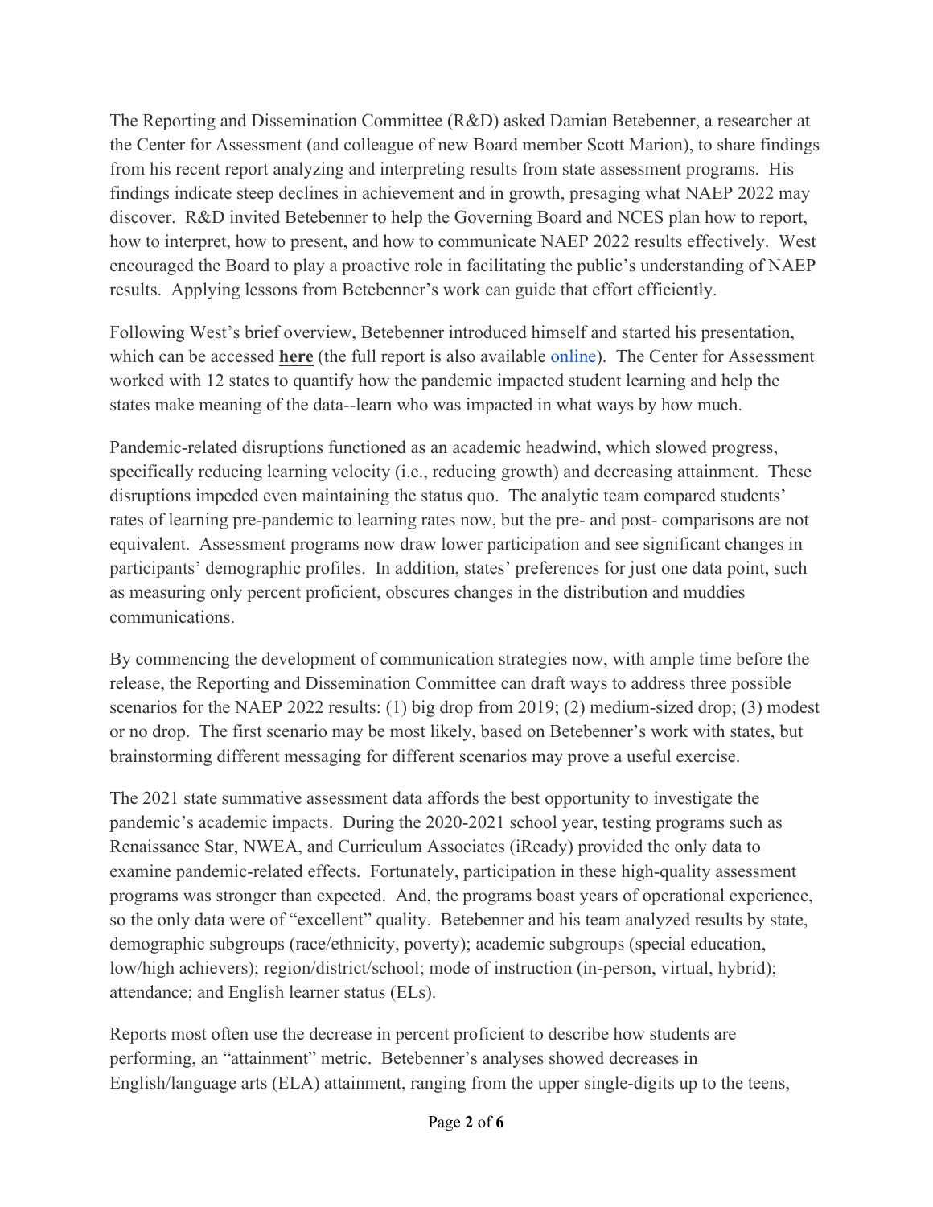The Reporting and Dissemination Committee (R&D) asked Damian Betebenner, a researcher at the Center for Assessment (and colleague of new Board member Scott Marion), to share findings from his recent report analyzing and interpreting results from state assessment programs. His findings indicate steep declines in achievement and in growth, presaging what NAEP 2022 may discover. R&D invited Betebenner to help the Governing Board and NCES plan how to report, how to interpret, how to present, and how to communicate NAEP 2022 results effectively. West encouraged the Board to play a proactive role in facilitating the public's understanding of NAEP results. Applying lessons from Betebenner's work can guide that effort efficiently.

Following West's brief overview, Betebenner introduced himself and started his presentation, which can be accessed **here** (the full report is also available online). The Center for Assessment worked with 12 states to quantify how the pandemic impacted student learning and help the states make meaning of the data--learn who was impacted in what ways by how much.

Pandemic-related disruptions functioned as an academic headwind, which slowed progress, specifically reducing learning velocity (i.e., reducing growth) and decreasing attainment. These disruptions impeded even maintaining the status quo. The analytic team compared students' rates of learning pre-pandemic to learning rates now, but the pre- and post- comparisons are not equivalent. Assessment programs now draw lower participation and see significant changes in participants' demographic profiles. In addition, states' preferences for just one data point, such as measuring only percent proficient, obscures changes in the distribution and muddies communications.

By commencing the development of communication strategies now, with ample time before the release, the Reporting and Dissemination Committee can draft ways to address three possible scenarios for the NAEP 2022 results: (1) big drop from 2019; (2) medium-sized drop; (3) modest or no drop. The first scenario may be most likely, based on Betebenner's work with states, but brainstorming different messaging for different scenarios may prove a useful exercise.

The 2021 state summative assessment data affords the best opportunity to investigate the pandemic's academic impacts. During the 2020-2021 school year, testing programs such as Renaissance Star, NWEA, and Curriculum Associates (iReady) provided the only data to examine pandemic-related effects. Fortunately, participation in these high-quality assessment programs was stronger than expected. And, the programs boast years of operational experience, so the only data were of "excellent" quality. Betebenner and his team analyzed results by state, demographic subgroups (race/ethnicity, poverty); academic subgroups (special education, low/high achievers); region/district/school; mode of instruction (in-person, virtual, hybrid); attendance; and English learner status (ELs).

Reports most often use the decrease in percent proficient to describe how students are performing, an "attainment" metric. Betebenner's analyses showed decreases in English/language arts (ELA) attainment, ranging from the upper single-digits up to the teens,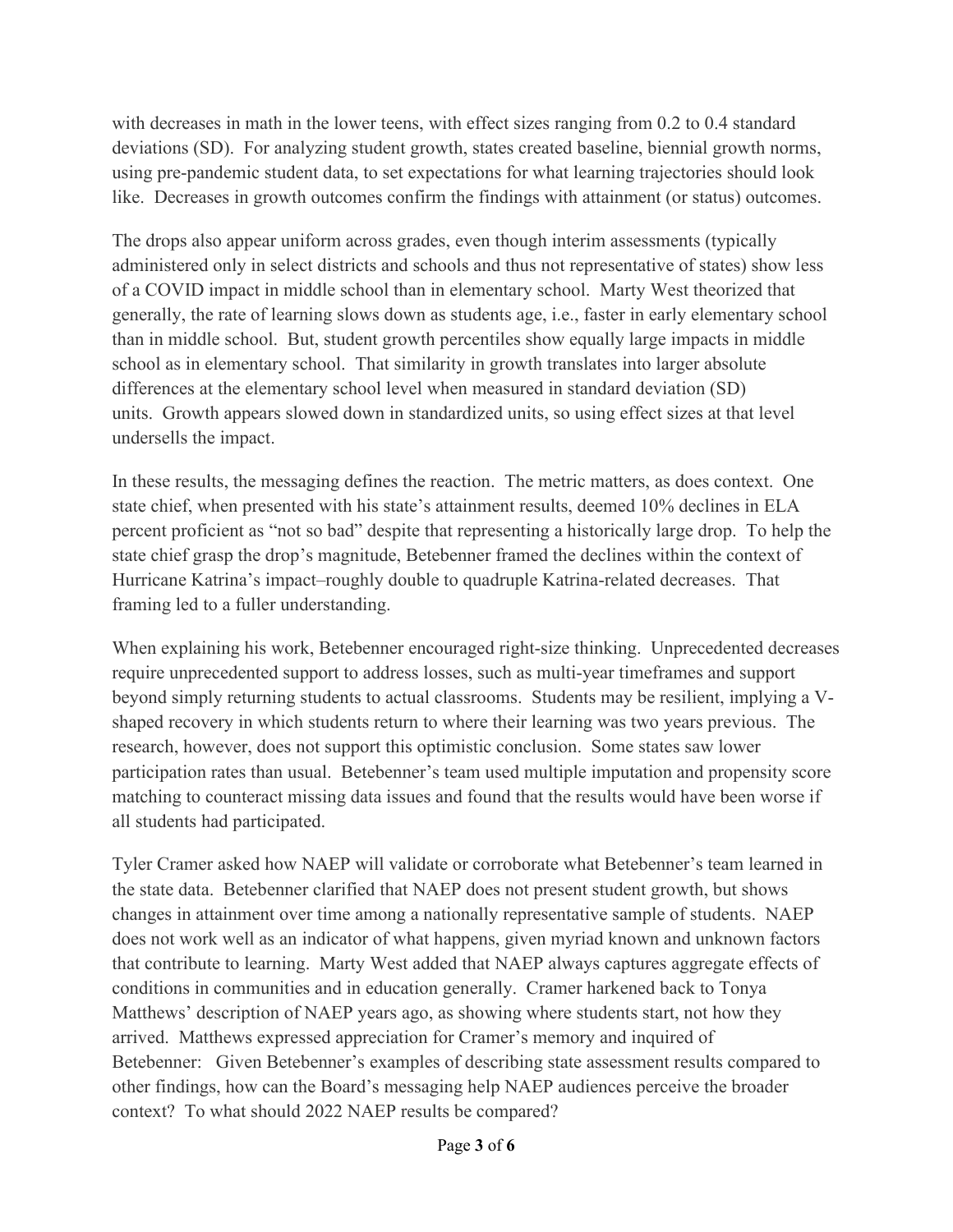with decreases in math in the lower teens, with effect sizes ranging from 0.2 to 0.4 standard deviations (SD). For analyzing student growth, states created baseline, biennial growth norms, using pre-pandemic student data, to set expectations for what learning trajectories should look like. Decreases in growth outcomes confirm the findings with attainment (or status) outcomes.

The drops also appear uniform across grades, even though interim assessments (typically administered only in select districts and schools and thus not representative of states) show less of a COVID impact in middle school than in elementary school. Marty West theorized that generally, the rate of learning slows down as students age, i.e., faster in early elementary school than in middle school. But, student growth percentiles show equally large impacts in middle school as in elementary school. That similarity in growth translates into larger absolute differences at the elementary school level when measured in standard deviation (SD) units. Growth appears slowed down in standardized units, so using effect sizes at that level undersells the impact.

In these results, the messaging defines the reaction. The metric matters, as does context. One state chief, when presented with his state's attainment results, deemed 10% declines in ELA percent proficient as "not so bad" despite that representing a historically large drop. To help the state chief grasp the drop's magnitude, Betebenner framed the declines within the context of Hurricane Katrina's impact–roughly double to quadruple Katrina-related decreases. That framing led to a fuller understanding.

When explaining his work, Betebenner encouraged right-size thinking. Unprecedented decreases require unprecedented support to address losses, such as multi-year timeframes and support beyond simply returning students to actual classrooms. Students may be resilient, implying a V-shaped recovery in which students return to where their learning was two years previous. The research, however, does not support this optimistic conclusion. Some states saw lower participation rates than usual. Betebenner's team used multiple imputation and propensity score matching to counteract missing data issues and found that the results would have been worse if all students had participated.

Tyler Cramer asked how NAEP will validate or corroborate what Betebenner's team learned in the state data. Betebenner clarified that NAEP does not present student growth, but shows changes in attainment over time among a nationally representative sample of students. NAEP does not work well as an indicator of what happens, given myriad known and unknown factors that contribute to learning. Marty West added that NAEP always captures aggregate effects of conditions in communities and in education generally. Cramer harkened back to Tonya Matthews' description of NAEP years ago, as showing where students start, not how they arrived. Matthews expressed appreciation for Cramer's memory and inquired of Betebenner: Given Betebenner's examples of describing state assessment results compared to other findings, how can the Board's messaging help NAEP audiences perceive the broader context? To what should 2022 NAEP results be compared?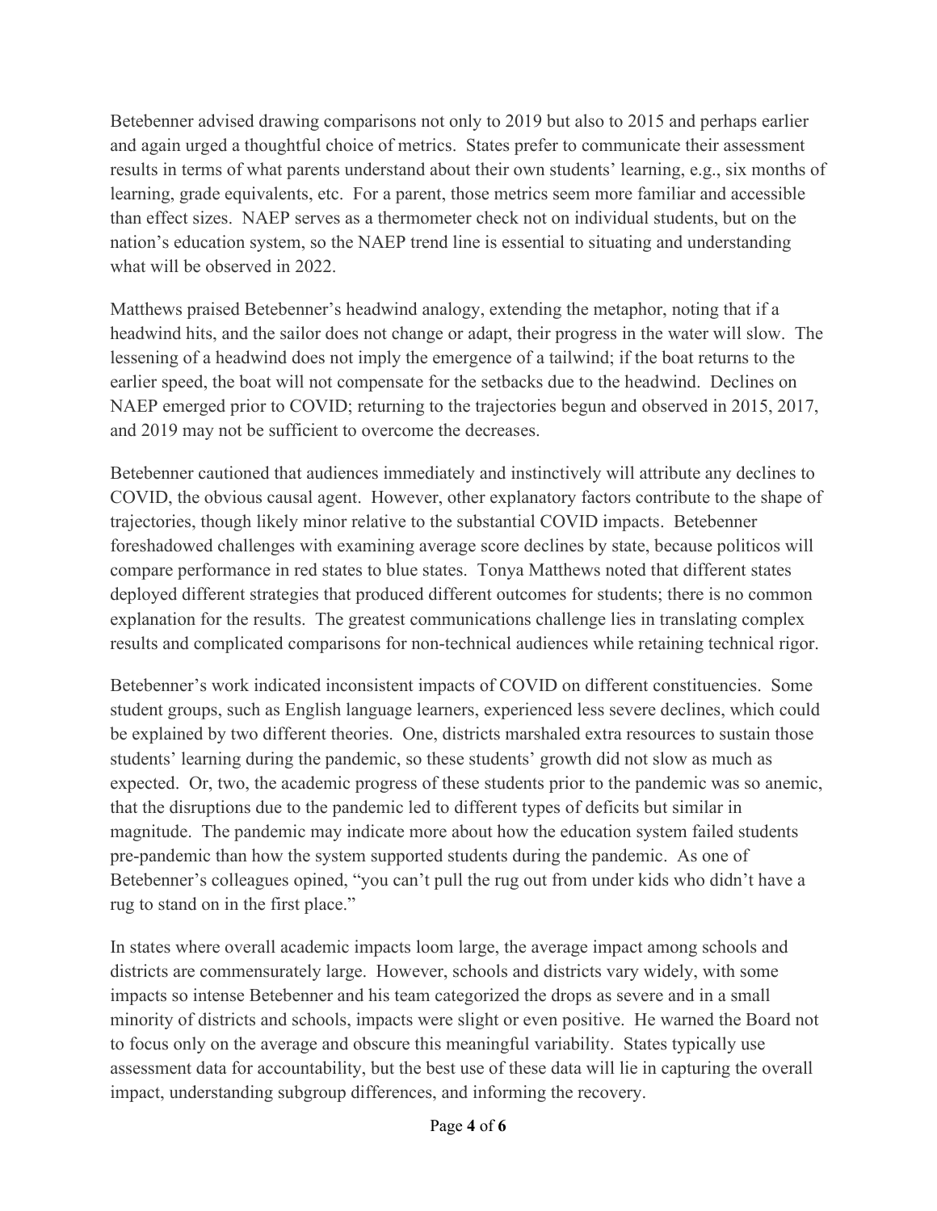Betebenner advised drawing comparisons not only to 2019 but also to 2015 and perhaps earlier and again urged a thoughtful choice of metrics. States prefer to communicate their assessment results in terms of what parents understand about their own students' learning, e.g., six months of learning, grade equivalents, etc. For a parent, those metrics seem more familiar and accessible than effect sizes. NAEP serves as a thermometer check not on individual students, but on the nation's education system, so the NAEP trend line is essential to situating and understanding what will be observed in 2022.

Matthews praised Betebenner's headwind analogy, extending the metaphor, noting that if a headwind hits, and the sailor does not change or adapt, their progress in the water will slow. The lessening of a headwind does not imply the emergence of a tailwind; if the boat returns to the earlier speed, the boat will not compensate for the setbacks due to the headwind. Declines on NAEP emerged prior to COVID; returning to the trajectories begun and observed in 2015, 2017, and 2019 may not be sufficient to overcome the decreases.

Betebenner cautioned that audiences immediately and instinctively will attribute any declines to COVID, the obvious causal agent. However, other explanatory factors contribute to the shape of trajectories, though likely minor relative to the substantial COVID impacts. Betebenner foreshadowed challenges with examining average score declines by state, because politicos will compare performance in red states to blue states. Tonya Matthews noted that different states deployed different strategies that produced different outcomes for students; there is no common explanation for the results. The greatest communications challenge lies in translating complex results and complicated comparisons for non-technical audiences while retaining technical rigor.

Betebenner's work indicated inconsistent impacts of COVID on different constituencies. Some student groups, such as English language learners, experienced less severe declines, which could be explained by two different theories. One, districts marshaled extra resources to sustain those students' learning during the pandemic, so these students' growth did not slow as much as expected. Or, two, the academic progress of these students prior to the pandemic was so anemic, that the disruptions due to the pandemic led to different types of deficits but similar in magnitude. The pandemic may indicate more about how the education system failed students pre-pandemic than how the system supported students during the pandemic. As one of Betebenner's colleagues opined, "you can't pull the rug out from under kids who didn't have a rug to stand on in the first place."

In states where overall academic impacts loom large, the average impact among schools and districts are commensurately large. However, schools and districts vary widely, with some impacts so intense Betebenner and his team categorized the drops as severe and in a small minority of districts and schools, impacts were slight or even positive. He warned the Board not to focus only on the average and obscure this meaningful variability. States typically use assessment data for accountability, but the best use of these data will lie in capturing the overall impact, understanding subgroup differences, and informing the recovery.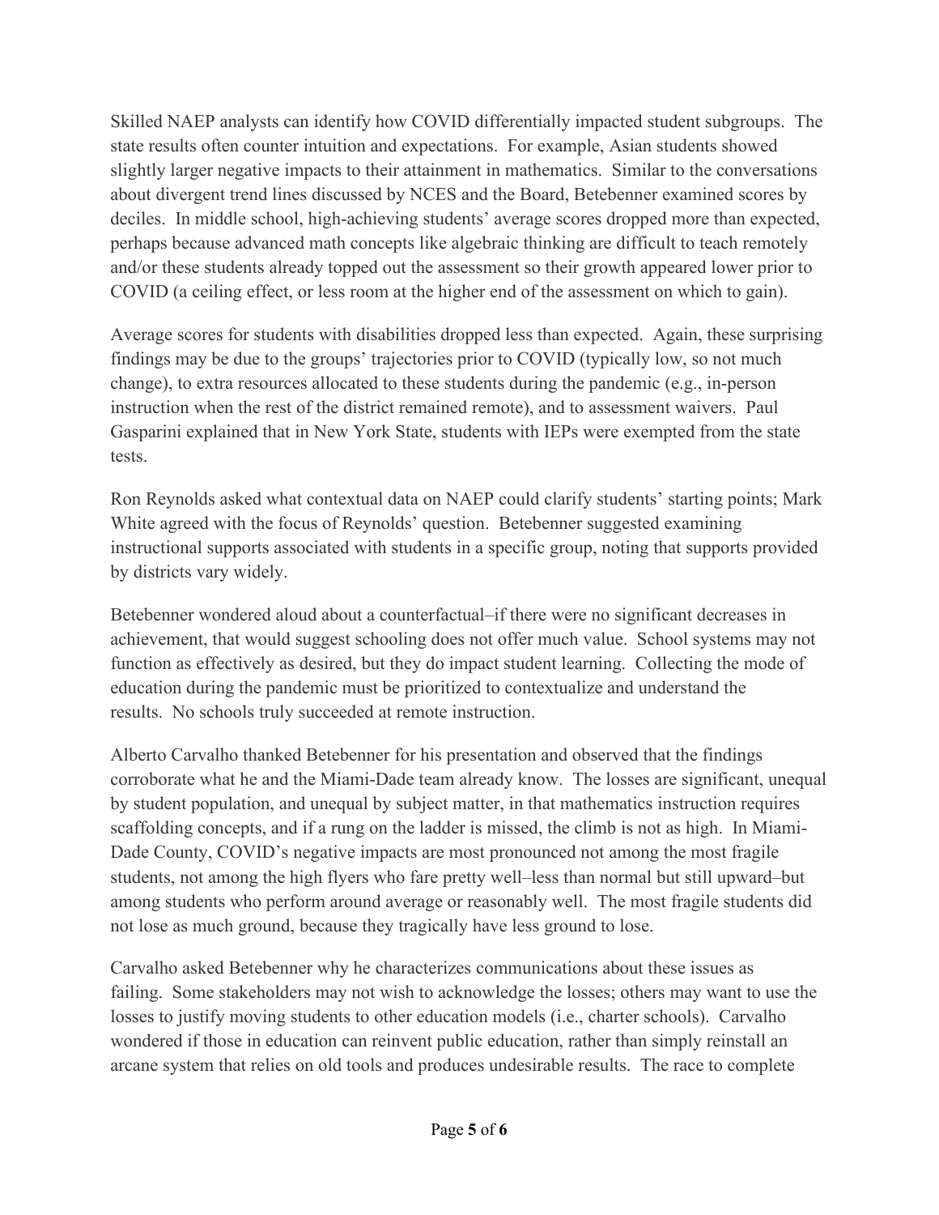Skilled NAEP analysts can identify how COVID differentially impacted student subgroups. The state results often counter intuition and expectations. For example, Asian students showed slightly larger negative impacts to their attainment in mathematics. Similar to the conversations about divergent trend lines discussed by NCES and the Board, Betebenner examined scores by deciles. In middle school, high-achieving students' average scores dropped more than expected, perhaps because advanced math concepts like algebraic thinking are difficult to teach remotely and/or these students already topped out the assessment so their growth appeared lower prior to COVID (a ceiling effect, or less room at the higher end of the assessment on which to gain).

Average scores for students with disabilities dropped less than expected. Again, these surprising findings may be due to the groups' trajectories prior to COVID (typically low, so not much change), to extra resources allocated to these students during the pandemic (e.g., in-person instruction when the rest of the district remained remote), and to assessment waivers. Paul Gasparini explained that in New York State, students with IEPs were exempted from the state tests.

Ron Reynolds asked what contextual data on NAEP could clarify students' starting points; Mark White agreed with the focus of Reynolds' question. Betebenner suggested examining instructional supports associated with students in a specific group, noting that supports provided by districts vary widely.

Betebenner wondered aloud about a counterfactual–if there were no significant decreases in achievement, that would suggest schooling does not offer much value. School systems may not function as effectively as desired, but they do impact student learning. Collecting the mode of education during the pandemic must be prioritized to contextualize and understand the results. No schools truly succeeded at remote instruction.

Alberto Carvalho thanked Betebenner for his presentation and observed that the findings corroborate what he and the Miami-Dade team already know. The losses are significant, unequal by student population, and unequal by subject matter, in that mathematics instruction requires scaffolding concepts, and if a rung on the ladder is missed, the climb is not as high. In Miami-Dade County, COVID's negative impacts are most pronounced not among the most fragile students, not among the high flyers who fare pretty well–less than normal but still upward–but among students who perform around average or reasonably well. The most fragile students did not lose as much ground, because they tragically have less ground to lose.

Carvalho asked Betebenner why he characterizes communications about these issues as failing. Some stakeholders may not wish to acknowledge the losses; others may want to use the losses to justify moving students to other education models (i.e., charter schools). Carvalho wondered if those in education can reinvent public education, rather than simply reinstall an arcane system that relies on old tools and produces undesirable results. The race to complete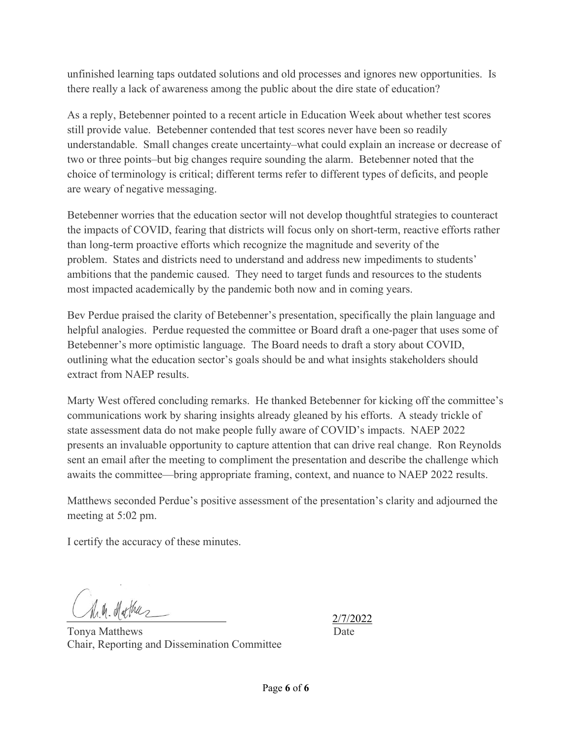unfinished learning taps outdated solutions and old processes and ignores new opportunities. Is there really a lack of awareness among the public about the dire state of education?

As a reply, Betebenner pointed to a recent article in Education Week about whether test scores still provide value. Betebenner contended that test scores never have been so readily understandable. Small changes create uncertainty–what could explain an increase or decrease of two or three points–but big changes require sounding the alarm. Betebenner noted that the choice of terminology is critical; different terms refer to different types of deficits, and people are weary of negative messaging.

Betebenner worries that the education sector will not develop thoughtful strategies to counteract the impacts of COVID, fearing that districts will focus only on short-term, reactive efforts rather than long-term proactive efforts which recognize the magnitude and severity of the problem. States and districts need to understand and address new impediments to students' ambitions that the pandemic caused. They need to target funds and resources to the students most impacted academically by the pandemic both now and in coming years.

Bev Perdue praised the clarity of Betebenner's presentation, specifically the plain language and helpful analogies. Perdue requested the committee or Board draft a one-pager that uses some of Betebenner's more optimistic language. The Board needs to draft a story about COVID, outlining what the education sector's goals should be and what insights stakeholders should extract from NAEP results.

Marty West offered concluding remarks. He thanked Betebenner for kicking off the committee's communications work by sharing insights already gleaned by his efforts. A steady trickle of state assessment data do not make people fully aware of COVID's impacts. NAEP 2022 presents an invaluable opportunity to capture attention that can drive real change. Ron Reynolds sent an email after the meeting to compliment the presentation and describe the challenge which awaits the committee—bring appropriate framing, context, and nuance to NAEP 2022 results.

Matthews seconded Perdue's positive assessment of the presentation's clarity and adjourned the meeting at 5:02 pm.

I certify the accuracy of these minutes.

Tonya Matthews
Chair, Reporting and Dissemination Committee

2/7/2022
Date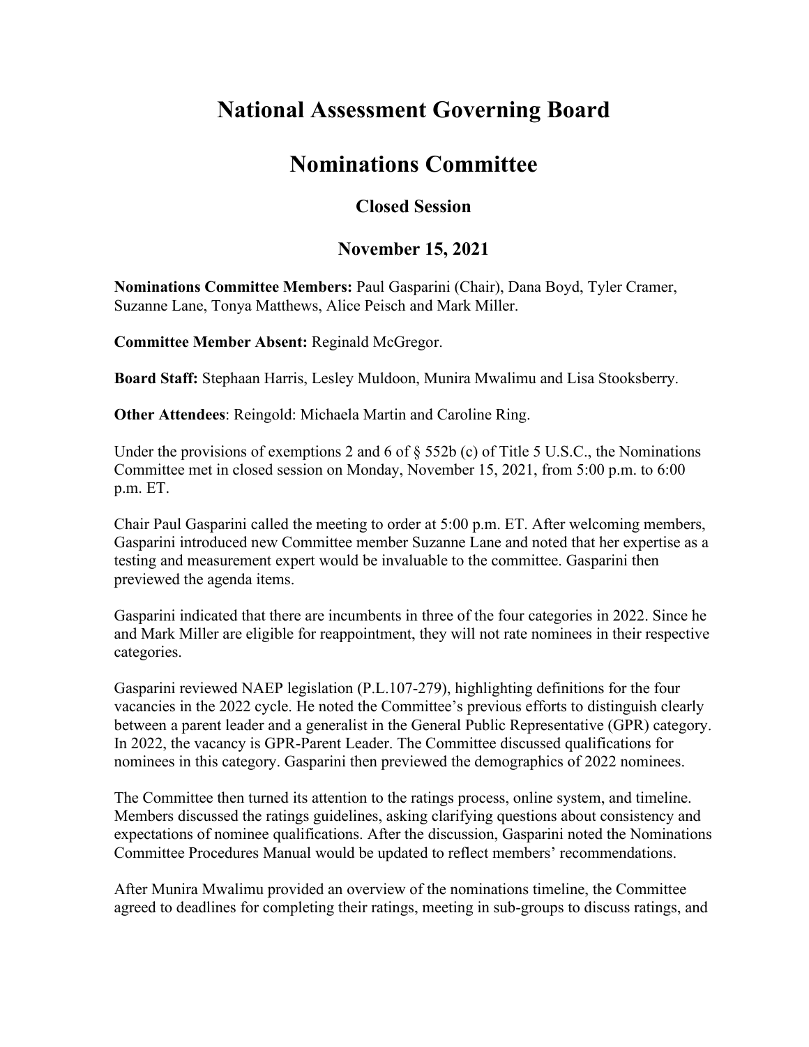# National Assessment Governing Board

# Nominations Committee

### Closed Session

### November 15, 2021

**Nominations Committee Members:** Paul Gasparini (Chair), Dana Boyd, Tyler Cramer, Suzanne Lane, Tonya Matthews, Alice Peisch and Mark Miller.

**Committee Member Absent:** Reginald McGregor.

**Board Staff:** Stephaan Harris, Lesley Muldoon, Munira Mwalimu and Lisa Stooksberry.

**Other Attendees**: Reingold: Michaela Martin and Caroline Ring.

Under the provisions of exemptions 2 and 6 of § 552b (c) of Title 5 U.S.C., the Nominations Committee met in closed session on Monday, November 15, 2021, from 5:00 p.m. to 6:00 p.m. ET.

Chair Paul Gasparini called the meeting to order at 5:00 p.m. ET. After welcoming members, Gasparini introduced new Committee member Suzanne Lane and noted that her expertise as a testing and measurement expert would be invaluable to the committee. Gasparini then previewed the agenda items.

Gasparini indicated that there are incumbents in three of the four categories in 2022. Since he and Mark Miller are eligible for reappointment, they will not rate nominees in their respective categories.

Gasparini reviewed NAEP legislation (P.L.107-279), highlighting definitions for the four vacancies in the 2022 cycle. He noted the Committee's previous efforts to distinguish clearly between a parent leader and a generalist in the General Public Representative (GPR) category. In 2022, the vacancy is GPR-Parent Leader. The Committee discussed qualifications for nominees in this category. Gasparini then previewed the demographics of 2022 nominees.

The Committee then turned its attention to the ratings process, online system, and timeline. Members discussed the ratings guidelines, asking clarifying questions about consistency and expectations of nominee qualifications. After the discussion, Gasparini noted the Nominations Committee Procedures Manual would be updated to reflect members' recommendations.

After Munira Mwalimu provided an overview of the nominations timeline, the Committee agreed to deadlines for completing their ratings, meeting in sub-groups to discuss ratings, and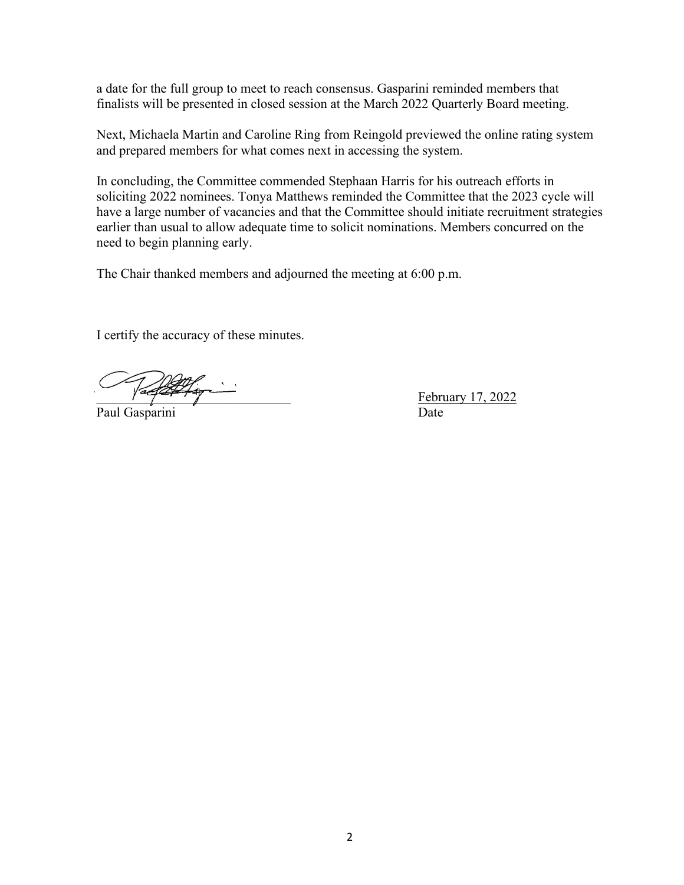a date for the full group to meet to reach consensus. Gasparini reminded members that finalists will be presented in closed session at the March 2022 Quarterly Board meeting.

Next, Michaela Martin and Caroline Ring from Reingold previewed the online rating system and prepared members for what comes next in accessing the system.

In concluding, the Committee commended Stephaan Harris for his outreach efforts in soliciting 2022 nominees. Tonya Matthews reminded the Committee that the 2023 cycle will have a large number of vacancies and that the Committee should initiate recruitment strategies earlier than usual to allow adequate time to solicit nominations. Members concurred on the need to begin planning early.

The Chair thanked members and adjourned the meeting at 6:00 p.m.

I certify the accuracy of these minutes.

| | |
|---|---|
| Paul Gasparini | February 17, 2022 |
| | Date |